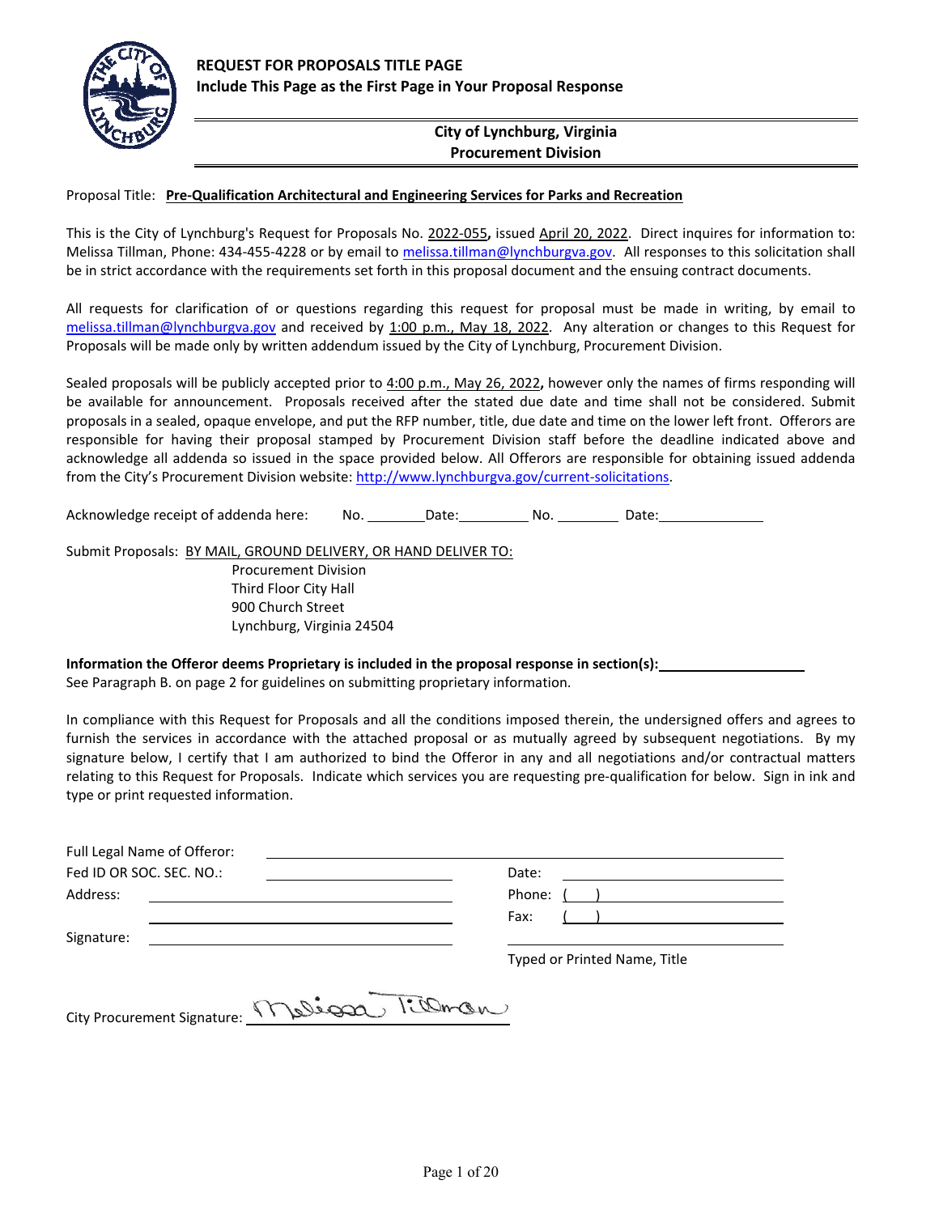# REQUEST FOR PROPOSALS TITLE PAGE

**Include This Page as the First Page in Your Proposal Response**

**City of Lynchburg, Virginia**
**Procurement Division**

Proposal Title: **Pre-Qualification Architectural and Engineering Services for Parks and Recreation**

This is the City of Lynchburg's Request for Proposals No. 2022-055**,** issued April 20, 2022. Direct inquires for information to: Melissa Tillman, Phone: 434-455-4228 or by email to melissa.tillman@lynchburgva.gov. All responses to this solicitation shall be in strict accordance with the requirements set forth in this proposal document and the ensuing contract documents.

All requests for clarification of or questions regarding this request for proposal must be made in writing, by email to melissa.tillman@lynchburgva.gov and received by 1:00 p.m., May 18, 2022. Any alteration or changes to this Request for Proposals will be made only by written addendum issued by the City of Lynchburg, Procurement Division.

Sealed proposals will be publicly accepted prior to 4:00 p.m., May 26, 2022**,** however only the names of firms responding will be available for announcement. Proposals received after the stated due date and time shall not be considered. Submit proposals in a sealed, opaque envelope, and put the RFP number, title, due date and time on the lower left front. Offerors are responsible for having their proposal stamped by Procurement Division staff before the deadline indicated above and acknowledge all addenda so issued in the space provided below. All Offerors are responsible for obtaining issued addenda from the City's Procurement Division website: http://www.lynchburgva.gov/current-solicitations.

Acknowledge receipt of addenda here: No. ________ Date: __________ No. ________ Date: ______________

Submit Proposals: BY MAIL, GROUND DELIVERY, OR HAND DELIVER TO:

Procurement Division
Third Floor City Hall
900 Church Street
Lynchburg, Virginia 24504

**Information the Offeror deems Proprietary is included in the proposal response in section(s):** ____________________

See Paragraph B. on page 2 for guidelines on submitting proprietary information.

In compliance with this Request for Proposals and all the conditions imposed therein, the undersigned offers and agrees to furnish the services in accordance with the attached proposal or as mutually agreed by subsequent negotiations. By my signature below, I certify that I am authorized to bind the Offeror in any and all negotiations and/or contractual matters relating to this Request for Proposals. Indicate which services you are requesting pre-qualification for below. Sign in ink and type or print requested information.

Full Legal Name of Offeror: ______________________________________________

Fed ID OR SOC. SEC. NO.: ______________________ Date: ______________________

Address: ______________________________ Phone: ( ) ______________________

______________________________ Fax: ( ) ______________________

Signature: ______________________________ ______________________________

Typed or Printed Name, Title

City Procurement Signature: Melissa Tillman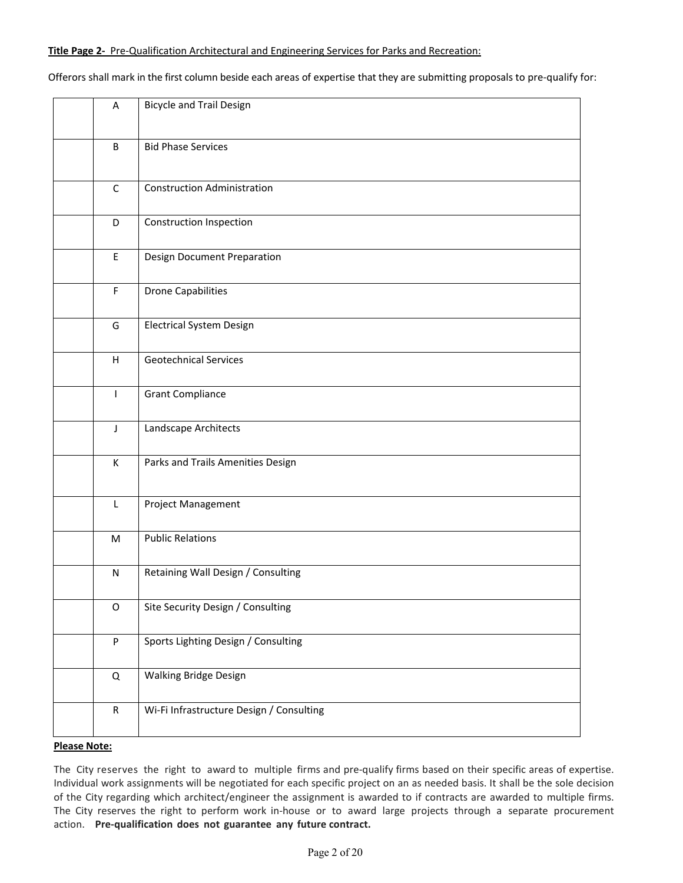**Title Page 2-** Pre-Qualification Architectural and Engineering Services for Parks and Recreation:

Offerors shall mark in the first column beside each areas of expertise that they are submitting proposals to pre-qualify for:

| | | |
|---|---|---|
| | A | Bicycle and Trail Design |
| | B | Bid Phase Services |
| | C | Construction Administration |
| | D | Construction Inspection |
| | E | Design Document Preparation |
| | F | Drone Capabilities |
| | G | Electrical System Design |
| | H | Geotechnical Services |
| | I | Grant Compliance |
| | J | Landscape Architects |
| | K | Parks and Trails Amenities Design |
| | L | Project Management |
| | M | Public Relations |
| | N | Retaining Wall Design / Consulting |
| | O | Site Security Design / Consulting |
| | P | Sports Lighting Design / Consulting |
| | Q | Walking Bridge Design |
| | R | Wi-Fi Infrastructure Design / Consulting |

**Please Note:**

The City reserves the right to award to multiple firms and pre-qualify firms based on their specific areas of expertise. Individual work assignments will be negotiated for each specific project on an as needed basis. It shall be the sole decision of the City regarding which architect/engineer the assignment is awarded to if contracts are awarded to multiple firms. The City reserves the right to perform work in-house or to award large projects through a separate procurement action. **Pre-qualification does not guarantee any future contract.**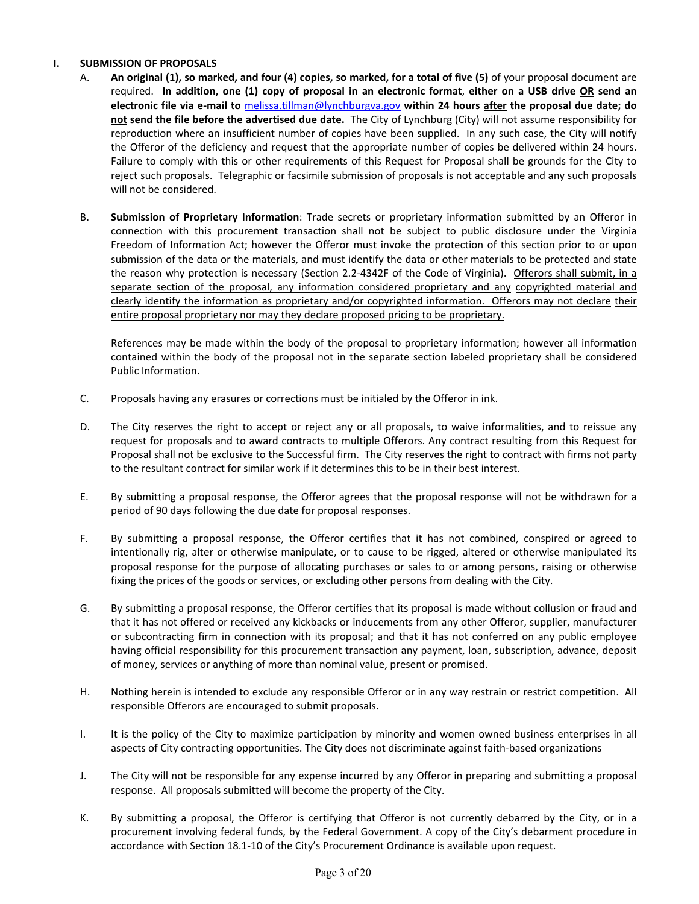## I. SUBMISSION OF PROPOSALS

A. **An original (1), so marked, and four (4) copies, so marked, for a total of five (5)** of your proposal document are required. **In addition, one (1) copy of proposal in an electronic format**, **either on a USB drive OR send an electronic file via e-mail to** melissa.tillman@lynchburgva.gov **within 24 hours after the proposal due date; do not send the file before the advertised due date.** The City of Lynchburg (City) will not assume responsibility for reproduction where an insufficient number of copies have been supplied. In any such case, the City will notify the Offeror of the deficiency and request that the appropriate number of copies be delivered within 24 hours. Failure to comply with this or other requirements of this Request for Proposal shall be grounds for the City to reject such proposals. Telegraphic or facsimile submission of proposals is not acceptable and any such proposals will not be considered.

B. **Submission of Proprietary Information**: Trade secrets or proprietary information submitted by an Offeror in connection with this procurement transaction shall not be subject to public disclosure under the Virginia Freedom of Information Act; however the Offeror must invoke the protection of this section prior to or upon submission of the data or the materials, and must identify the data or other materials to be protected and state the reason why protection is necessary (Section 2.2-4342F of the Code of Virginia). Offerors shall submit, in a separate section of the proposal, any information considered proprietary and any copyrighted material and clearly identify the information as proprietary and/or copyrighted information. Offerors may not declare their entire proposal proprietary nor may they declare proposed pricing to be proprietary.

   References may be made within the body of the proposal to proprietary information; however all information contained within the body of the proposal not in the separate section labeled proprietary shall be considered Public Information.

C. Proposals having any erasures or corrections must be initialed by the Offeror in ink.

D. The City reserves the right to accept or reject any or all proposals, to waive informalities, and to reissue any request for proposals and to award contracts to multiple Offerors. Any contract resulting from this Request for Proposal shall not be exclusive to the Successful firm. The City reserves the right to contract with firms not party to the resultant contract for similar work if it determines this to be in their best interest.

E. By submitting a proposal response, the Offeror agrees that the proposal response will not be withdrawn for a period of 90 days following the due date for proposal responses.

F. By submitting a proposal response, the Offeror certifies that it has not combined, conspired or agreed to intentionally rig, alter or otherwise manipulate, or to cause to be rigged, altered or otherwise manipulated its proposal response for the purpose of allocating purchases or sales to or among persons, raising or otherwise fixing the prices of the goods or services, or excluding other persons from dealing with the City.

G. By submitting a proposal response, the Offeror certifies that its proposal is made without collusion or fraud and that it has not offered or received any kickbacks or inducements from any other Offeror, supplier, manufacturer or subcontracting firm in connection with its proposal; and that it has not conferred on any public employee having official responsibility for this procurement transaction any payment, loan, subscription, advance, deposit of money, services or anything of more than nominal value, present or promised.

H. Nothing herein is intended to exclude any responsible Offeror or in any way restrain or restrict competition. All responsible Offerors are encouraged to submit proposals.

I. It is the policy of the City to maximize participation by minority and women owned business enterprises in all aspects of City contracting opportunities. The City does not discriminate against faith-based organizations

J. The City will not be responsible for any expense incurred by any Offeror in preparing and submitting a proposal response. All proposals submitted will become the property of the City.

K. By submitting a proposal, the Offeror is certifying that Offeror is not currently debarred by the City, or in a procurement involving federal funds, by the Federal Government. A copy of the City's debarment procedure in accordance with Section 18.1-10 of the City's Procurement Ordinance is available upon request.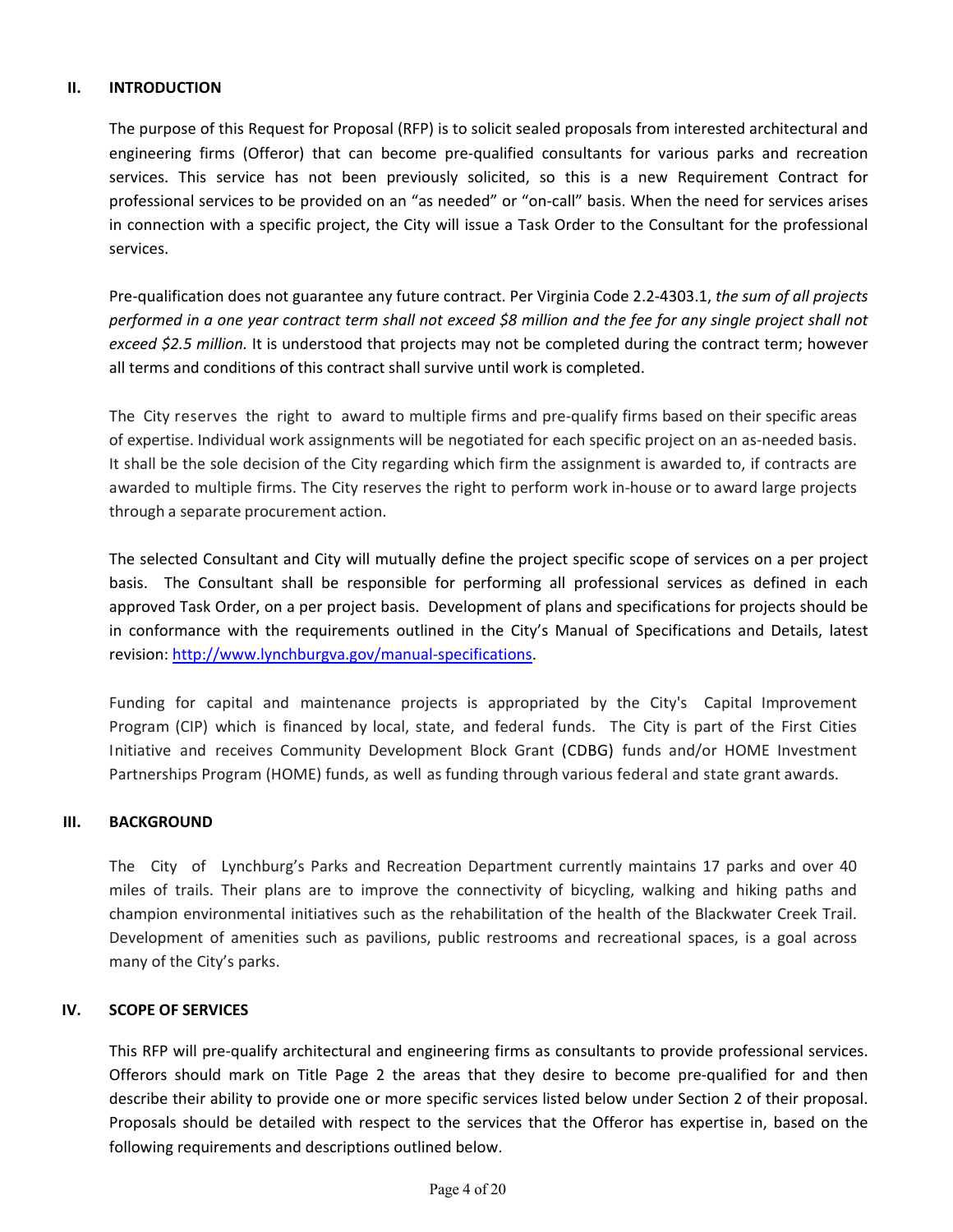## II. INTRODUCTION

The purpose of this Request for Proposal (RFP) is to solicit sealed proposals from interested architectural and engineering firms (Offeror) that can become pre-qualified consultants for various parks and recreation services. This service has not been previously solicited, so this is a new Requirement Contract for professional services to be provided on an "as needed" or "on-call" basis. When the need for services arises in connection with a specific project, the City will issue a Task Order to the Consultant for the professional services.

Pre-qualification does not guarantee any future contract. Per Virginia Code 2.2-4303.1, *the sum of all projects performed in a one year contract term shall not exceed $8 million and the fee for any single project shall not exceed $2.5 million.* It is understood that projects may not be completed during the contract term; however all terms and conditions of this contract shall survive until work is completed.

The City reserves the right to award to multiple firms and pre-qualify firms based on their specific areas of expertise. Individual work assignments will be negotiated for each specific project on an as-needed basis. It shall be the sole decision of the City regarding which firm the assignment is awarded to, if contracts are awarded to multiple firms. The City reserves the right to perform work in-house or to award large projects through a separate procurement action.

The selected Consultant and City will mutually define the project specific scope of services on a per project basis. The Consultant shall be responsible for performing all professional services as defined in each approved Task Order, on a per project basis. Development of plans and specifications for projects should be in conformance with the requirements outlined in the City's Manual of Specifications and Details, latest revision: [http://www.lynchburgva.gov/manual-specifications](http://www.lynchburgva.gov/manual-specifications).

Funding for capital and maintenance projects is appropriated by the City's Capital Improvement Program (CIP) which is financed by local, state, and federal funds. The City is part of the First Cities Initiative and receives Community Development Block Grant (CDBG) funds and/or HOME Investment Partnerships Program (HOME) funds, as well as funding through various federal and state grant awards.

## III. BACKGROUND

The City of Lynchburg's Parks and Recreation Department currently maintains 17 parks and over 40 miles of trails. Their plans are to improve the connectivity of bicycling, walking and hiking paths and champion environmental initiatives such as the rehabilitation of the health of the Blackwater Creek Trail. Development of amenities such as pavilions, public restrooms and recreational spaces, is a goal across many of the City's parks.

## IV. SCOPE OF SERVICES

This RFP will pre-qualify architectural and engineering firms as consultants to provide professional services. Offerors should mark on Title Page 2 the areas that they desire to become pre-qualified for and then describe their ability to provide one or more specific services listed below under Section 2 of their proposal. Proposals should be detailed with respect to the services that the Offeror has expertise in, based on the following requirements and descriptions outlined below.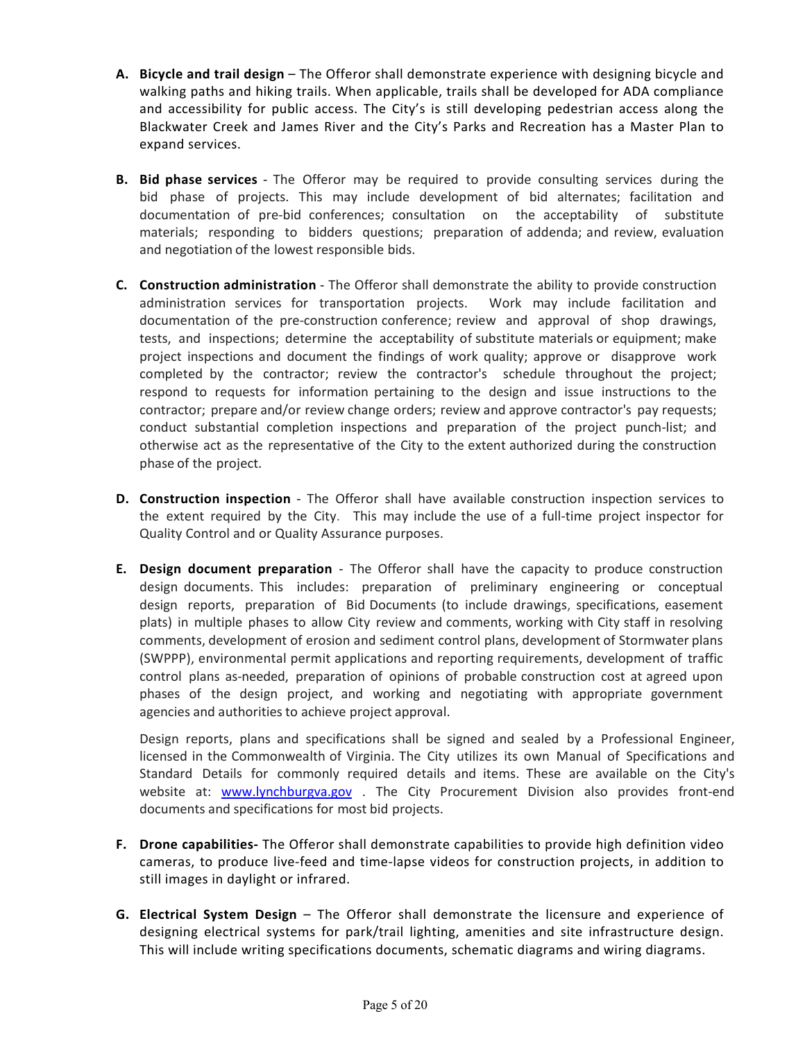A. **Bicycle and trail design** – The Offeror shall demonstrate experience with designing bicycle and walking paths and hiking trails. When applicable, trails shall be developed for ADA compliance and accessibility for public access. The City's is still developing pedestrian access along the Blackwater Creek and James River and the City's Parks and Recreation has a Master Plan to expand services.

B. **Bid phase services** - The Offeror may be required to provide consulting services during the bid phase of projects. This may include development of bid alternates; facilitation and documentation of pre-bid conferences; consultation on the acceptability of substitute materials; responding to bidders questions; preparation of addenda; and review, evaluation and negotiation of the lowest responsible bids.

C. **Construction administration** - The Offeror shall demonstrate the ability to provide construction administration services for transportation projects. Work may include facilitation and documentation of the pre-construction conference; review and approval of shop drawings, tests, and inspections; determine the acceptability of substitute materials or equipment; make project inspections and document the findings of work quality; approve or disapprove work completed by the contractor; review the contractor's schedule throughout the project; respond to requests for information pertaining to the design and issue instructions to the contractor; prepare and/or review change orders; review and approve contractor's pay requests; conduct substantial completion inspections and preparation of the project punch-list; and otherwise act as the representative of the City to the extent authorized during the construction phase of the project.

D. **Construction inspection** - The Offeror shall have available construction inspection services to the extent required by the City. This may include the use of a full-time project inspector for Quality Control and or Quality Assurance purposes.

E. **Design document preparation** - The Offeror shall have the capacity to produce construction design documents. This includes: preparation of preliminary engineering or conceptual design reports, preparation of Bid Documents (to include drawings, specifications, easement plats) in multiple phases to allow City review and comments, working with City staff in resolving comments, development of erosion and sediment control plans, development of Stormwater plans (SWPPP), environmental permit applications and reporting requirements, development of traffic control plans as-needed, preparation of opinions of probable construction cost at agreed upon phases of the design project, and working and negotiating with appropriate government agencies and authorities to achieve project approval.

   Design reports, plans and specifications shall be signed and sealed by a Professional Engineer, licensed in the Commonwealth of Virginia. The City utilizes its own Manual of Specifications and Standard Details for commonly required details and items. These are available on the City's website at: [www.lynchburgva.gov](http://www.lynchburgva.gov) . The City Procurement Division also provides front-end documents and specifications for most bid projects.

F. **Drone capabilities-** The Offeror shall demonstrate capabilities to provide high definition video cameras, to produce live-feed and time-lapse videos for construction projects, in addition to still images in daylight or infrared.

G. **Electrical System Design** – The Offeror shall demonstrate the licensure and experience of designing electrical systems for park/trail lighting, amenities and site infrastructure design. This will include writing specifications documents, schematic diagrams and wiring diagrams.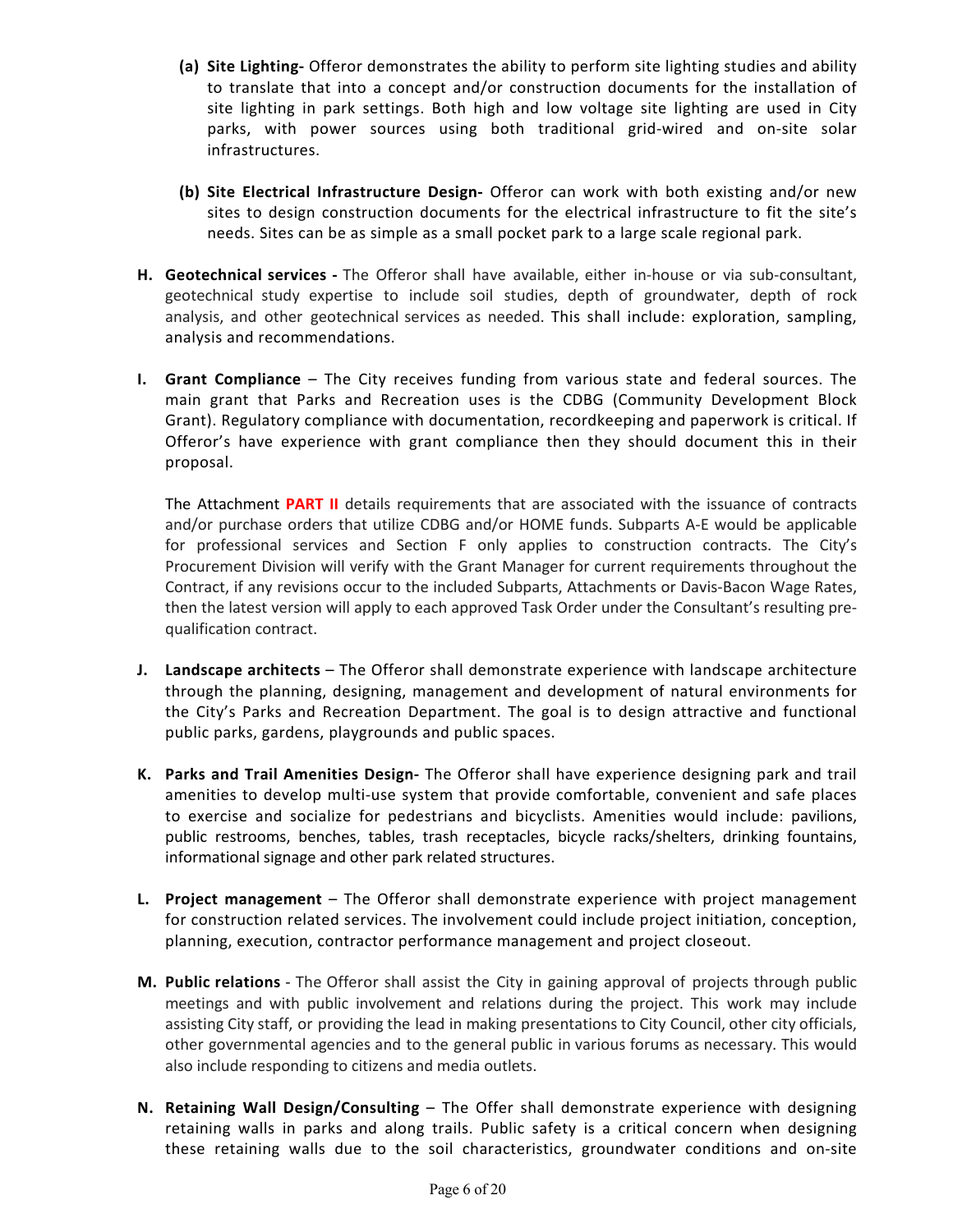(a) **Site Lighting-** Offeror demonstrates the ability to perform site lighting studies and ability to translate that into a concept and/or construction documents for the installation of site lighting in park settings. Both high and low voltage site lighting are used in City parks, with power sources using both traditional grid-wired and on-site solar infrastructures.

(b) **Site Electrical Infrastructure Design-** Offeror can work with both existing and/or new sites to design construction documents for the electrical infrastructure to fit the site's needs. Sites can be as simple as a small pocket park to a large scale regional park.

**H. Geotechnical services -** The Offeror shall have available, either in-house or via sub-consultant, geotechnical study expertise to include soil studies, depth of groundwater, depth of rock analysis, and other geotechnical services as needed. This shall include: exploration, sampling, analysis and recommendations.

**I. Grant Compliance** – The City receives funding from various state and federal sources. The main grant that Parks and Recreation uses is the CDBG (Community Development Block Grant). Regulatory compliance with documentation, recordkeeping and paperwork is critical. If Offeror's have experience with grant compliance then they should document this in their proposal.

The Attachment **PART II** details requirements that are associated with the issuance of contracts and/or purchase orders that utilize CDBG and/or HOME funds. Subparts A-E would be applicable for professional services and Section F only applies to construction contracts. The City's Procurement Division will verify with the Grant Manager for current requirements throughout the Contract, if any revisions occur to the included Subparts, Attachments or Davis-Bacon Wage Rates, then the latest version will apply to each approved Task Order under the Consultant's resulting pre-qualification contract.

**J. Landscape architects** – The Offeror shall demonstrate experience with landscape architecture through the planning, designing, management and development of natural environments for the City's Parks and Recreation Department. The goal is to design attractive and functional public parks, gardens, playgrounds and public spaces.

**K. Parks and Trail Amenities Design-** The Offeror shall have experience designing park and trail amenities to develop multi-use system that provide comfortable, convenient and safe places to exercise and socialize for pedestrians and bicyclists. Amenities would include: pavilions, public restrooms, benches, tables, trash receptacles, bicycle racks/shelters, drinking fountains, informational signage and other park related structures.

**L. Project management** – The Offeror shall demonstrate experience with project management for construction related services. The involvement could include project initiation, conception, planning, execution, contractor performance management and project closeout.

**M. Public relations** - The Offeror shall assist the City in gaining approval of projects through public meetings and with public involvement and relations during the project. This work may include assisting City staff, or providing the lead in making presentations to City Council, other city officials, other governmental agencies and to the general public in various forums as necessary. This would also include responding to citizens and media outlets.

**N. Retaining Wall Design/Consulting** – The Offer shall demonstrate experience with designing retaining walls in parks and along trails. Public safety is a critical concern when designing these retaining walls due to the soil characteristics, groundwater conditions and on-site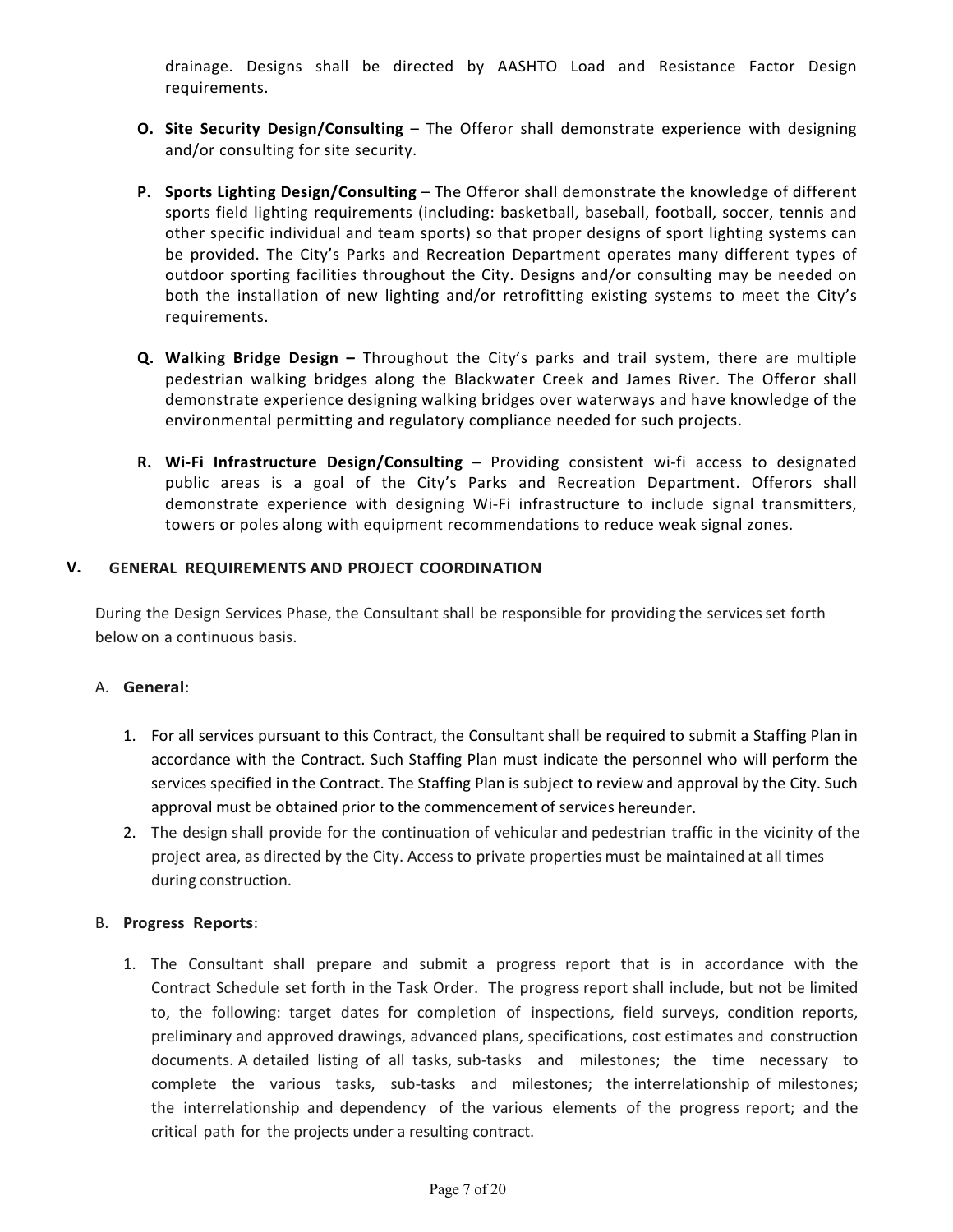drainage. Designs shall be directed by AASHTO Load and Resistance Factor Design requirements.

**O. Site Security Design/Consulting** – The Offeror shall demonstrate experience with designing and/or consulting for site security.

**P. Sports Lighting Design/Consulting** – The Offeror shall demonstrate the knowledge of different sports field lighting requirements (including: basketball, baseball, football, soccer, tennis and other specific individual and team sports) so that proper designs of sport lighting systems can be provided. The City's Parks and Recreation Department operates many different types of outdoor sporting facilities throughout the City. Designs and/or consulting may be needed on both the installation of new lighting and/or retrofitting existing systems to meet the City's requirements.

**Q. Walking Bridge Design –** Throughout the City's parks and trail system, there are multiple pedestrian walking bridges along the Blackwater Creek and James River. The Offeror shall demonstrate experience designing walking bridges over waterways and have knowledge of the environmental permitting and regulatory compliance needed for such projects.

**R. Wi-Fi Infrastructure Design/Consulting –** Providing consistent wi-fi access to designated public areas is a goal of the City's Parks and Recreation Department. Offerors shall demonstrate experience with designing Wi-Fi infrastructure to include signal transmitters, towers or poles along with equipment recommendations to reduce weak signal zones.

## V. GENERAL REQUIREMENTS AND PROJECT COORDINATION

During the Design Services Phase, the Consultant shall be responsible for providing the services set forth below on a continuous basis.

A. **General**:

1. For all services pursuant to this Contract, the Consultant shall be required to submit a Staffing Plan in accordance with the Contract. Such Staffing Plan must indicate the personnel who will perform the services specified in the Contract. The Staffing Plan is subject to review and approval by the City. Such approval must be obtained prior to the commencement of services hereunder.
2. The design shall provide for the continuation of vehicular and pedestrian traffic in the vicinity of the project area, as directed by the City. Access to private properties must be maintained at all times during construction.

B. **Progress Reports**:

1. The Consultant shall prepare and submit a progress report that is in accordance with the Contract Schedule set forth in the Task Order. The progress report shall include, but not be limited to, the following: target dates for completion of inspections, field surveys, condition reports, preliminary and approved drawings, advanced plans, specifications, cost estimates and construction documents. A detailed listing of all tasks, sub-tasks and milestones; the time necessary to complete the various tasks, sub-tasks and milestones; the interrelationship of milestones; the interrelationship and dependency of the various elements of the progress report; and the critical path for the projects under a resulting contract.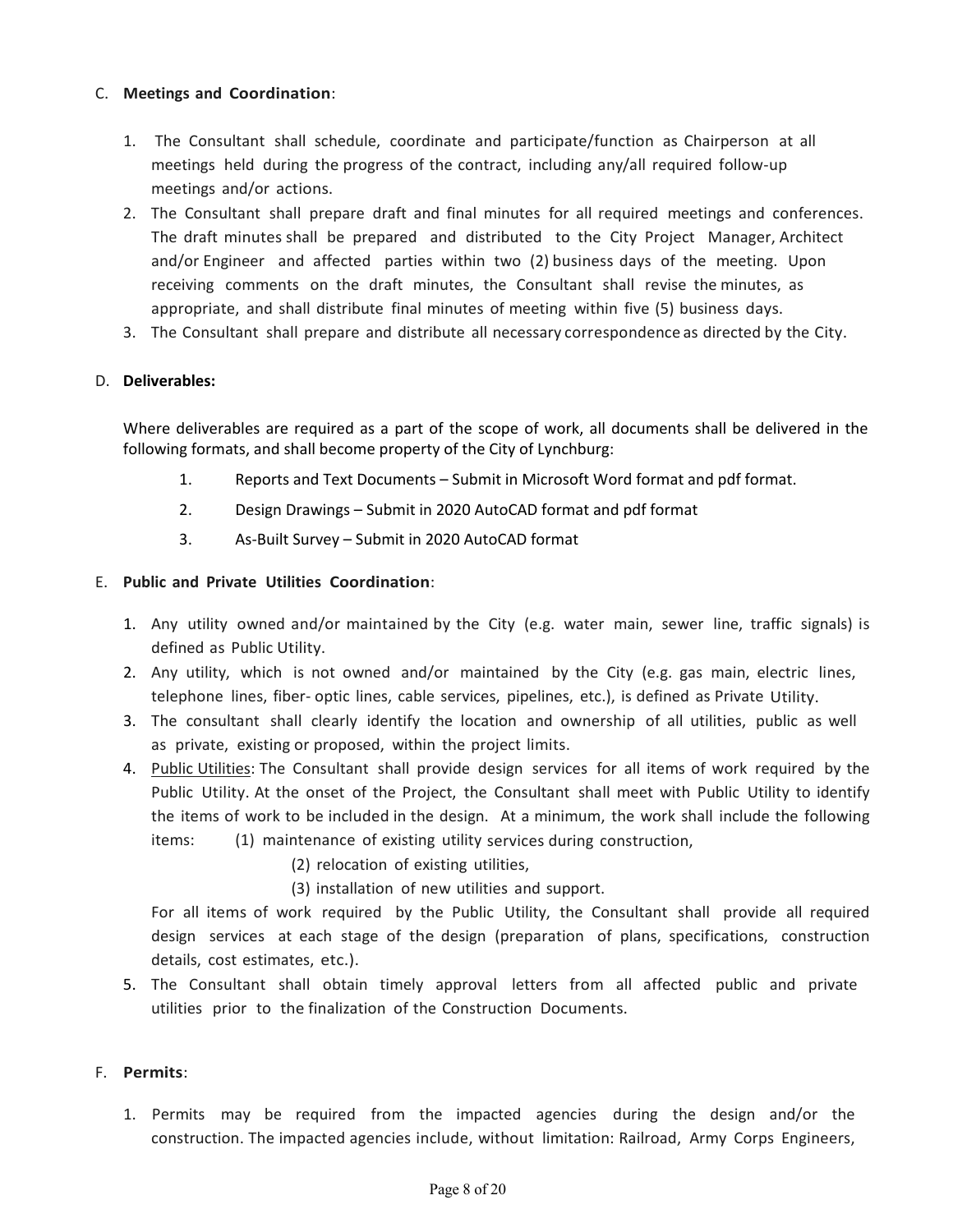C. **Meetings and Coordination**:

1. The Consultant shall schedule, coordinate and participate/function as Chairperson at all meetings held during the progress of the contract, including any/all required follow-up meetings and/or actions.
2. The Consultant shall prepare draft and final minutes for all required meetings and conferences. The draft minutes shall be prepared and distributed to the City Project Manager, Architect and/or Engineer and affected parties within two (2) business days of the meeting. Upon receiving comments on the draft minutes, the Consultant shall revise the minutes, as appropriate, and shall distribute final minutes of meeting within five (5) business days.
3. The Consultant shall prepare and distribute all necessary correspondence as directed by the City.

D. **Deliverables:**

Where deliverables are required as a part of the scope of work, all documents shall be delivered in the following formats, and shall become property of the City of Lynchburg:

1. Reports and Text Documents – Submit in Microsoft Word format and pdf format.
2. Design Drawings – Submit in 2020 AutoCAD format and pdf format
3. As-Built Survey – Submit in 2020 AutoCAD format

E. **Public and Private Utilities Coordination**:

1. Any utility owned and/or maintained by the City (e.g. water main, sewer line, traffic signals) is defined as Public Utility.
2. Any utility, which is not owned and/or maintained by the City (e.g. gas main, electric lines, telephone lines, fiber- optic lines, cable services, pipelines, etc.), is defined as Private Utility.
3. The consultant shall clearly identify the location and ownership of all utilities, public as well as private, existing or proposed, within the project limits.
4. Public Utilities: The Consultant shall provide design services for all items of work required by the Public Utility. At the onset of the Project, the Consultant shall meet with Public Utility to identify the items of work to be included in the design. At a minimum, the work shall include the following items: (1) maintenance of existing utility services during construction,
   (2) relocation of existing utilities,
   (3) installation of new utilities and support.

   For all items of work required by the Public Utility, the Consultant shall provide all required design services at each stage of the design (preparation of plans, specifications, construction details, cost estimates, etc.).
5. The Consultant shall obtain timely approval letters from all affected public and private utilities prior to the finalization of the Construction Documents.

F. **Permits**:

1. Permits may be required from the impacted agencies during the design and/or the construction. The impacted agencies include, without limitation: Railroad, Army Corps Engineers,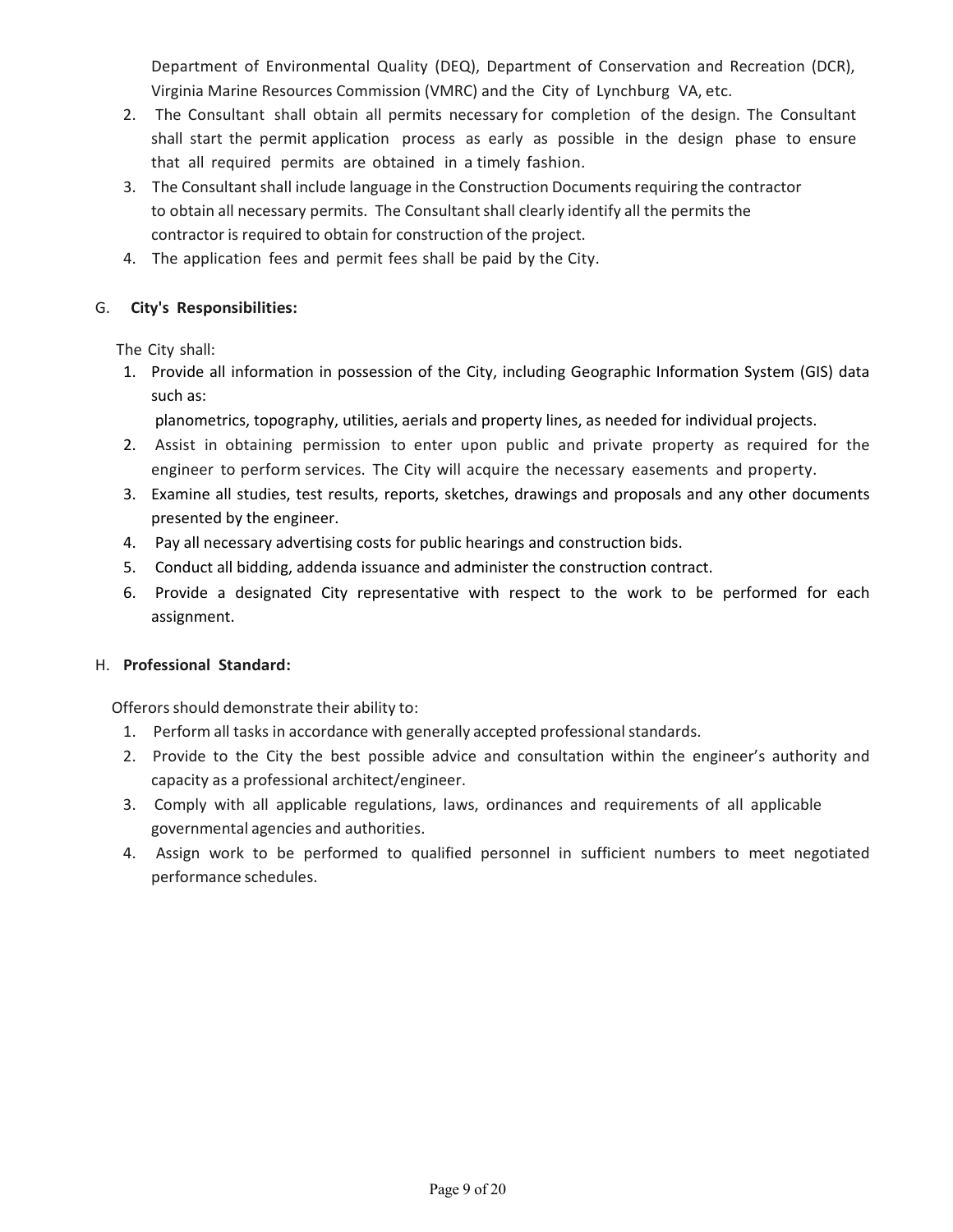Department of Environmental Quality (DEQ), Department of Conservation and Recreation (DCR), Virginia Marine Resources Commission (VMRC) and the City of Lynchburg VA, etc.

2. The Consultant shall obtain all permits necessary for completion of the design. The Consultant shall start the permit application process as early as possible in the design phase to ensure that all required permits are obtained in a timely fashion.
3. The Consultant shall include language in the Construction Documents requiring the contractor to obtain all necessary permits. The Consultant shall clearly identify all the permits the contractor is required to obtain for construction of the project.
4. The application fees and permit fees shall be paid by the City.

G. **City's Responsibilities:**

The City shall:

1. Provide all information in possession of the City, including Geographic Information System (GIS) data such as:
   planometrics, topography, utilities, aerials and property lines, as needed for individual projects.
2. Assist in obtaining permission to enter upon public and private property as required for the engineer to perform services. The City will acquire the necessary easements and property.
3. Examine all studies, test results, reports, sketches, drawings and proposals and any other documents presented by the engineer.
4. Pay all necessary advertising costs for public hearings and construction bids.
5. Conduct all bidding, addenda issuance and administer the construction contract.
6. Provide a designated City representative with respect to the work to be performed for each assignment.

H. **Professional Standard:**

Offerors should demonstrate their ability to:

1. Perform all tasks in accordance with generally accepted professional standards.
2. Provide to the City the best possible advice and consultation within the engineer's authority and capacity as a professional architect/engineer.
3. Comply with all applicable regulations, laws, ordinances and requirements of all applicable governmental agencies and authorities.
4. Assign work to be performed to qualified personnel in sufficient numbers to meet negotiated performance schedules.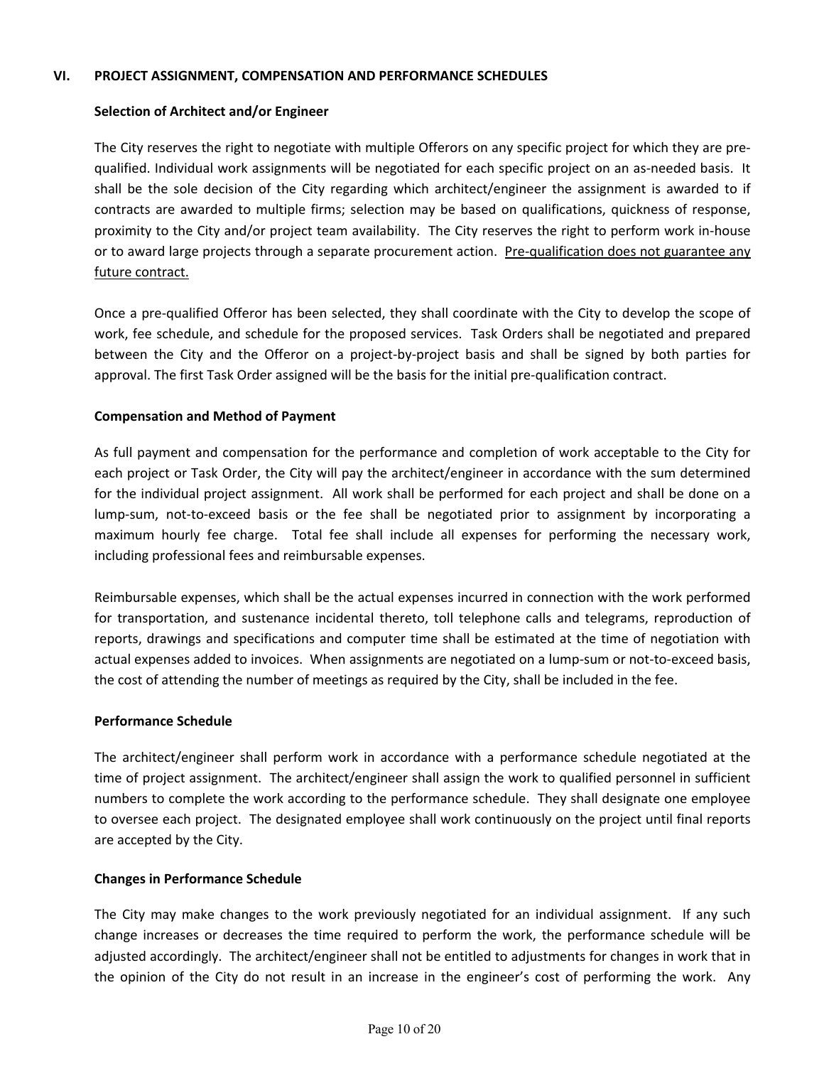## VI. PROJECT ASSIGNMENT, COMPENSATION AND PERFORMANCE SCHEDULES

### Selection of Architect and/or Engineer

The City reserves the right to negotiate with multiple Offerors on any specific project for which they are pre-qualified. Individual work assignments will be negotiated for each specific project on an as-needed basis. It shall be the sole decision of the City regarding which architect/engineer the assignment is awarded to if contracts are awarded to multiple firms; selection may be based on qualifications, quickness of response, proximity to the City and/or project team availability. The City reserves the right to perform work in-house or to award large projects through a separate procurement action. <u>Pre-qualification does not guarantee any future contract.</u>

Once a pre-qualified Offeror has been selected, they shall coordinate with the City to develop the scope of work, fee schedule, and schedule for the proposed services. Task Orders shall be negotiated and prepared between the City and the Offeror on a project-by-project basis and shall be signed by both parties for approval. The first Task Order assigned will be the basis for the initial pre-qualification contract.

### Compensation and Method of Payment

As full payment and compensation for the performance and completion of work acceptable to the City for each project or Task Order, the City will pay the architect/engineer in accordance with the sum determined for the individual project assignment. All work shall be performed for each project and shall be done on a lump-sum, not-to-exceed basis or the fee shall be negotiated prior to assignment by incorporating a maximum hourly fee charge. Total fee shall include all expenses for performing the necessary work, including professional fees and reimbursable expenses.

Reimbursable expenses, which shall be the actual expenses incurred in connection with the work performed for transportation, and sustenance incidental thereto, toll telephone calls and telegrams, reproduction of reports, drawings and specifications and computer time shall be estimated at the time of negotiation with actual expenses added to invoices. When assignments are negotiated on a lump-sum or not-to-exceed basis, the cost of attending the number of meetings as required by the City, shall be included in the fee.

### Performance Schedule

The architect/engineer shall perform work in accordance with a performance schedule negotiated at the time of project assignment. The architect/engineer shall assign the work to qualified personnel in sufficient numbers to complete the work according to the performance schedule. They shall designate one employee to oversee each project. The designated employee shall work continuously on the project until final reports are accepted by the City.

### Changes in Performance Schedule

The City may make changes to the work previously negotiated for an individual assignment. If any such change increases or decreases the time required to perform the work, the performance schedule will be adjusted accordingly. The architect/engineer shall not be entitled to adjustments for changes in work that in the opinion of the City do not result in an increase in the engineer's cost of performing the work. Any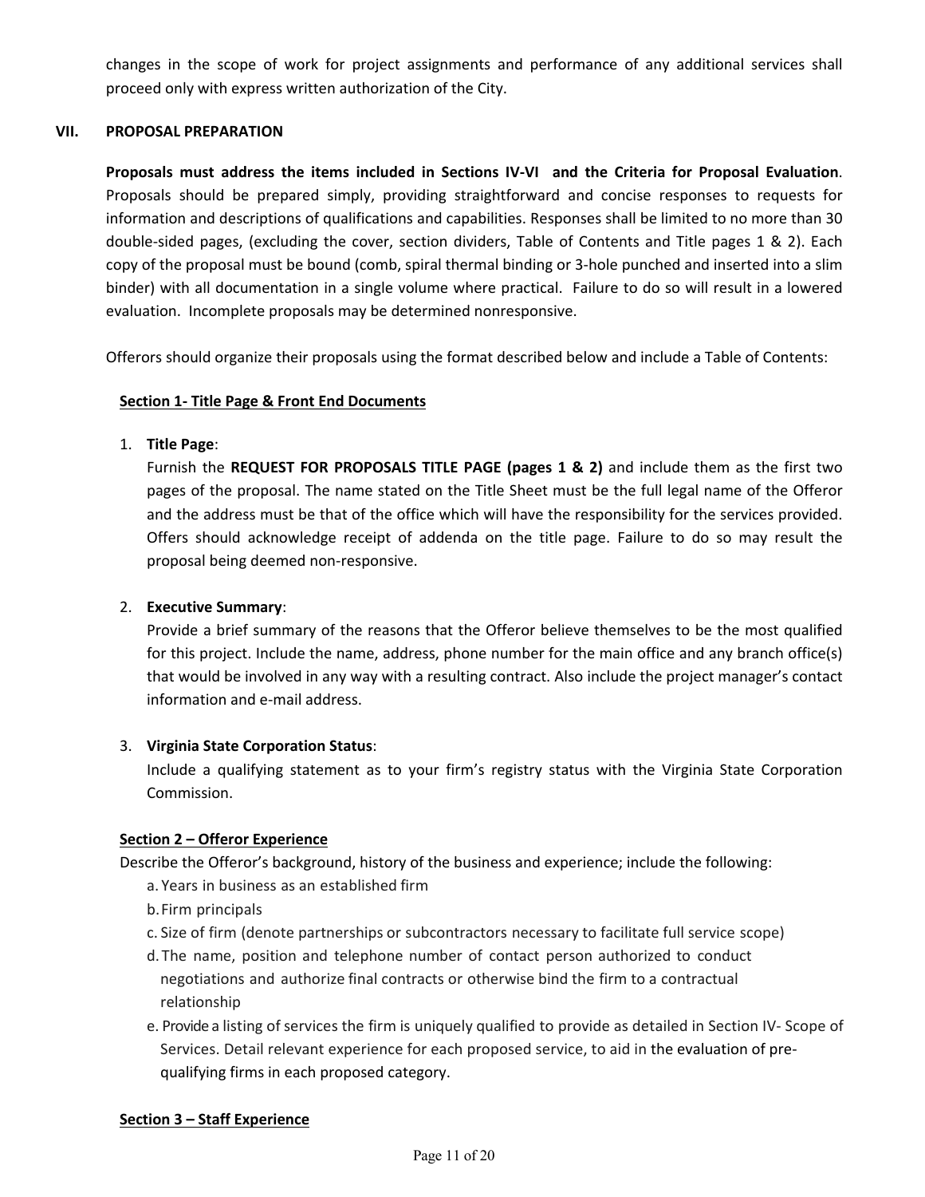changes in the scope of work for project assignments and performance of any additional services shall proceed only with express written authorization of the City.

## VII. PROPOSAL PREPARATION

**Proposals must address the items included in Sections IV-VI and the Criteria for Proposal Evaluation**. Proposals should be prepared simply, providing straightforward and concise responses to requests for information and descriptions of qualifications and capabilities. Responses shall be limited to no more than 30 double-sided pages, (excluding the cover, section dividers, Table of Contents and Title pages 1 & 2). Each copy of the proposal must be bound (comb, spiral thermal binding or 3-hole punched and inserted into a slim binder) with all documentation in a single volume where practical. Failure to do so will result in a lowered evaluation. Incomplete proposals may be determined nonresponsive.

Offerors should organize their proposals using the format described below and include a Table of Contents:

### Section 1- Title Page & Front End Documents

1. **Title Page**:
   Furnish the **REQUEST FOR PROPOSALS TITLE PAGE (pages 1 & 2)** and include them as the first two pages of the proposal. The name stated on the Title Sheet must be the full legal name of the Offeror and the address must be that of the office which will have the responsibility for the services provided. Offers should acknowledge receipt of addenda on the title page. Failure to do so may result the proposal being deemed non-responsive.

2. **Executive Summary**:
   Provide a brief summary of the reasons that the Offeror believe themselves to be the most qualified for this project. Include the name, address, phone number for the main office and any branch office(s) that would be involved in any way with a resulting contract. Also include the project manager's contact information and e-mail address.

3. **Virginia State Corporation Status**:
   Include a qualifying statement as to your firm's registry status with the Virginia State Corporation Commission.

### Section 2 – Offeror Experience

Describe the Offeror's background, history of the business and experience; include the following:

a. Years in business as an established firm
b. Firm principals
c. Size of firm (denote partnerships or subcontractors necessary to facilitate full service scope)
d. The name, position and telephone number of contact person authorized to conduct negotiations and authorize final contracts or otherwise bind the firm to a contractual relationship
e. Provide a listing of services the firm is uniquely qualified to provide as detailed in Section IV- Scope of Services. Detail relevant experience for each proposed service, to aid in the evaluation of pre-qualifying firms in each proposed category.

### Section 3 – Staff Experience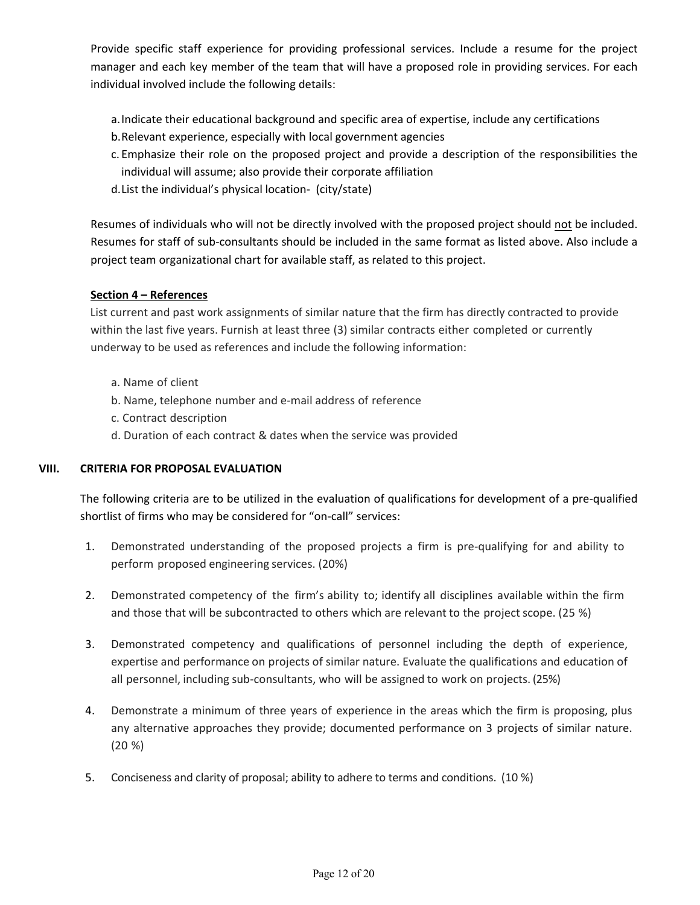Provide specific staff experience for providing professional services. Include a resume for the project manager and each key member of the team that will have a proposed role in providing services. For each individual involved include the following details:

a. Indicate their educational background and specific area of expertise, include any certifications
b. Relevant experience, especially with local government agencies
c. Emphasize their role on the proposed project and provide a description of the responsibilities the individual will assume; also provide their corporate affiliation
d. List the individual's physical location- (city/state)

Resumes of individuals who will not be directly involved with the proposed project should not be included. Resumes for staff of sub-consultants should be included in the same format as listed above. Also include a project team organizational chart for available staff, as related to this project.

**Section 4 – References**

List current and past work assignments of similar nature that the firm has directly contracted to provide within the last five years. Furnish at least three (3) similar contracts either completed or currently underway to be used as references and include the following information:

a. Name of client
b. Name, telephone number and e-mail address of reference
c. Contract description
d. Duration of each contract & dates when the service was provided

## VIII. CRITERIA FOR PROPOSAL EVALUATION

The following criteria are to be utilized in the evaluation of qualifications for development of a pre-qualified shortlist of firms who may be considered for "on-call" services:

1. Demonstrated understanding of the proposed projects a firm is pre-qualifying for and ability to perform proposed engineering services. (20%)

2. Demonstrated competency of the firm's ability to; identify all disciplines available within the firm and those that will be subcontracted to others which are relevant to the project scope. (25 %)

3. Demonstrated competency and qualifications of personnel including the depth of experience, expertise and performance on projects of similar nature. Evaluate the qualifications and education of all personnel, including sub-consultants, who will be assigned to work on projects. (25%)

4. Demonstrate a minimum of three years of experience in the areas which the firm is proposing, plus any alternative approaches they provide; documented performance on 3 projects of similar nature. (20 %)

5. Conciseness and clarity of proposal; ability to adhere to terms and conditions. (10 %)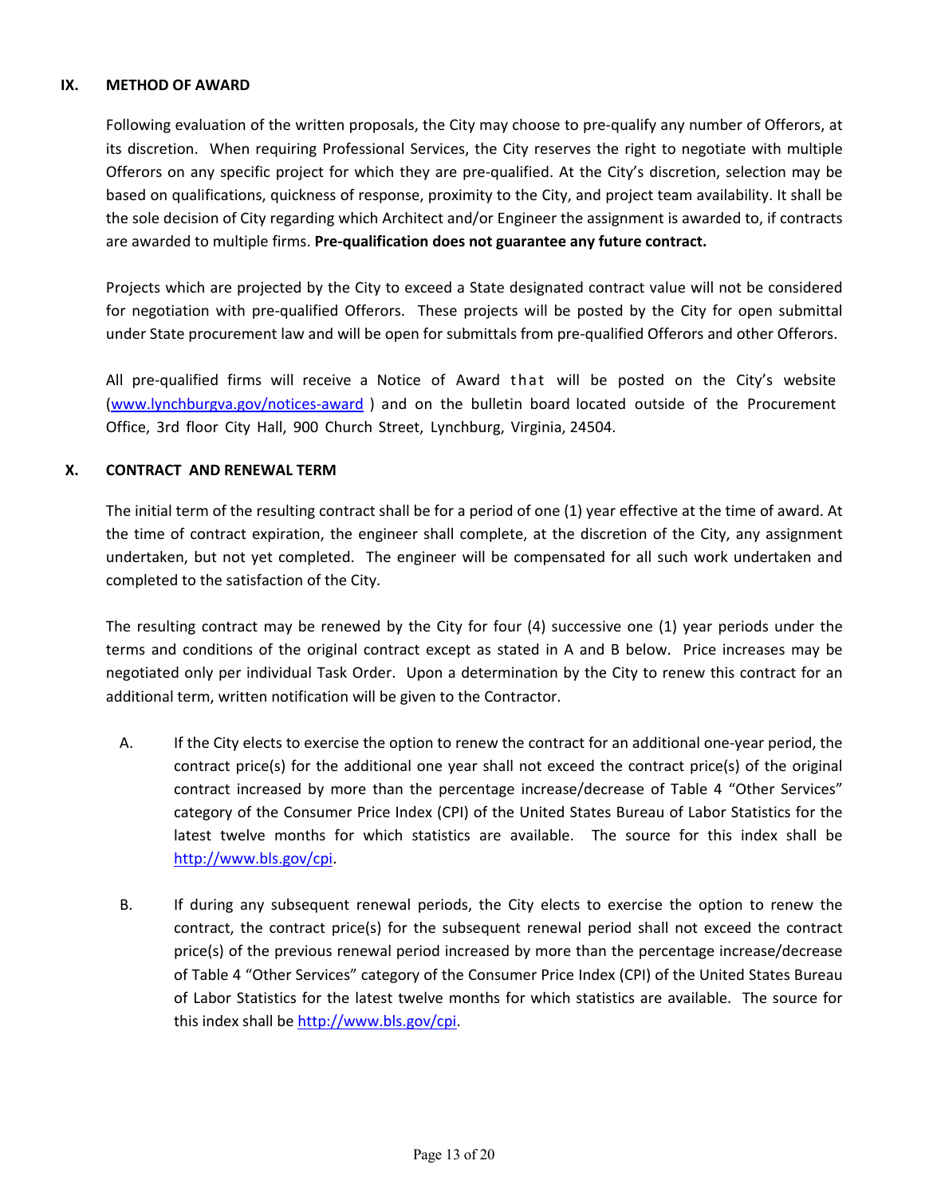## IX. METHOD OF AWARD

Following evaluation of the written proposals, the City may choose to pre-qualify any number of Offerors, at its discretion. When requiring Professional Services, the City reserves the right to negotiate with multiple Offerors on any specific project for which they are pre-qualified. At the City's discretion, selection may be based on qualifications, quickness of response, proximity to the City, and project team availability. It shall be the sole decision of City regarding which Architect and/or Engineer the assignment is awarded to, if contracts are awarded to multiple firms. **Pre-qualification does not guarantee any future contract.**

Projects which are projected by the City to exceed a State designated contract value will not be considered for negotiation with pre-qualified Offerors. These projects will be posted by the City for open submittal under State procurement law and will be open for submittals from pre-qualified Offerors and other Offerors.

All pre-qualified firms will receive a Notice of Award that will be posted on the City's website (www.lynchburgva.gov/notices-award ) and on the bulletin board located outside of the Procurement Office, 3rd floor City Hall, 900 Church Street, Lynchburg, Virginia, 24504.

## X. CONTRACT AND RENEWAL TERM

The initial term of the resulting contract shall be for a period of one (1) year effective at the time of award. At the time of contract expiration, the engineer shall complete, at the discretion of the City, any assignment undertaken, but not yet completed. The engineer will be compensated for all such work undertaken and completed to the satisfaction of the City.

The resulting contract may be renewed by the City for four (4) successive one (1) year periods under the terms and conditions of the original contract except as stated in A and B below. Price increases may be negotiated only per individual Task Order. Upon a determination by the City to renew this contract for an additional term, written notification will be given to the Contractor.

A. If the City elects to exercise the option to renew the contract for an additional one-year period, the contract price(s) for the additional one year shall not exceed the contract price(s) of the original contract increased by more than the percentage increase/decrease of Table 4 "Other Services" category of the Consumer Price Index (CPI) of the United States Bureau of Labor Statistics for the latest twelve months for which statistics are available. The source for this index shall be http://www.bls.gov/cpi.

B. If during any subsequent renewal periods, the City elects to exercise the option to renew the contract, the contract price(s) for the subsequent renewal period shall not exceed the contract price(s) of the previous renewal period increased by more than the percentage increase/decrease of Table 4 "Other Services" category of the Consumer Price Index (CPI) of the United States Bureau of Labor Statistics for the latest twelve months for which statistics are available. The source for this index shall be http://www.bls.gov/cpi.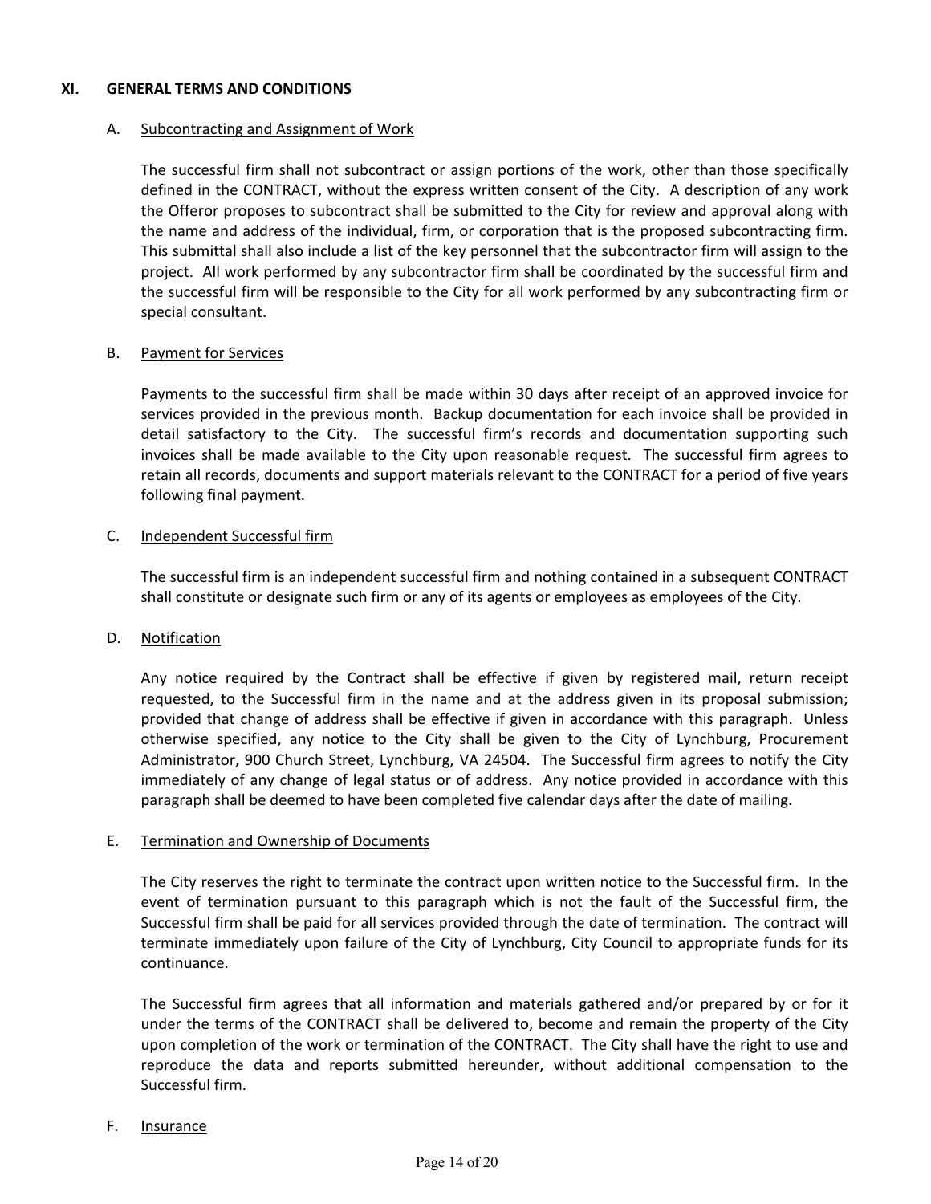## XI. GENERAL TERMS AND CONDITIONS

### A. Subcontracting and Assignment of Work

The successful firm shall not subcontract or assign portions of the work, other than those specifically defined in the CONTRACT, without the express written consent of the City. A description of any work the Offeror proposes to subcontract shall be submitted to the City for review and approval along with the name and address of the individual, firm, or corporation that is the proposed subcontracting firm. This submittal shall also include a list of the key personnel that the subcontractor firm will assign to the project. All work performed by any subcontractor firm shall be coordinated by the successful firm and the successful firm will be responsible to the City for all work performed by any subcontracting firm or special consultant.

### B. Payment for Services

Payments to the successful firm shall be made within 30 days after receipt of an approved invoice for services provided in the previous month. Backup documentation for each invoice shall be provided in detail satisfactory to the City. The successful firm's records and documentation supporting such invoices shall be made available to the City upon reasonable request. The successful firm agrees to retain all records, documents and support materials relevant to the CONTRACT for a period of five years following final payment.

### C. Independent Successful firm

The successful firm is an independent successful firm and nothing contained in a subsequent CONTRACT shall constitute or designate such firm or any of its agents or employees as employees of the City.

### D. Notification

Any notice required by the Contract shall be effective if given by registered mail, return receipt requested, to the Successful firm in the name and at the address given in its proposal submission; provided that change of address shall be effective if given in accordance with this paragraph. Unless otherwise specified, any notice to the City shall be given to the City of Lynchburg, Procurement Administrator, 900 Church Street, Lynchburg, VA 24504. The Successful firm agrees to notify the City immediately of any change of legal status or of address. Any notice provided in accordance with this paragraph shall be deemed to have been completed five calendar days after the date of mailing.

### E. Termination and Ownership of Documents

The City reserves the right to terminate the contract upon written notice to the Successful firm. In the event of termination pursuant to this paragraph which is not the fault of the Successful firm, the Successful firm shall be paid for all services provided through the date of termination. The contract will terminate immediately upon failure of the City of Lynchburg, City Council to appropriate funds for its continuance.

The Successful firm agrees that all information and materials gathered and/or prepared by or for it under the terms of the CONTRACT shall be delivered to, become and remain the property of the City upon completion of the work or termination of the CONTRACT. The City shall have the right to use and reproduce the data and reports submitted hereunder, without additional compensation to the Successful firm.

### F. Insurance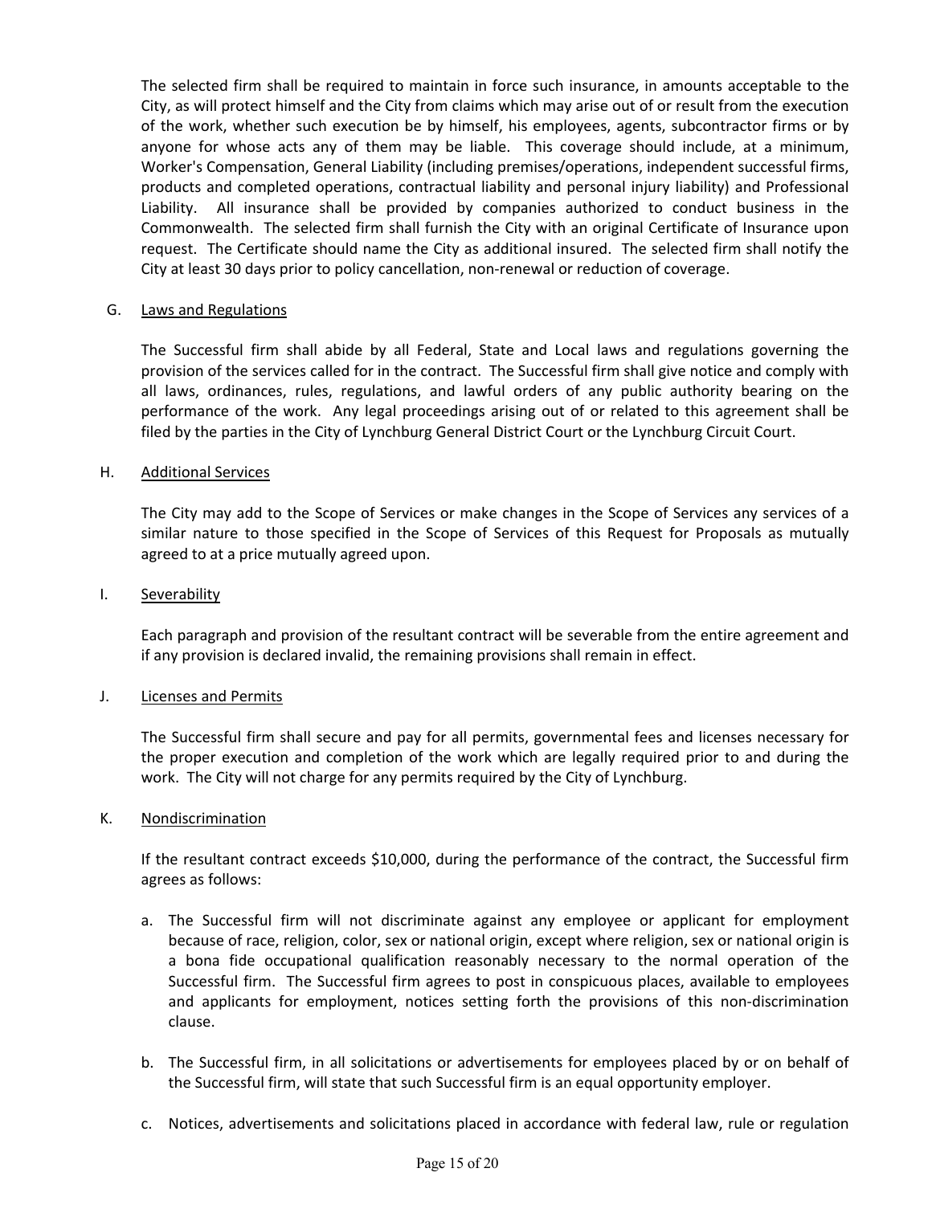The selected firm shall be required to maintain in force such insurance, in amounts acceptable to the City, as will protect himself and the City from claims which may arise out of or result from the execution of the work, whether such execution be by himself, his employees, agents, subcontractor firms or by anyone for whose acts any of them may be liable. This coverage should include, at a minimum, Worker's Compensation, General Liability (including premises/operations, independent successful firms, products and completed operations, contractual liability and personal injury liability) and Professional Liability. All insurance shall be provided by companies authorized to conduct business in the Commonwealth. The selected firm shall furnish the City with an original Certificate of Insurance upon request. The Certificate should name the City as additional insured. The selected firm shall notify the City at least 30 days prior to policy cancellation, non-renewal or reduction of coverage.

G. <u>Laws and Regulations</u>

The Successful firm shall abide by all Federal, State and Local laws and regulations governing the provision of the services called for in the contract. The Successful firm shall give notice and comply with all laws, ordinances, rules, regulations, and lawful orders of any public authority bearing on the performance of the work. Any legal proceedings arising out of or related to this agreement shall be filed by the parties in the City of Lynchburg General District Court or the Lynchburg Circuit Court.

H. <u>Additional Services</u>

The City may add to the Scope of Services or make changes in the Scope of Services any services of a similar nature to those specified in the Scope of Services of this Request for Proposals as mutually agreed to at a price mutually agreed upon.

I. <u>Severability</u>

Each paragraph and provision of the resultant contract will be severable from the entire agreement and if any provision is declared invalid, the remaining provisions shall remain in effect.

J. <u>Licenses and Permits</u>

The Successful firm shall secure and pay for all permits, governmental fees and licenses necessary for the proper execution and completion of the work which are legally required prior to and during the work. The City will not charge for any permits required by the City of Lynchburg.

K. <u>Nondiscrimination</u>

If the resultant contract exceeds $10,000, during the performance of the contract, the Successful firm agrees as follows:

a. The Successful firm will not discriminate against any employee or applicant for employment because of race, religion, color, sex or national origin, except where religion, sex or national origin is a bona fide occupational qualification reasonably necessary to the normal operation of the Successful firm. The Successful firm agrees to post in conspicuous places, available to employees and applicants for employment, notices setting forth the provisions of this non-discrimination clause.

b. The Successful firm, in all solicitations or advertisements for employees placed by or on behalf of the Successful firm, will state that such Successful firm is an equal opportunity employer.

c. Notices, advertisements and solicitations placed in accordance with federal law, rule or regulation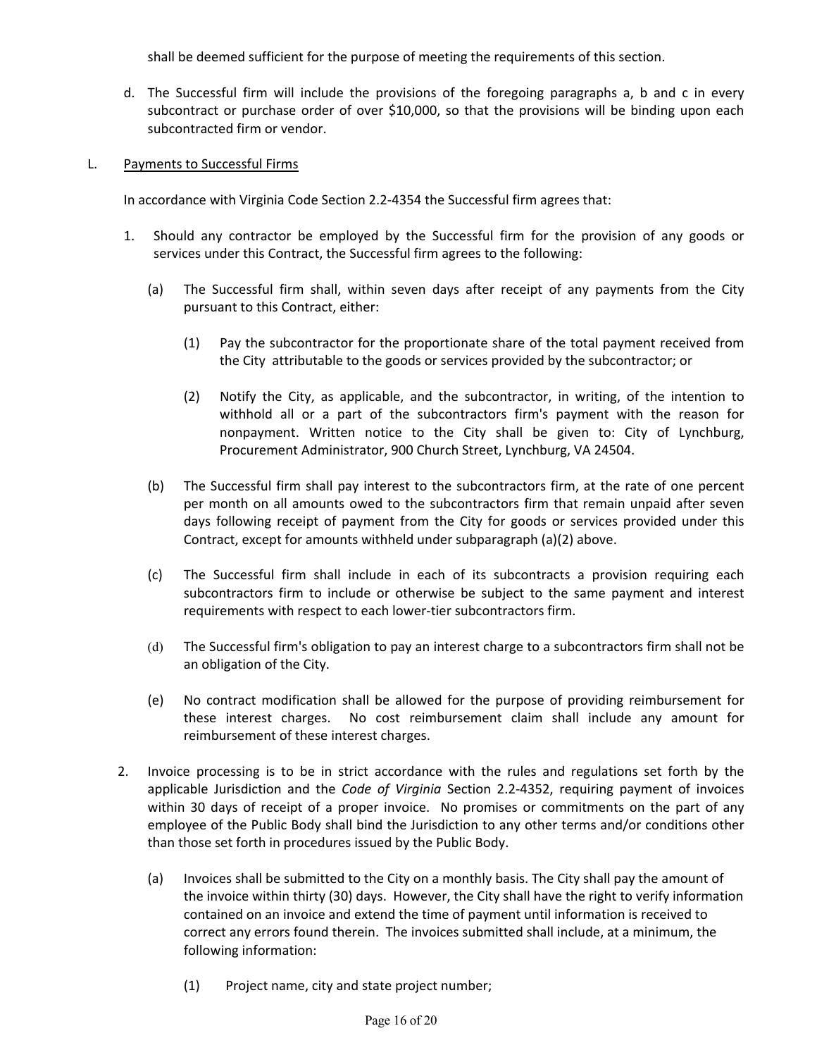shall be deemed sufficient for the purpose of meeting the requirements of this section.

d. The Successful firm will include the provisions of the foregoing paragraphs a, b and c in every subcontract or purchase order of over $10,000, so that the provisions will be binding upon each subcontracted firm or vendor.

L. Payments to Successful Firms

In accordance with Virginia Code Section 2.2-4354 the Successful firm agrees that:

1. Should any contractor be employed by the Successful firm for the provision of any goods or services under this Contract, the Successful firm agrees to the following:

   (a) The Successful firm shall, within seven days after receipt of any payments from the City pursuant to this Contract, either:

      (1) Pay the subcontractor for the proportionate share of the total payment received from the City attributable to the goods or services provided by the subcontractor; or

      (2) Notify the City, as applicable, and the subcontractor, in writing, of the intention to withhold all or a part of the subcontractors firm's payment with the reason for nonpayment. Written notice to the City shall be given to: City of Lynchburg, Procurement Administrator, 900 Church Street, Lynchburg, VA 24504.

   (b) The Successful firm shall pay interest to the subcontractors firm, at the rate of one percent per month on all amounts owed to the subcontractors firm that remain unpaid after seven days following receipt of payment from the City for goods or services provided under this Contract, except for amounts withheld under subparagraph (a)(2) above.

   (c) The Successful firm shall include in each of its subcontracts a provision requiring each subcontractors firm to include or otherwise be subject to the same payment and interest requirements with respect to each lower-tier subcontractors firm.

   (d) The Successful firm's obligation to pay an interest charge to a subcontractors firm shall not be an obligation of the City.

   (e) No contract modification shall be allowed for the purpose of providing reimbursement for these interest charges. No cost reimbursement claim shall include any amount for reimbursement of these interest charges.

2. Invoice processing is to be in strict accordance with the rules and regulations set forth by the applicable Jurisdiction and the *Code of Virginia* Section 2.2-4352, requiring payment of invoices within 30 days of receipt of a proper invoice. No promises or commitments on the part of any employee of the Public Body shall bind the Jurisdiction to any other terms and/or conditions other than those set forth in procedures issued by the Public Body.

   (a) Invoices shall be submitted to the City on a monthly basis. The City shall pay the amount of the invoice within thirty (30) days. However, the City shall have the right to verify information contained on an invoice and extend the time of payment until information is received to correct any errors found therein. The invoices submitted shall include, at a minimum, the following information:

      (1) Project name, city and state project number;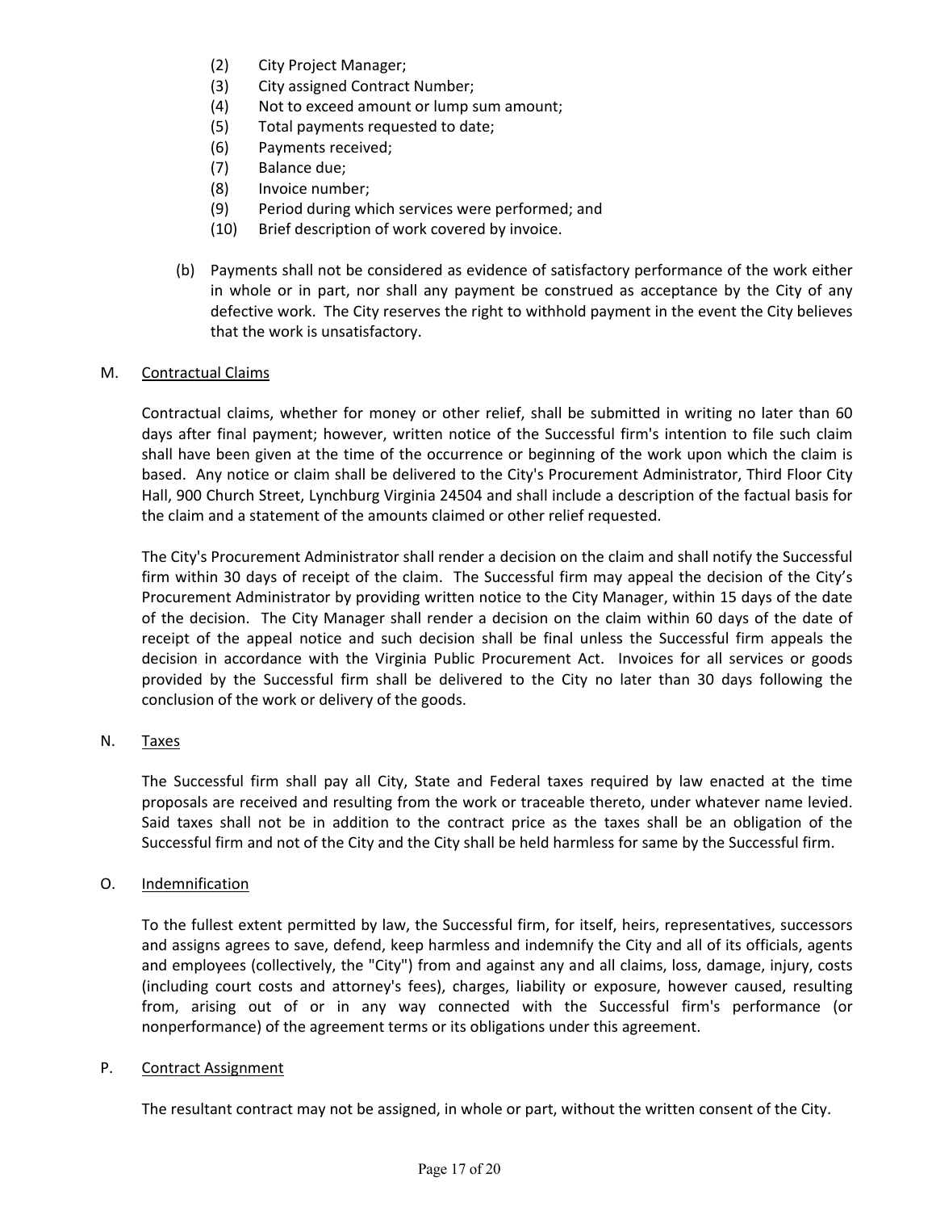(2) City Project Manager;
(3) City assigned Contract Number;
(4) Not to exceed amount or lump sum amount;
(5) Total payments requested to date;
(6) Payments received;
(7) Balance due;
(8) Invoice number;
(9) Period during which services were performed; and
(10) Brief description of work covered by invoice.

(b) Payments shall not be considered as evidence of satisfactory performance of the work either in whole or in part, nor shall any payment be construed as acceptance by the City of any defective work. The City reserves the right to withhold payment in the event the City believes that the work is unsatisfactory.

M. <u>Contractual Claims</u>

Contractual claims, whether for money or other relief, shall be submitted in writing no later than 60 days after final payment; however, written notice of the Successful firm's intention to file such claim shall have been given at the time of the occurrence or beginning of the work upon which the claim is based. Any notice or claim shall be delivered to the City's Procurement Administrator, Third Floor City Hall, 900 Church Street, Lynchburg Virginia 24504 and shall include a description of the factual basis for the claim and a statement of the amounts claimed or other relief requested.

The City's Procurement Administrator shall render a decision on the claim and shall notify the Successful firm within 30 days of receipt of the claim. The Successful firm may appeal the decision of the City's Procurement Administrator by providing written notice to the City Manager, within 15 days of the date of the decision. The City Manager shall render a decision on the claim within 60 days of the date of receipt of the appeal notice and such decision shall be final unless the Successful firm appeals the decision in accordance with the Virginia Public Procurement Act. Invoices for all services or goods provided by the Successful firm shall be delivered to the City no later than 30 days following the conclusion of the work or delivery of the goods.

N. <u>Taxes</u>

The Successful firm shall pay all City, State and Federal taxes required by law enacted at the time proposals are received and resulting from the work or traceable thereto, under whatever name levied. Said taxes shall not be in addition to the contract price as the taxes shall be an obligation of the Successful firm and not of the City and the City shall be held harmless for same by the Successful firm.

O. <u>Indemnification</u>

To the fullest extent permitted by law, the Successful firm, for itself, heirs, representatives, successors and assigns agrees to save, defend, keep harmless and indemnify the City and all of its officials, agents and employees (collectively, the "City") from and against any and all claims, loss, damage, injury, costs (including court costs and attorney's fees), charges, liability or exposure, however caused, resulting from, arising out of or in any way connected with the Successful firm's performance (or nonperformance) of the agreement terms or its obligations under this agreement.

P. <u>Contract Assignment</u>

The resultant contract may not be assigned, in whole or part, without the written consent of the City.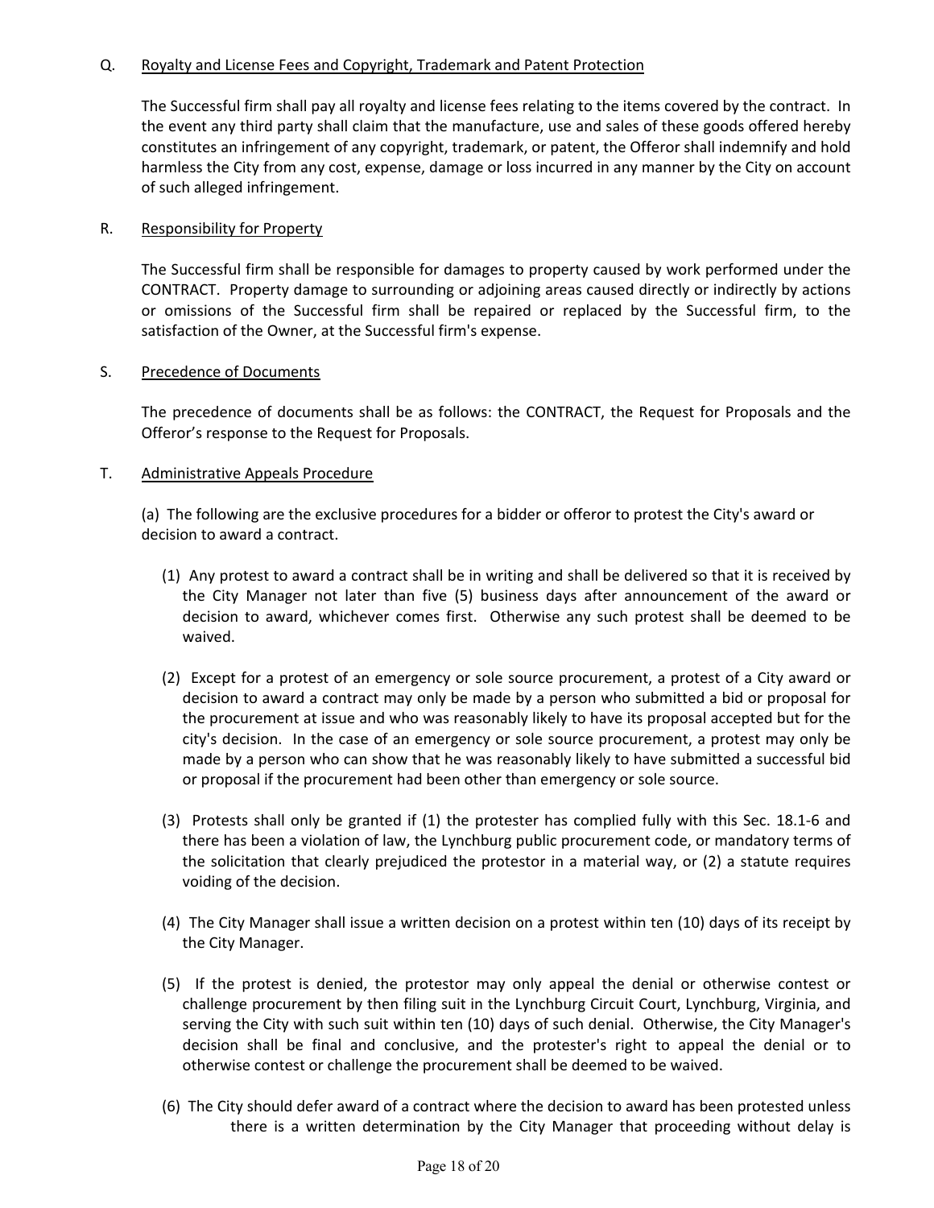Q. Royalty and License Fees and Copyright, Trademark and Patent Protection

The Successful firm shall pay all royalty and license fees relating to the items covered by the contract. In the event any third party shall claim that the manufacture, use and sales of these goods offered hereby constitutes an infringement of any copyright, trademark, or patent, the Offeror shall indemnify and hold harmless the City from any cost, expense, damage or loss incurred in any manner by the City on account of such alleged infringement.

R. Responsibility for Property

The Successful firm shall be responsible for damages to property caused by work performed under the CONTRACT. Property damage to surrounding or adjoining areas caused directly or indirectly by actions or omissions of the Successful firm shall be repaired or replaced by the Successful firm, to the satisfaction of the Owner, at the Successful firm's expense.

S. Precedence of Documents

The precedence of documents shall be as follows: the CONTRACT, the Request for Proposals and the Offeror's response to the Request for Proposals.

T. Administrative Appeals Procedure

(a) The following are the exclusive procedures for a bidder or offeror to protest the City's award or decision to award a contract.

(1) Any protest to award a contract shall be in writing and shall be delivered so that it is received by the City Manager not later than five (5) business days after announcement of the award or decision to award, whichever comes first. Otherwise any such protest shall be deemed to be waived.

(2) Except for a protest of an emergency or sole source procurement, a protest of a City award or decision to award a contract may only be made by a person who submitted a bid or proposal for the procurement at issue and who was reasonably likely to have its proposal accepted but for the city's decision. In the case of an emergency or sole source procurement, a protest may only be made by a person who can show that he was reasonably likely to have submitted a successful bid or proposal if the procurement had been other than emergency or sole source.

(3) Protests shall only be granted if (1) the protester has complied fully with this Sec. 18.1-6 and there has been a violation of law, the Lynchburg public procurement code, or mandatory terms of the solicitation that clearly prejudiced the protestor in a material way, or (2) a statute requires voiding of the decision.

(4) The City Manager shall issue a written decision on a protest within ten (10) days of its receipt by the City Manager.

(5) If the protest is denied, the protestor may only appeal the denial or otherwise contest or challenge procurement by then filing suit in the Lynchburg Circuit Court, Lynchburg, Virginia, and serving the City with such suit within ten (10) days of such denial. Otherwise, the City Manager's decision shall be final and conclusive, and the protester's right to appeal the denial or to otherwise contest or challenge the procurement shall be deemed to be waived.

(6) The City should defer award of a contract where the decision to award has been protested unless there is a written determination by the City Manager that proceeding without delay is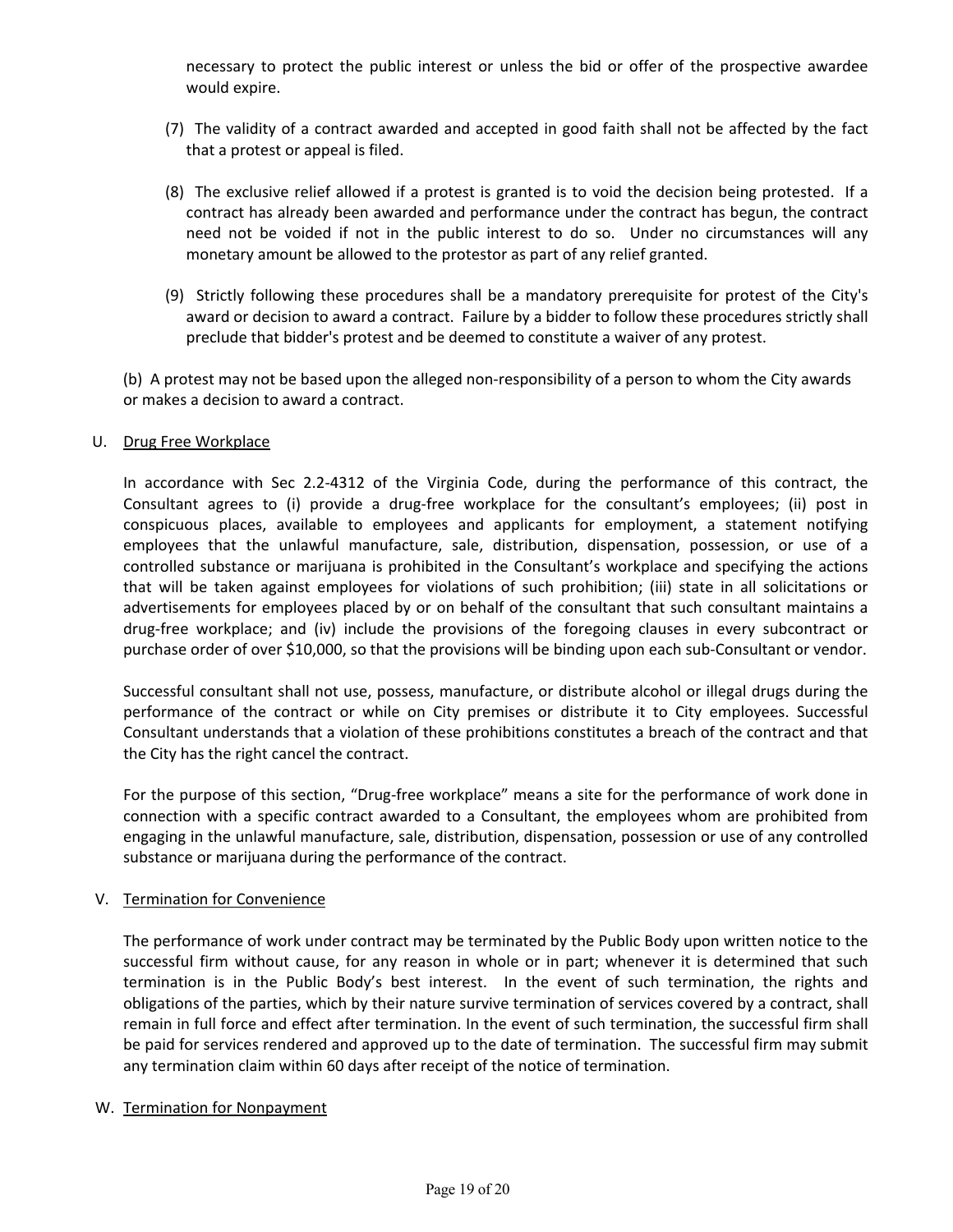necessary to protect the public interest or unless the bid or offer of the prospective awardee would expire.

(7) The validity of a contract awarded and accepted in good faith shall not be affected by the fact that a protest or appeal is filed.

(8) The exclusive relief allowed if a protest is granted is to void the decision being protested. If a contract has already been awarded and performance under the contract has begun, the contract need not be voided if not in the public interest to do so. Under no circumstances will any monetary amount be allowed to the protestor as part of any relief granted.

(9) Strictly following these procedures shall be a mandatory prerequisite for protest of the City's award or decision to award a contract. Failure by a bidder to follow these procedures strictly shall preclude that bidder's protest and be deemed to constitute a waiver of any protest.

(b) A protest may not be based upon the alleged non-responsibility of a person to whom the City awards or makes a decision to award a contract.

U. Drug Free Workplace

In accordance with Sec 2.2-4312 of the Virginia Code, during the performance of this contract, the Consultant agrees to (i) provide a drug-free workplace for the consultant's employees; (ii) post in conspicuous places, available to employees and applicants for employment, a statement notifying employees that the unlawful manufacture, sale, distribution, dispensation, possession, or use of a controlled substance or marijuana is prohibited in the Consultant's workplace and specifying the actions that will be taken against employees for violations of such prohibition; (iii) state in all solicitations or advertisements for employees placed by or on behalf of the consultant that such consultant maintains a drug-free workplace; and (iv) include the provisions of the foregoing clauses in every subcontract or purchase order of over $10,000, so that the provisions will be binding upon each sub-Consultant or vendor.

Successful consultant shall not use, possess, manufacture, or distribute alcohol or illegal drugs during the performance of the contract or while on City premises or distribute it to City employees. Successful Consultant understands that a violation of these prohibitions constitutes a breach of the contract and that the City has the right cancel the contract.

For the purpose of this section, "Drug-free workplace" means a site for the performance of work done in connection with a specific contract awarded to a Consultant, the employees whom are prohibited from engaging in the unlawful manufacture, sale, distribution, dispensation, possession or use of any controlled substance or marijuana during the performance of the contract.

V. Termination for Convenience

The performance of work under contract may be terminated by the Public Body upon written notice to the successful firm without cause, for any reason in whole or in part; whenever it is determined that such termination is in the Public Body's best interest. In the event of such termination, the rights and obligations of the parties, which by their nature survive termination of services covered by a contract, shall remain in full force and effect after termination. In the event of such termination, the successful firm shall be paid for services rendered and approved up to the date of termination. The successful firm may submit any termination claim within 60 days after receipt of the notice of termination.

W. Termination for Nonpayment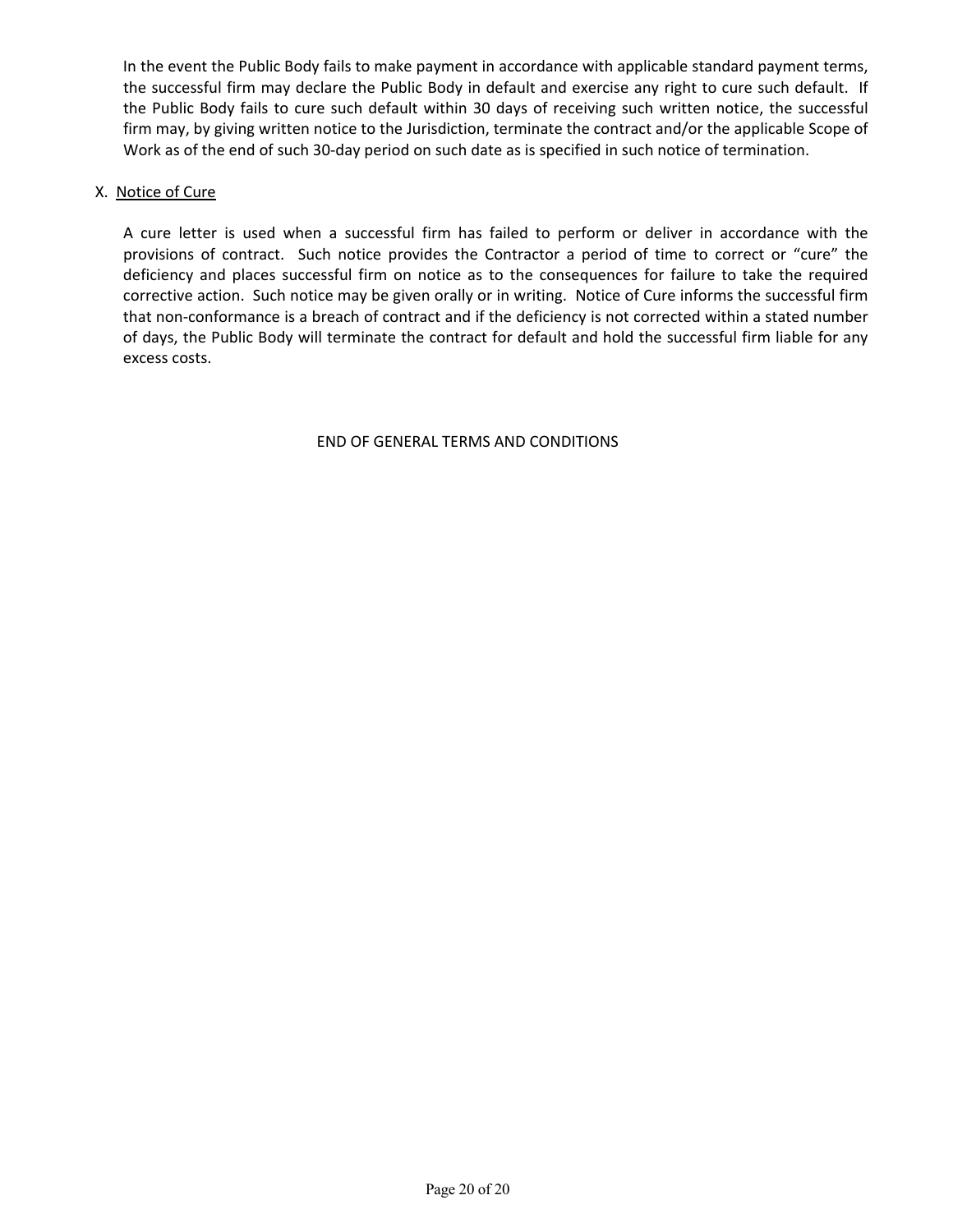In the event the Public Body fails to make payment in accordance with applicable standard payment terms, the successful firm may declare the Public Body in default and exercise any right to cure such default. If the Public Body fails to cure such default within 30 days of receiving such written notice, the successful firm may, by giving written notice to the Jurisdiction, terminate the contract and/or the applicable Scope of Work as of the end of such 30-day period on such date as is specified in such notice of termination.

X. Notice of Cure

A cure letter is used when a successful firm has failed to perform or deliver in accordance with the provisions of contract. Such notice provides the Contractor a period of time to correct or "cure" the deficiency and places successful firm on notice as to the consequences for failure to take the required corrective action. Such notice may be given orally or in writing. Notice of Cure informs the successful firm that non-conformance is a breach of contract and if the deficiency is not corrected within a stated number of days, the Public Body will terminate the contract for default and hold the successful firm liable for any excess costs.

END OF GENERAL TERMS AND CONDITIONS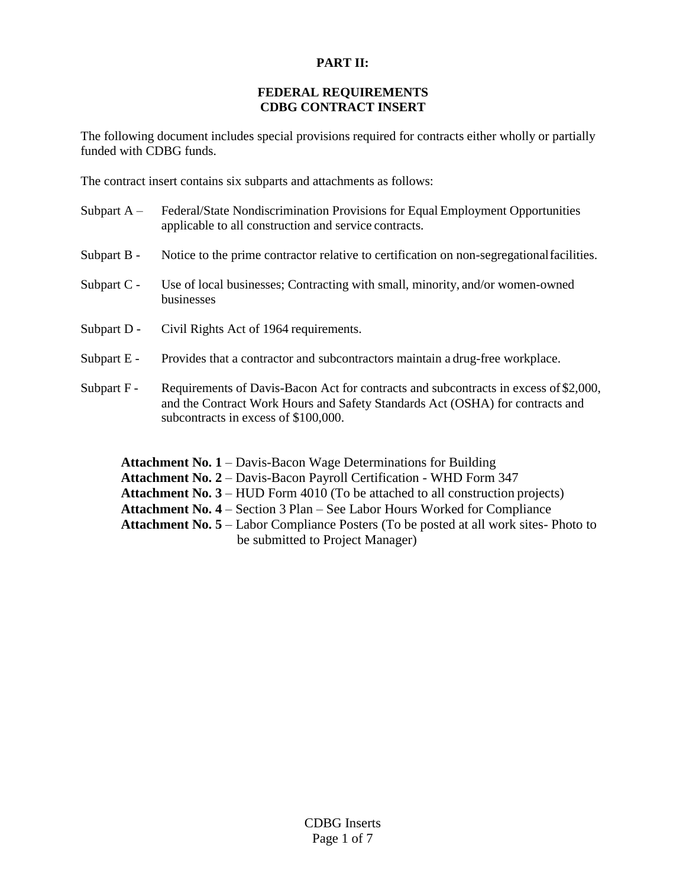## PART II:

### FEDERAL REQUIREMENTS
### CDBG CONTRACT INSERT

The following document includes special provisions required for contracts either wholly or partially funded with CDBG funds.

The contract insert contains six subparts and attachments as follows:

Subpart A – Federal/State Nondiscrimination Provisions for Equal Employment Opportunities applicable to all construction and service contracts.

Subpart B - Notice to the prime contractor relative to certification on non-segregational facilities.

Subpart C - Use of local businesses; Contracting with small, minority, and/or women-owned businesses

Subpart D - Civil Rights Act of 1964 requirements.

Subpart E - Provides that a contractor and subcontractors maintain a drug-free workplace.

Subpart F - Requirements of Davis-Bacon Act for contracts and subcontracts in excess of $2,000, and the Contract Work Hours and Safety Standards Act (OSHA) for contracts and subcontracts in excess of $100,000.

**Attachment No. 1** – Davis-Bacon Wage Determinations for Building
**Attachment No. 2** – Davis-Bacon Payroll Certification - WHD Form 347
**Attachment No. 3** – HUD Form 4010 (To be attached to all construction projects)
**Attachment No. 4** – Section 3 Plan – See Labor Hours Worked for Compliance
**Attachment No. 5** – Labor Compliance Posters (To be posted at all work sites- Photo to be submitted to Project Manager)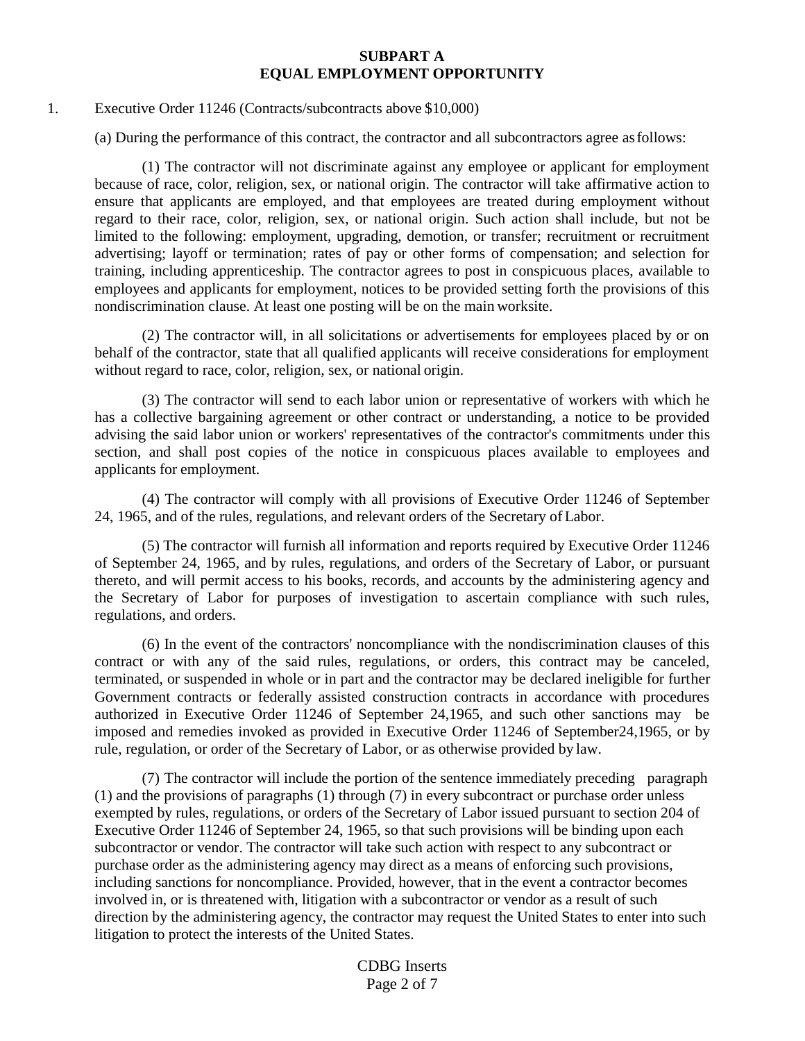## SUBPART A
## EQUAL EMPLOYMENT OPPORTUNITY

1. Executive Order 11246 (Contracts/subcontracts above $10,000)

(a) During the performance of this contract, the contractor and all subcontractors agree as follows:

(1) The contractor will not discriminate against any employee or applicant for employment because of race, color, religion, sex, or national origin. The contractor will take affirmative action to ensure that applicants are employed, and that employees are treated during employment without regard to their race, color, religion, sex, or national origin. Such action shall include, but not be limited to the following: employment, upgrading, demotion, or transfer; recruitment or recruitment advertising; layoff or termination; rates of pay or other forms of compensation; and selection for training, including apprenticeship. The contractor agrees to post in conspicuous places, available to employees and applicants for employment, notices to be provided setting forth the provisions of this nondiscrimination clause. At least one posting will be on the main worksite.

(2) The contractor will, in all solicitations or advertisements for employees placed by or on behalf of the contractor, state that all qualified applicants will receive considerations for employment without regard to race, color, religion, sex, or national origin.

(3) The contractor will send to each labor union or representative of workers with which he has a collective bargaining agreement or other contract or understanding, a notice to be provided advising the said labor union or workers' representatives of the contractor's commitments under this section, and shall post copies of the notice in conspicuous places available to employees and applicants for employment.

(4) The contractor will comply with all provisions of Executive Order 11246 of September 24, 1965, and of the rules, regulations, and relevant orders of the Secretary of Labor.

(5) The contractor will furnish all information and reports required by Executive Order 11246 of September 24, 1965, and by rules, regulations, and orders of the Secretary of Labor, or pursuant thereto, and will permit access to his books, records, and accounts by the administering agency and the Secretary of Labor for purposes of investigation to ascertain compliance with such rules, regulations, and orders.

(6) In the event of the contractors' noncompliance with the nondiscrimination clauses of this contract or with any of the said rules, regulations, or orders, this contract may be canceled, terminated, or suspended in whole or in part and the contractor may be declared ineligible for further Government contracts or federally assisted construction contracts in accordance with procedures authorized in Executive Order 11246 of September 24,1965, and such other sanctions may be imposed and remedies invoked as provided in Executive Order 11246 of September24,1965, or by rule, regulation, or order of the Secretary of Labor, or as otherwise provided by law.

(7) The contractor will include the portion of the sentence immediately preceding paragraph (1) and the provisions of paragraphs (1) through (7) in every subcontract or purchase order unless exempted by rules, regulations, or orders of the Secretary of Labor issued pursuant to section 204 of Executive Order 11246 of September 24, 1965, so that such provisions will be binding upon each subcontractor or vendor. The contractor will take such action with respect to any subcontract or purchase order as the administering agency may direct as a means of enforcing such provisions, including sanctions for noncompliance. Provided, however, that in the event a contractor becomes involved in, or is threatened with, litigation with a subcontractor or vendor as a result of such direction by the administering agency, the contractor may request the United States to enter into such litigation to protect the interests of the United States.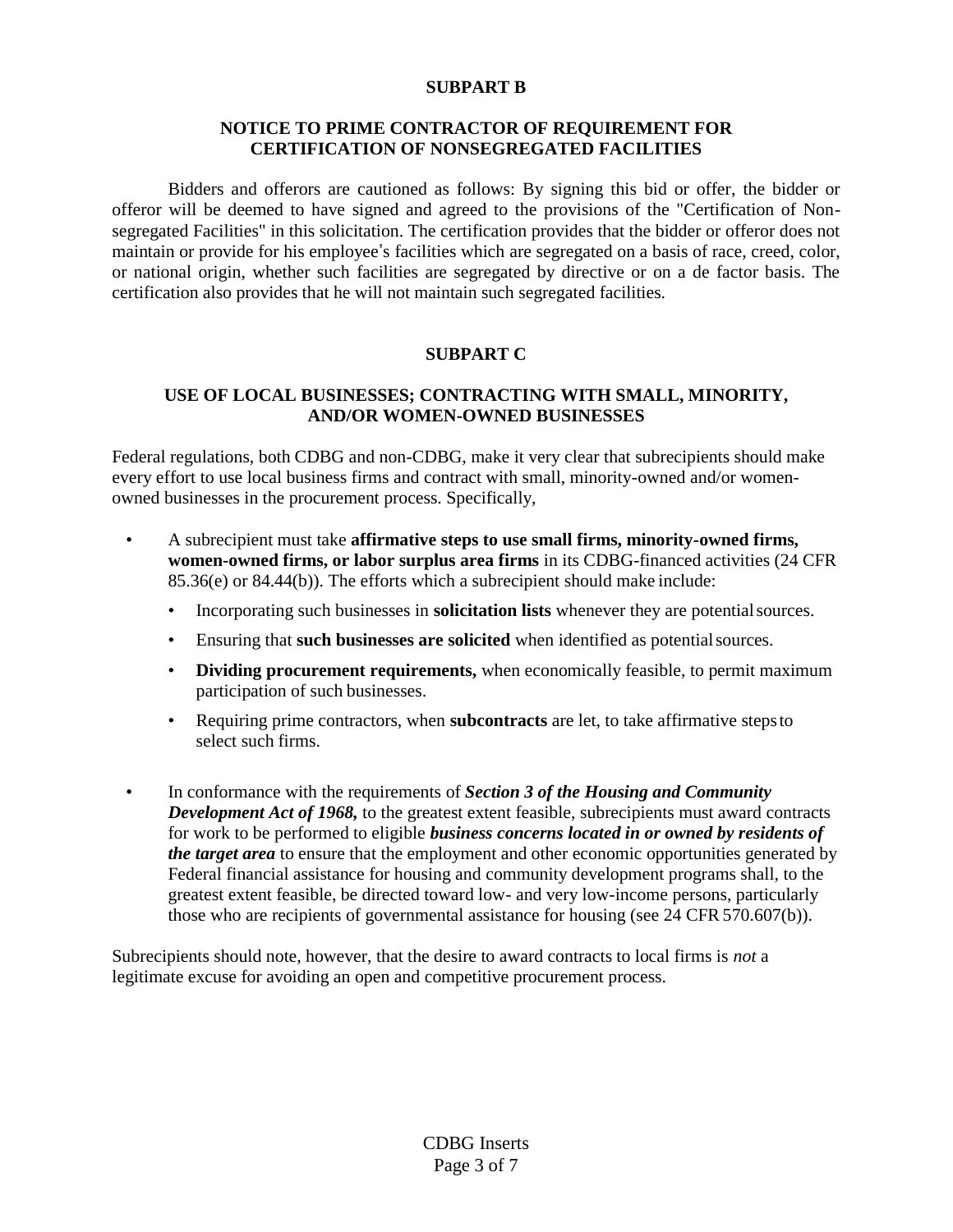## SUBPART B

### NOTICE TO PRIME CONTRACTOR OF REQUIREMENT FOR CERTIFICATION OF NONSEGREGATED FACILITIES

Bidders and offerors are cautioned as follows: By signing this bid or offer, the bidder or offeror will be deemed to have signed and agreed to the provisions of the "Certification of Non-segregated Facilities" in this solicitation. The certification provides that the bidder or offeror does not maintain or provide for his employee's facilities which are segregated on a basis of race, creed, color, or national origin, whether such facilities are segregated by directive or on a de factor basis. The certification also provides that he will not maintain such segregated facilities.

## SUBPART C

### USE OF LOCAL BUSINESSES; CONTRACTING WITH SMALL, MINORITY, AND/OR WOMEN-OWNED BUSINESSES

Federal regulations, both CDBG and non-CDBG, make it very clear that subrecipients should make every effort to use local business firms and contract with small, minority-owned and/or women-owned businesses in the procurement process. Specifically,

- A subrecipient must take **affirmative steps to use small firms, minority-owned firms, women-owned firms, or labor surplus area firms** in its CDBG-financed activities (24 CFR 85.36(e) or 84.44(b)). The efforts which a subrecipient should make include:
  - Incorporating such businesses in **solicitation lists** whenever they are potential sources.
  - Ensuring that **such businesses are solicited** when identified as potential sources.
  - **Dividing procurement requirements,** when economically feasible, to permit maximum participation of such businesses.
  - Requiring prime contractors, when **subcontracts** are let, to take affirmative steps to select such firms.
- In conformance with the requirements of ***Section 3 of the Housing and Community Development Act of 1968,*** to the greatest extent feasible, subrecipients must award contracts for work to be performed to eligible ***business concerns located in or owned by residents of the target area*** to ensure that the employment and other economic opportunities generated by Federal financial assistance for housing and community development programs shall, to the greatest extent feasible, be directed toward low- and very low-income persons, particularly those who are recipients of governmental assistance for housing (see 24 CFR 570.607(b)).

Subrecipients should note, however, that the desire to award contracts to local firms is *not* a legitimate excuse for avoiding an open and competitive procurement process.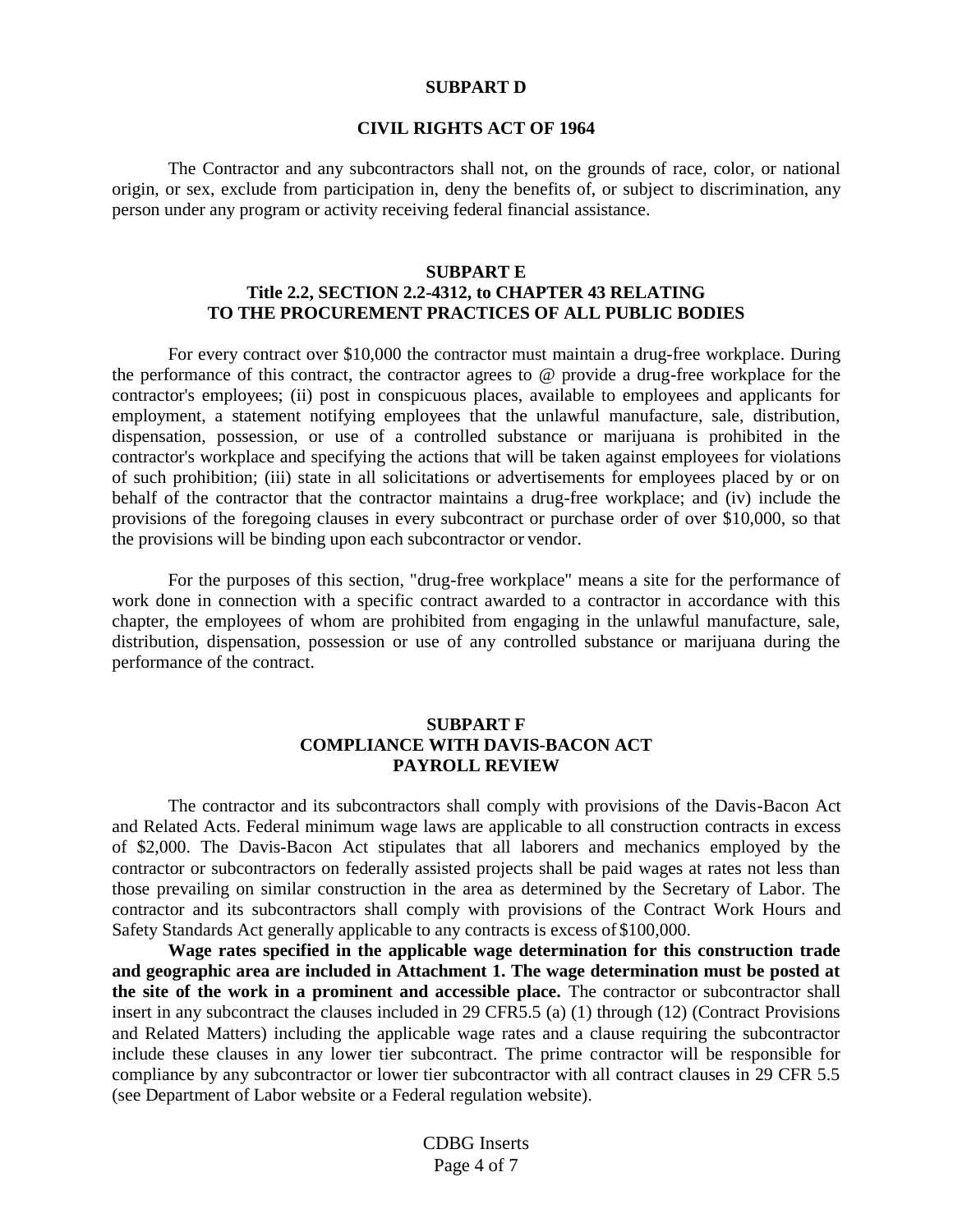## SUBPART D

## CIVIL RIGHTS ACT OF 1964

The Contractor and any subcontractors shall not, on the grounds of race, color, or national origin, or sex, exclude from participation in, deny the benefits of, or subject to discrimination, any person under any program or activity receiving federal financial assistance.

## SUBPART E
## Title 2.2, SECTION 2.2-4312, to CHAPTER 43 RELATING TO THE PROCUREMENT PRACTICES OF ALL PUBLIC BODIES

For every contract over $10,000 the contractor must maintain a drug-free workplace. During the performance of this contract, the contractor agrees to @ provide a drug-free workplace for the contractor's employees; (ii) post in conspicuous places, available to employees and applicants for employment, a statement notifying employees that the unlawful manufacture, sale, distribution, dispensation, possession, or use of a controlled substance or marijuana is prohibited in the contractor's workplace and specifying the actions that will be taken against employees for violations of such prohibition; (iii) state in all solicitations or advertisements for employees placed by or on behalf of the contractor that the contractor maintains a drug-free workplace; and (iv) include the provisions of the foregoing clauses in every subcontract or purchase order of over $10,000, so that the provisions will be binding upon each subcontractor or vendor.

For the purposes of this section, "drug-free workplace" means a site for the performance of work done in connection with a specific contract awarded to a contractor in accordance with this chapter, the employees of whom are prohibited from engaging in the unlawful manufacture, sale, distribution, dispensation, possession or use of any controlled substance or marijuana during the performance of the contract.

## SUBPART F
## COMPLIANCE WITH DAVIS-BACON ACT PAYROLL REVIEW

The contractor and its subcontractors shall comply with provisions of the Davis-Bacon Act and Related Acts. Federal minimum wage laws are applicable to all construction contracts in excess of $2,000. The Davis-Bacon Act stipulates that all laborers and mechanics employed by the contractor or subcontractors on federally assisted projects shall be paid wages at rates not less than those prevailing on similar construction in the area as determined by the Secretary of Labor. The contractor and its subcontractors shall comply with provisions of the Contract Work Hours and Safety Standards Act generally applicable to any contracts is excess of $100,000.

**Wage rates specified in the applicable wage determination for this construction trade and geographic area are included in Attachment 1. The wage determination must be posted at the site of the work in a prominent and accessible place.** The contractor or subcontractor shall insert in any subcontract the clauses included in 29 CFR5.5 (a) (1) through (12) (Contract Provisions and Related Matters) including the applicable wage rates and a clause requiring the subcontractor include these clauses in any lower tier subcontract. The prime contractor will be responsible for compliance by any subcontractor or lower tier subcontractor with all contract clauses in 29 CFR 5.5 (see Department of Labor website or a Federal regulation website).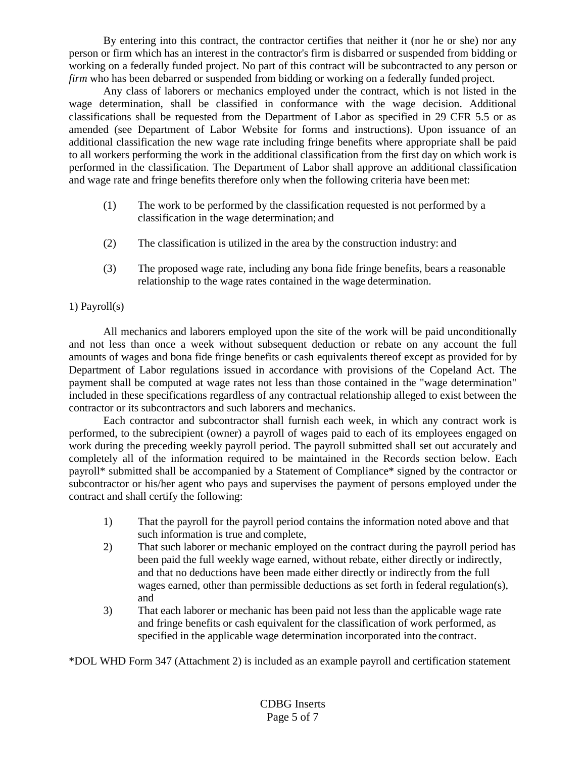By entering into this contract, the contractor certifies that neither it (nor he or she) nor any person or firm which has an interest in the contractor's firm is disbarred or suspended from bidding or working on a federally funded project. No part of this contract will be subcontracted to any person or *firm* who has been debarred or suspended from bidding or working on a federally funded project.

Any class of laborers or mechanics employed under the contract, which is not listed in the wage determination, shall be classified in conformance with the wage decision. Additional classifications shall be requested from the Department of Labor as specified in 29 CFR 5.5 or as amended (see Department of Labor Website for forms and instructions). Upon issuance of an additional classification the new wage rate including fringe benefits where appropriate shall be paid to all workers performing the work in the additional classification from the first day on which work is performed in the classification. The Department of Labor shall approve an additional classification and wage rate and fringe benefits therefore only when the following criteria have been met:

(1) The work to be performed by the classification requested is not performed by a classification in the wage determination; and

(2) The classification is utilized in the area by the construction industry: and

(3) The proposed wage rate, including any bona fide fringe benefits, bears a reasonable relationship to the wage rates contained in the wage determination.

1) Payroll(s)

All mechanics and laborers employed upon the site of the work will be paid unconditionally and not less than once a week without subsequent deduction or rebate on any account the full amounts of wages and bona fide fringe benefits or cash equivalents thereof except as provided for by Department of Labor regulations issued in accordance with provisions of the Copeland Act. The payment shall be computed at wage rates not less than those contained in the "wage determination" included in these specifications regardless of any contractual relationship alleged to exist between the contractor or its subcontractors and such laborers and mechanics.

Each contractor and subcontractor shall furnish each week, in which any contract work is performed, to the subrecipient (owner) a payroll of wages paid to each of its employees engaged on work during the preceding weekly payroll period. The payroll submitted shall set out accurately and completely all of the information required to be maintained in the Records section below. Each payroll* submitted shall be accompanied by a Statement of Compliance* signed by the contractor or subcontractor or his/her agent who pays and supervises the payment of persons employed under the contract and shall certify the following:

1) That the payroll for the payroll period contains the information noted above and that such information is true and complete,
2) That such laborer or mechanic employed on the contract during the payroll period has been paid the full weekly wage earned, without rebate, either directly or indirectly, and that no deductions have been made either directly or indirectly from the full wages earned, other than permissible deductions as set forth in federal regulation(s), and
3) That each laborer or mechanic has been paid not less than the applicable wage rate and fringe benefits or cash equivalent for the classification of work performed, as specified in the applicable wage determination incorporated into the contract.

*DOL WHD Form 347 (Attachment 2) is included as an example payroll and certification statement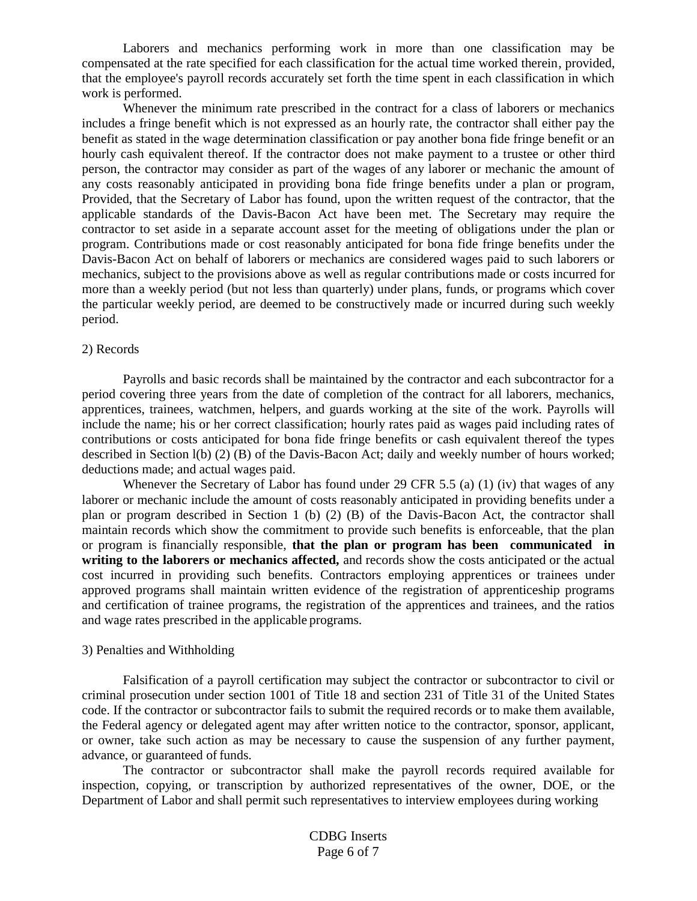Laborers and mechanics performing work in more than one classification may be compensated at the rate specified for each classification for the actual time worked therein, provided, that the employee's payroll records accurately set forth the time spent in each classification in which work is performed.

Whenever the minimum rate prescribed in the contract for a class of laborers or mechanics includes a fringe benefit which is not expressed as an hourly rate, the contractor shall either pay the benefit as stated in the wage determination classification or pay another bona fide fringe benefit or an hourly cash equivalent thereof. If the contractor does not make payment to a trustee or other third person, the contractor may consider as part of the wages of any laborer or mechanic the amount of any costs reasonably anticipated in providing bona fide fringe benefits under a plan or program, Provided, that the Secretary of Labor has found, upon the written request of the contractor, that the applicable standards of the Davis-Bacon Act have been met. The Secretary may require the contractor to set aside in a separate account asset for the meeting of obligations under the plan or program. Contributions made or cost reasonably anticipated for bona fide fringe benefits under the Davis-Bacon Act on behalf of laborers or mechanics are considered wages paid to such laborers or mechanics, subject to the provisions above as well as regular contributions made or costs incurred for more than a weekly period (but not less than quarterly) under plans, funds, or programs which cover the particular weekly period, are deemed to be constructively made or incurred during such weekly period.

2) Records

Payrolls and basic records shall be maintained by the contractor and each subcontractor for a period covering three years from the date of completion of the contract for all laborers, mechanics, apprentices, trainees, watchmen, helpers, and guards working at the site of the work. Payrolls will include the name; his or her correct classification; hourly rates paid as wages paid including rates of contributions or costs anticipated for bona fide fringe benefits or cash equivalent thereof the types described in Section l(b) (2) (B) of the Davis-Bacon Act; daily and weekly number of hours worked; deductions made; and actual wages paid.

Whenever the Secretary of Labor has found under 29 CFR 5.5 (a) (1) (iv) that wages of any laborer or mechanic include the amount of costs reasonably anticipated in providing benefits under a plan or program described in Section 1 (b) (2) (B) of the Davis-Bacon Act, the contractor shall maintain records which show the commitment to provide such benefits is enforceable, that the plan or program is financially responsible, **that the plan or program has been communicated in writing to the laborers or mechanics affected,** and records show the costs anticipated or the actual cost incurred in providing such benefits. Contractors employing apprentices or trainees under approved programs shall maintain written evidence of the registration of apprenticeship programs and certification of trainee programs, the registration of the apprentices and trainees, and the ratios and wage rates prescribed in the applicable programs.

3) Penalties and Withholding

Falsification of a payroll certification may subject the contractor or subcontractor to civil or criminal prosecution under section 1001 of Title 18 and section 231 of Title 31 of the United States code. If the contractor or subcontractor fails to submit the required records or to make them available, the Federal agency or delegated agent may after written notice to the contractor, sponsor, applicant, or owner, take such action as may be necessary to cause the suspension of any further payment, advance, or guaranteed of funds.

The contractor or subcontractor shall make the payroll records required available for inspection, copying, or transcription by authorized representatives of the owner, DOE, or the Department of Labor and shall permit such representatives to interview employees during working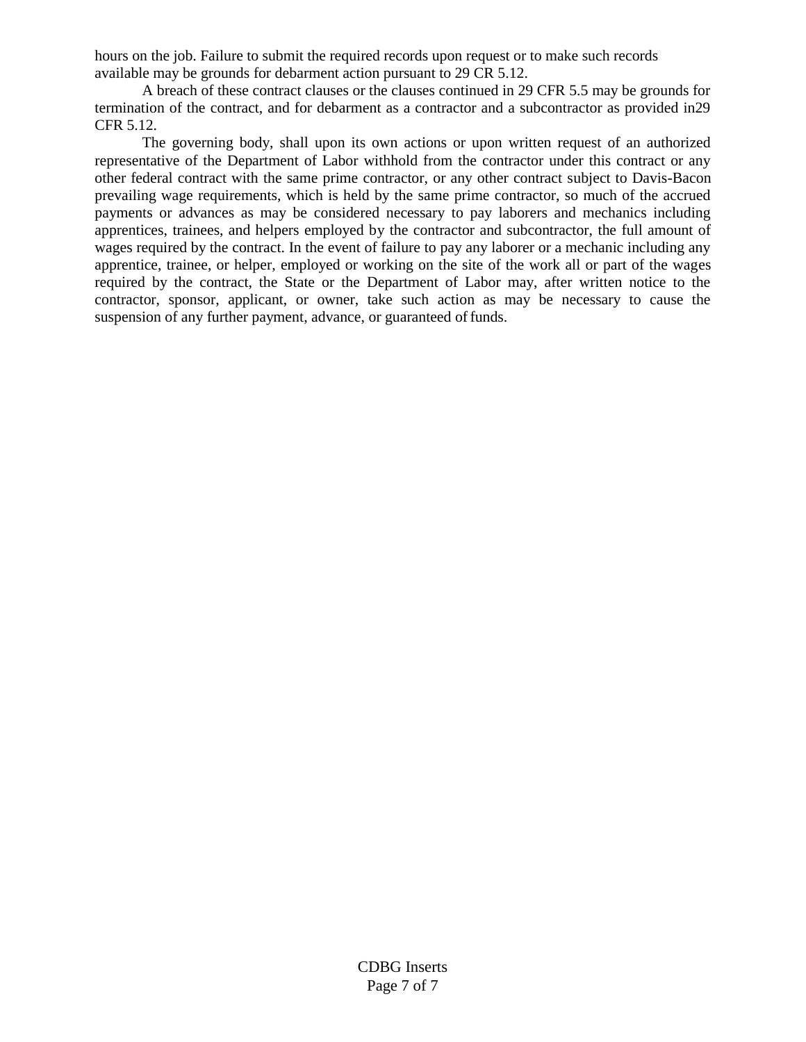hours on the job. Failure to submit the required records upon request or to make such records available may be grounds for debarment action pursuant to 29 CR 5.12.

A breach of these contract clauses or the clauses continued in 29 CFR 5.5 may be grounds for termination of the contract, and for debarment as a contractor and a subcontractor as provided in29 CFR 5.12.

The governing body, shall upon its own actions or upon written request of an authorized representative of the Department of Labor withhold from the contractor under this contract or any other federal contract with the same prime contractor, or any other contract subject to Davis-Bacon prevailing wage requirements, which is held by the same prime contractor, so much of the accrued payments or advances as may be considered necessary to pay laborers and mechanics including apprentices, trainees, and helpers employed by the contractor and subcontractor, the full amount of wages required by the contract. In the event of failure to pay any laborer or a mechanic including any apprentice, trainee, or helper, employed or working on the site of the work all or part of the wages required by the contract, the State or the Department of Labor may, after written notice to the contractor, sponsor, applicant, or owner, take such action as may be necessary to cause the suspension of any further payment, advance, or guaranteed of funds.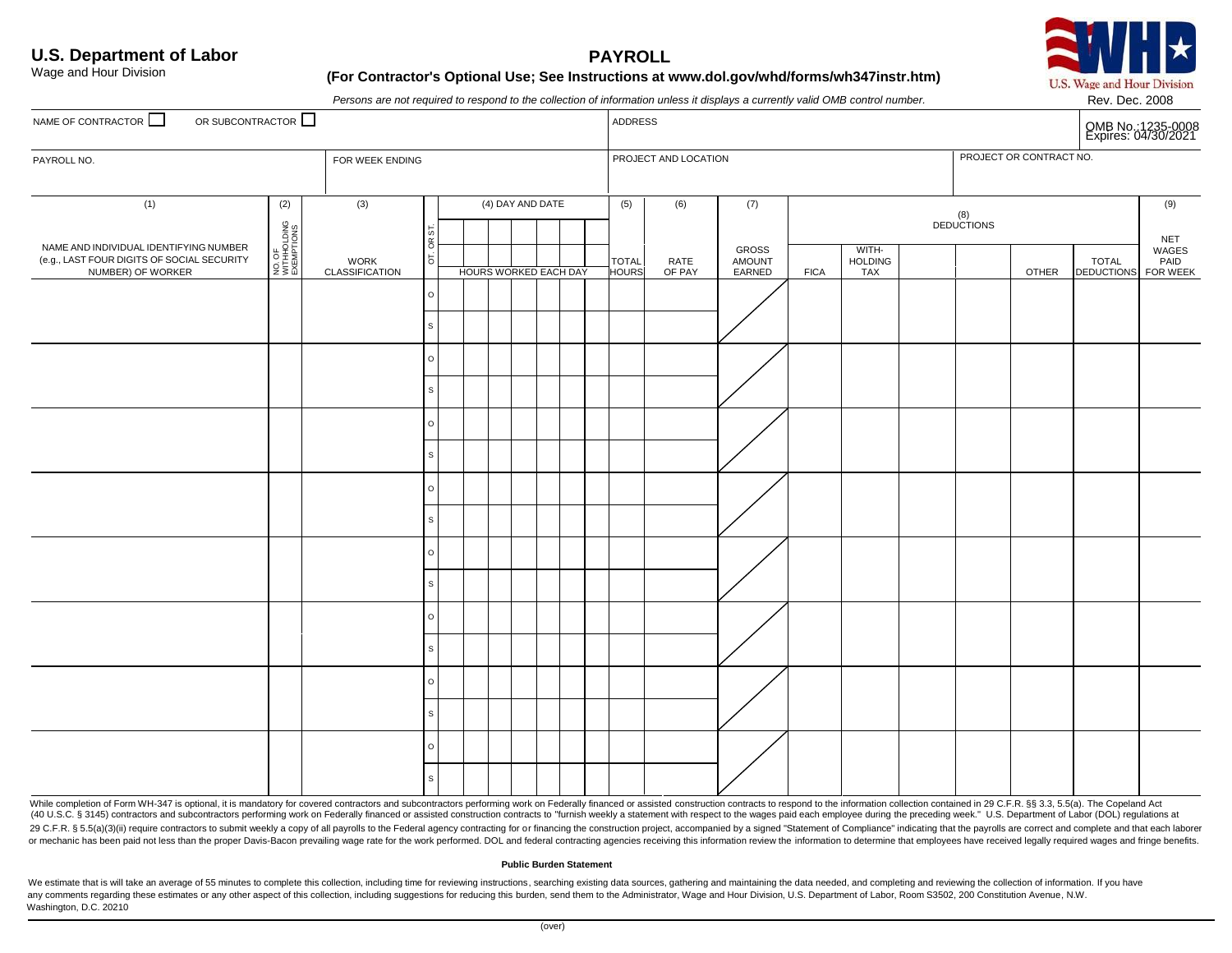**U.S. Department of Labor**
Wage and Hour Division

# PAYROLL

**(For Contractor's Optional Use; See Instructions at www.dol.gov/whd/forms/wh347instr.htm)**

U.S. Wage and Hour Division

*Persons are not required to respond to the collection of information unless it displays a currently valid OMB control number.*

Rev. Dec. 2008

| NAME OF CONTRACTOR ☐ OR SUBCONTRACTOR ☐ | | ADDRESS | | OMB No.:1235-0008 Expires: 04/30/2021 |
|---|---|---|---|---|
| PAYROLL NO. | FOR WEEK ENDING | PROJECT AND LOCATION | PROJECT OR CONTRACT NO. | |

| (1) NAME AND INDIVIDUAL IDENTIFYING NUMBER (e.g., LAST FOUR DIGITS OF SOCIAL SECURITY NUMBER) OF WORKER | (2) NO. OF WITHHOLDING EXEMPTIONS | (3) WORK CLASSIFICATION | OT. OR ST. | (4) DAY AND DATE | | | | | | | (5) TOTAL HOURS | (6) RATE OF PAY | (7) GROSS AMOUNT EARNED | (8) DEDUCTIONS | | | | | | (9) NET WAGES PAID FOR WEEK |
|---|---|---|---|---|---|---|---|---|---|---|---|---|---|---|---|---|---|---|---|---|
| | | | | HOURS WORKED EACH DAY | | | | | | | | | | FICA | WITH-HOLDING TAX | | | OTHER | TOTAL DEDUCTIONS | |
| | | | O | | | | | | | | | | | | | | | | | |
| | | | S | | | | | | | | | | | | | | | | | |
| | | | O | | | | | | | | | | | | | | | | | |
| | | | S | | | | | | | | | | | | | | | | | |
| | | | O | | | | | | | | | | | | | | | | | |
| | | | S | | | | | | | | | | | | | | | | | |
| | | | O | | | | | | | | | | | | | | | | | |
| | | | S | | | | | | | | | | | | | | | | | |
| | | | O | | | | | | | | | | | | | | | | | |
| | | | S | | | | | | | | | | | | | | | | | |
| | | | O | | | | | | | | | | | | | | | | | |
| | | | S | | | | | | | | | | | | | | | | | |
| | | | O | | | | | | | | | | | | | | | | | |
| | | | S | | | | | | | | | | | | | | | | | |
| | | | O | | | | | | | | | | | | | | | | | |
| | | | S | | | | | | | | | | | | | | | | | |

While completion of Form WH-347 is optional, it is mandatory for covered contractors and subcontractors performing work on Federally financed or assisted construction contracts to respond to the information collection contained in 29 C.F.R. §§ 3.3, 5.5(a). The Copeland Act (40 U.S.C. § 3145) contractors and subcontractors performing work on Federally financed or assisted construction contracts to "furnish weekly a statement with respect to the wages paid each employee during the preceding week." U.S. Department of Labor (DOL) regulations at 29 C.F.R. § 5.5(a)(3)(ii) require contractors to submit weekly a copy of all payrolls to the Federal agency contracting for or financing the construction project, accompanied by a signed "Statement of Compliance" indicating that the payrolls are correct and complete and that each laborer or mechanic has been paid not less than the proper Davis-Bacon prevailing wage rate for the work performed. DOL and federal contracting agencies receiving this information review the information to determine that employees have received legally required wages and fringe benefits.

**Public Burden Statement**

We estimate that is will take an average of 55 minutes to complete this collection, including time for reviewing instructions, searching existing data sources, gathering and maintaining the data needed, and completing and reviewing the collection of information. If you have any comments regarding these estimates or any other aspect of this collection, including suggestions for reducing this burden, send them to the Administrator, Wage and Hour Division, U.S. Department of Labor, Room S3502, 200 Constitution Avenue, N.W. Washington, D.C. 20210

(over)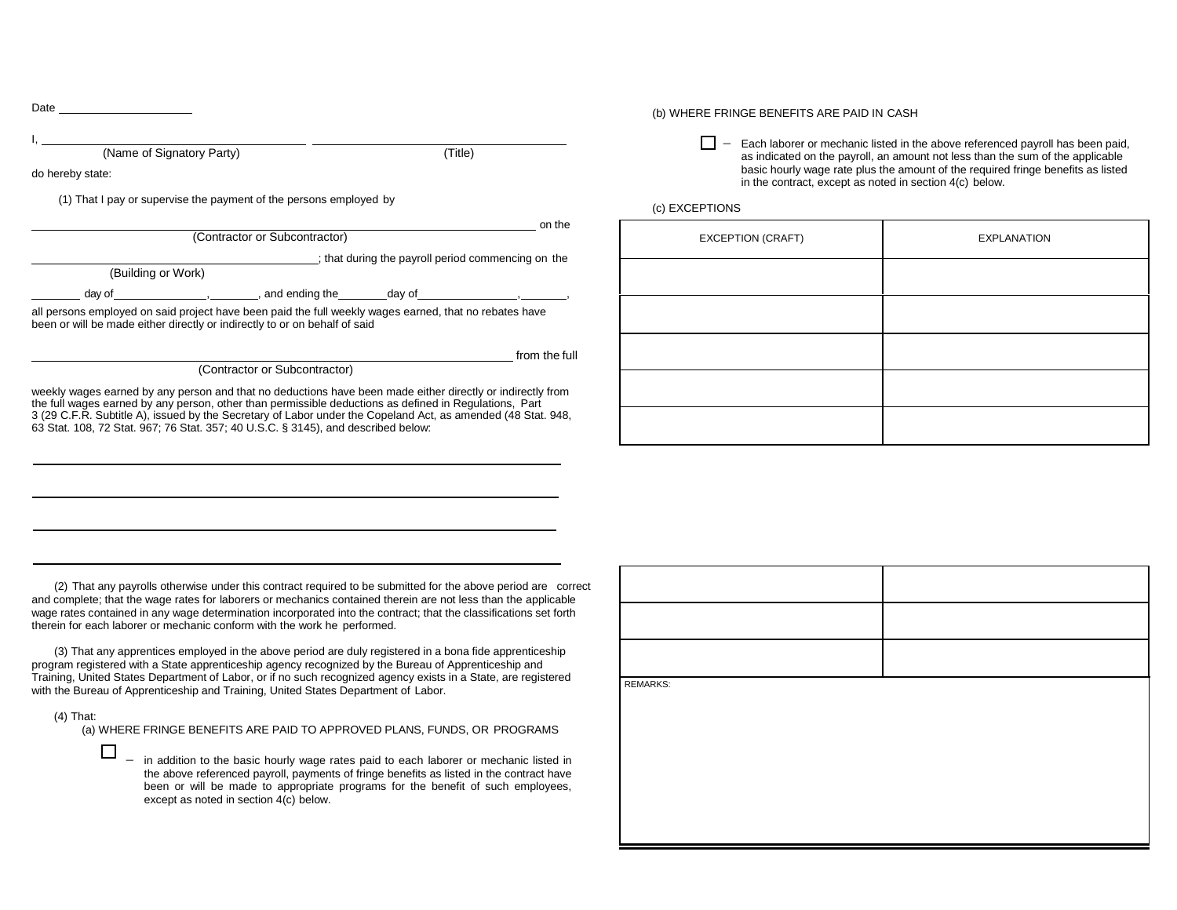Date ____________________

I, ________________________________ ________________________________
(Name of Signatory Party) (Title)

do hereby state:

(1) That I pay or supervise the payment of the persons employed by

________________________________________________ on the
(Contractor or Subcontractor)

________________________________; that during the payroll period commencing on the
(Building or Work)

_______ day of _____________, _______, and ending the _______ day of _____________, _______,

all persons employed on said project have been paid the full weekly wages earned, that no rebates have been or will be made either directly or indirectly to or on behalf of said

________________________________________________ from the full
(Contractor or Subcontractor)

weekly wages earned by any person and that no deductions have been made either directly or indirectly from the full wages earned by any person, other than permissible deductions as defined in Regulations, Part 3 (29 C.F.R. Subtitle A), issued by the Secretary of Labor under the Copeland Act, as amended (48 Stat. 948, 63 Stat. 108, 72 Stat. 967; 76 Stat. 357; 40 U.S.C. § 3145), and described below:

________________________________________________

________________________________________________

________________________________________________

________________________________________________

(2) That any payrolls otherwise under this contract required to be submitted for the above period are correct and complete; that the wage rates for laborers or mechanics contained therein are not less than the applicable wage rates contained in any wage determination incorporated into the contract; that the classifications set forth therein for each laborer or mechanic conform with the work he performed.

(3) That any apprentices employed in the above period are duly registered in a bona fide apprenticeship program registered with a State apprenticeship agency recognized by the Bureau of Apprenticeship and Training, United States Department of Labor, or if no such recognized agency exists in a State, are registered with the Bureau of Apprenticeship and Training, United States Department of Labor.

(4) That:

(a) WHERE FRINGE BENEFITS ARE PAID TO APPROVED PLANS, FUNDS, OR PROGRAMS

☐ – in addition to the basic hourly wage rates paid to each laborer or mechanic listed in the above referenced payroll, payments of fringe benefits as listed in the contract have been or will be made to appropriate programs for the benefit of such employees, except as noted in section 4(c) below.

(b) WHERE FRINGE BENEFITS ARE PAID IN CASH

☐ – Each laborer or mechanic listed in the above referenced payroll has been paid, as indicated on the payroll, an amount not less than the sum of the applicable basic hourly wage rate plus the amount of the required fringe benefits as listed in the contract, except as noted in section 4(c) below.

(c) EXCEPTIONS

| EXCEPTION (CRAFT) | EXPLANATION |
|---|---|
| | |
| | |
| | |
| | |
| | |
| | |
| | |
| | |

REMARKS: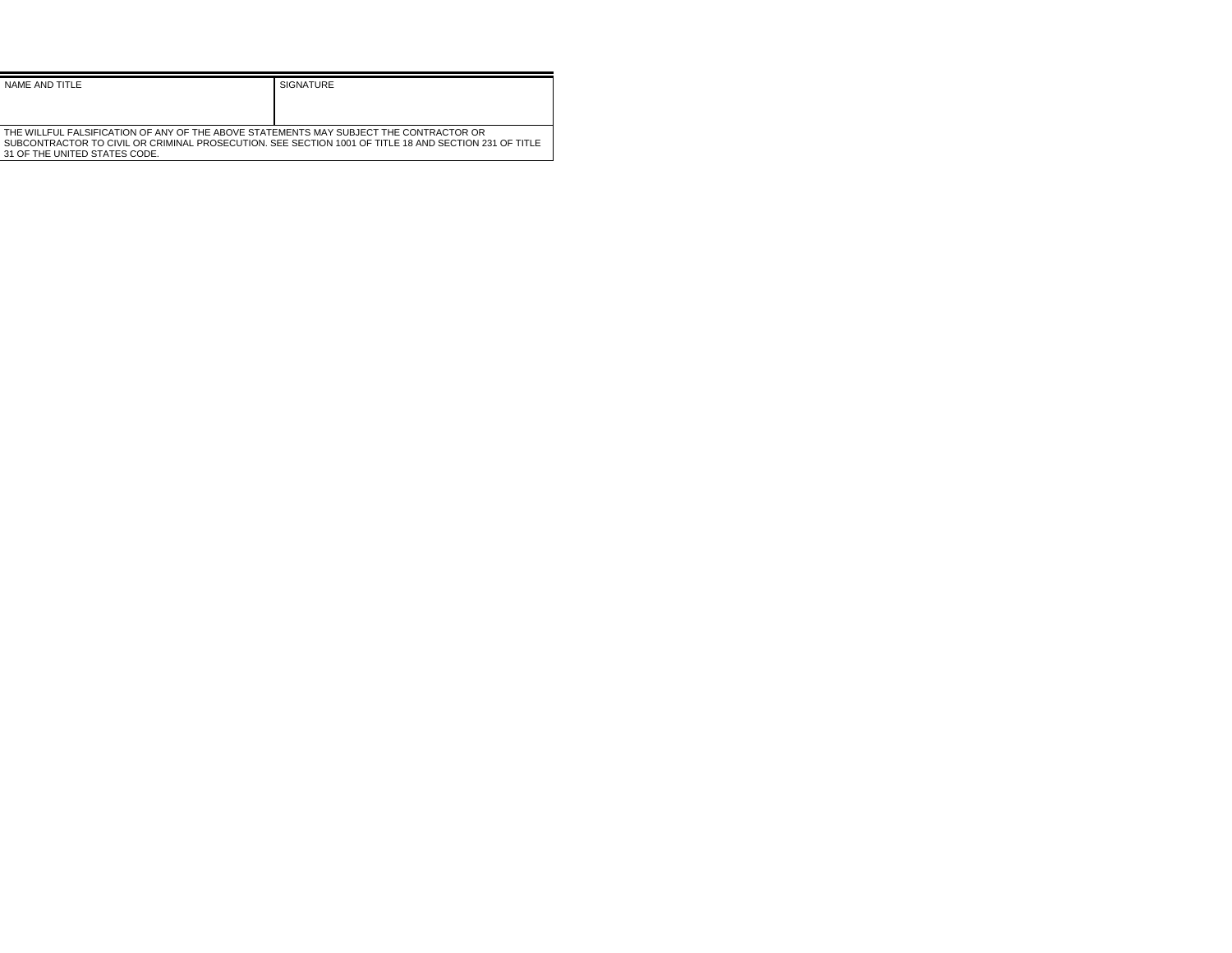| NAME AND TITLE | SIGNATURE |
| --- | --- |
| | |
| THE WILLFUL FALSIFICATION OF ANY OF THE ABOVE STATEMENTS MAY SUBJECT THE CONTRACTOR OR SUBCONTRACTOR TO CIVIL OR CRIMINAL PROSECUTION. SEE SECTION 1001 OF TITLE 18 AND SECTION 231 OF TITLE 31 OF THE UNITED STATES CODE. | |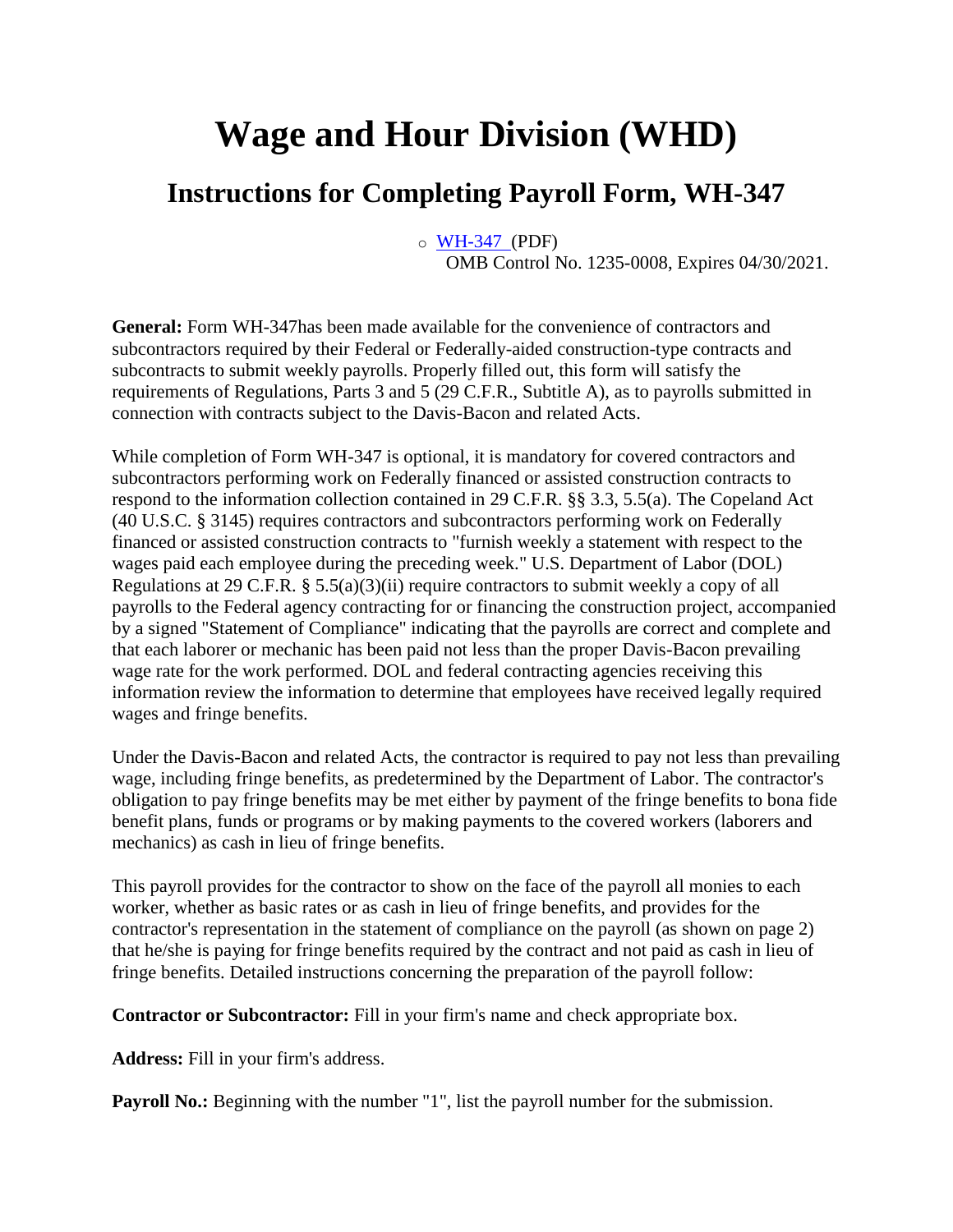# Wage and Hour Division (WHD)

## Instructions for Completing Payroll Form, WH-347

- WH-347 (PDF)
  OMB Control No. 1235-0008, Expires 04/30/2021.

**General:** Form WH-347has been made available for the convenience of contractors and subcontractors required by their Federal or Federally-aided construction-type contracts and subcontracts to submit weekly payrolls. Properly filled out, this form will satisfy the requirements of Regulations, Parts 3 and 5 (29 C.F.R., Subtitle A), as to payrolls submitted in connection with contracts subject to the Davis-Bacon and related Acts.

While completion of Form WH-347 is optional, it is mandatory for covered contractors and subcontractors performing work on Federally financed or assisted construction contracts to respond to the information collection contained in 29 C.F.R. §§ 3.3, 5.5(a). The Copeland Act (40 U.S.C. § 3145) requires contractors and subcontractors performing work on Federally financed or assisted construction contracts to "furnish weekly a statement with respect to the wages paid each employee during the preceding week." U.S. Department of Labor (DOL) Regulations at 29 C.F.R. § 5.5(a)(3)(ii) require contractors to submit weekly a copy of all payrolls to the Federal agency contracting for or financing the construction project, accompanied by a signed "Statement of Compliance" indicating that the payrolls are correct and complete and that each laborer or mechanic has been paid not less than the proper Davis-Bacon prevailing wage rate for the work performed. DOL and federal contracting agencies receiving this information review the information to determine that employees have received legally required wages and fringe benefits.

Under the Davis-Bacon and related Acts, the contractor is required to pay not less than prevailing wage, including fringe benefits, as predetermined by the Department of Labor. The contractor's obligation to pay fringe benefits may be met either by payment of the fringe benefits to bona fide benefit plans, funds or programs or by making payments to the covered workers (laborers and mechanics) as cash in lieu of fringe benefits.

This payroll provides for the contractor to show on the face of the payroll all monies to each worker, whether as basic rates or as cash in lieu of fringe benefits, and provides for the contractor's representation in the statement of compliance on the payroll (as shown on page 2) that he/she is paying for fringe benefits required by the contract and not paid as cash in lieu of fringe benefits. Detailed instructions concerning the preparation of the payroll follow:

**Contractor or Subcontractor:** Fill in your firm's name and check appropriate box.

**Address:** Fill in your firm's address.

**Payroll No.:** Beginning with the number "1", list the payroll number for the submission.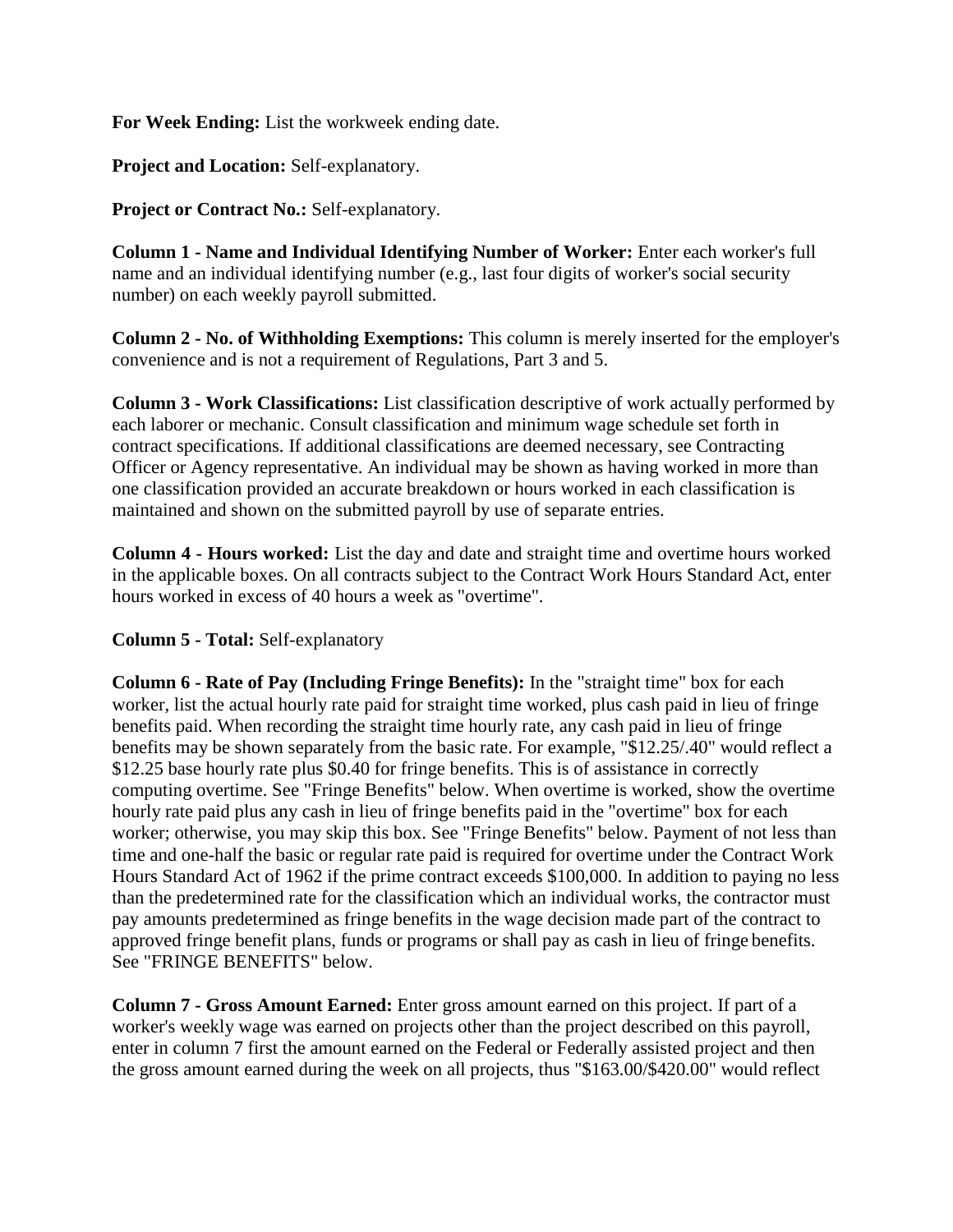**For Week Ending:** List the workweek ending date.

**Project and Location:** Self-explanatory.

**Project or Contract No.:** Self-explanatory.

**Column 1 - Name and Individual Identifying Number of Worker:** Enter each worker's full name and an individual identifying number (e.g., last four digits of worker's social security number) on each weekly payroll submitted.

**Column 2 - No. of Withholding Exemptions:** This column is merely inserted for the employer's convenience and is not a requirement of Regulations, Part 3 and 5.

**Column 3 - Work Classifications:** List classification descriptive of work actually performed by each laborer or mechanic. Consult classification and minimum wage schedule set forth in contract specifications. If additional classifications are deemed necessary, see Contracting Officer or Agency representative. An individual may be shown as having worked in more than one classification provided an accurate breakdown or hours worked in each classification is maintained and shown on the submitted payroll by use of separate entries.

**Column 4 - Hours worked:** List the day and date and straight time and overtime hours worked in the applicable boxes. On all contracts subject to the Contract Work Hours Standard Act, enter hours worked in excess of 40 hours a week as "overtime".

**Column 5 - Total:** Self-explanatory

**Column 6 - Rate of Pay (Including Fringe Benefits):** In the "straight time" box for each worker, list the actual hourly rate paid for straight time worked, plus cash paid in lieu of fringe benefits paid. When recording the straight time hourly rate, any cash paid in lieu of fringe benefits may be shown separately from the basic rate. For example, "$12.25/.40" would reflect a $12.25 base hourly rate plus $0.40 for fringe benefits. This is of assistance in correctly computing overtime. See "Fringe Benefits" below. When overtime is worked, show the overtime hourly rate paid plus any cash in lieu of fringe benefits paid in the "overtime" box for each worker; otherwise, you may skip this box. See "Fringe Benefits" below. Payment of not less than time and one-half the basic or regular rate paid is required for overtime under the Contract Work Hours Standard Act of 1962 if the prime contract exceeds $100,000. In addition to paying no less than the predetermined rate for the classification which an individual works, the contractor must pay amounts predetermined as fringe benefits in the wage decision made part of the contract to approved fringe benefit plans, funds or programs or shall pay as cash in lieu of fringe benefits. See "FRINGE BENEFITS" below.

**Column 7 - Gross Amount Earned:** Enter gross amount earned on this project. If part of a worker's weekly wage was earned on projects other than the project described on this payroll, enter in column 7 first the amount earned on the Federal or Federally assisted project and then the gross amount earned during the week on all projects, thus "$163.00/$420.00" would reflect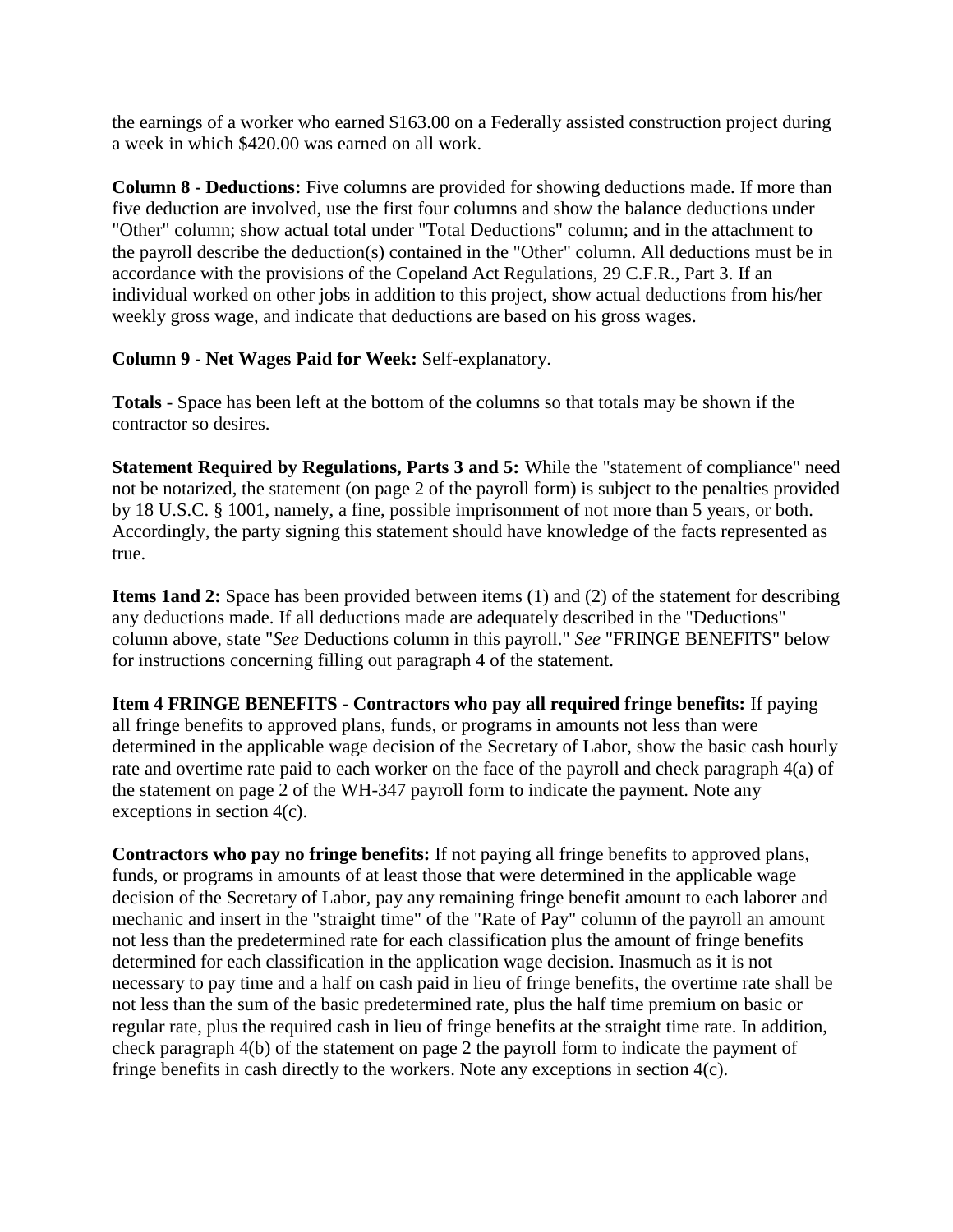the earnings of a worker who earned $163.00 on a Federally assisted construction project during a week in which $420.00 was earned on all work.

**Column 8 - Deductions:** Five columns are provided for showing deductions made. If more than five deduction are involved, use the first four columns and show the balance deductions under "Other" column; show actual total under "Total Deductions" column; and in the attachment to the payroll describe the deduction(s) contained in the "Other" column. All deductions must be in accordance with the provisions of the Copeland Act Regulations, 29 C.F.R., Part 3. If an individual worked on other jobs in addition to this project, show actual deductions from his/her weekly gross wage, and indicate that deductions are based on his gross wages.

**Column 9 - Net Wages Paid for Week:** Self-explanatory.

**Totals** - Space has been left at the bottom of the columns so that totals may be shown if the contractor so desires.

**Statement Required by Regulations, Parts 3 and 5:** While the "statement of compliance" need not be notarized, the statement (on page 2 of the payroll form) is subject to the penalties provided by 18 U.S.C. § 1001, namely, a fine, possible imprisonment of not more than 5 years, or both. Accordingly, the party signing this statement should have knowledge of the facts represented as true.

**Items 1and 2:** Space has been provided between items (1) and (2) of the statement for describing any deductions made. If all deductions made are adequately described in the "Deductions" column above, state "*See* Deductions column in this payroll." *See* "FRINGE BENEFITS" below for instructions concerning filling out paragraph 4 of the statement.

**Item 4 FRINGE BENEFITS - Contractors who pay all required fringe benefits:** If paying all fringe benefits to approved plans, funds, or programs in amounts not less than were determined in the applicable wage decision of the Secretary of Labor, show the basic cash hourly rate and overtime rate paid to each worker on the face of the payroll and check paragraph 4(a) of the statement on page 2 of the WH-347 payroll form to indicate the payment. Note any exceptions in section 4(c).

**Contractors who pay no fringe benefits:** If not paying all fringe benefits to approved plans, funds, or programs in amounts of at least those that were determined in the applicable wage decision of the Secretary of Labor, pay any remaining fringe benefit amount to each laborer and mechanic and insert in the "straight time" of the "Rate of Pay" column of the payroll an amount not less than the predetermined rate for each classification plus the amount of fringe benefits determined for each classification in the application wage decision. Inasmuch as it is not necessary to pay time and a half on cash paid in lieu of fringe benefits, the overtime rate shall be not less than the sum of the basic predetermined rate, plus the half time premium on basic or regular rate, plus the required cash in lieu of fringe benefits at the straight time rate. In addition, check paragraph 4(b) of the statement on page 2 the payroll form to indicate the payment of fringe benefits in cash directly to the workers. Note any exceptions in section 4(c).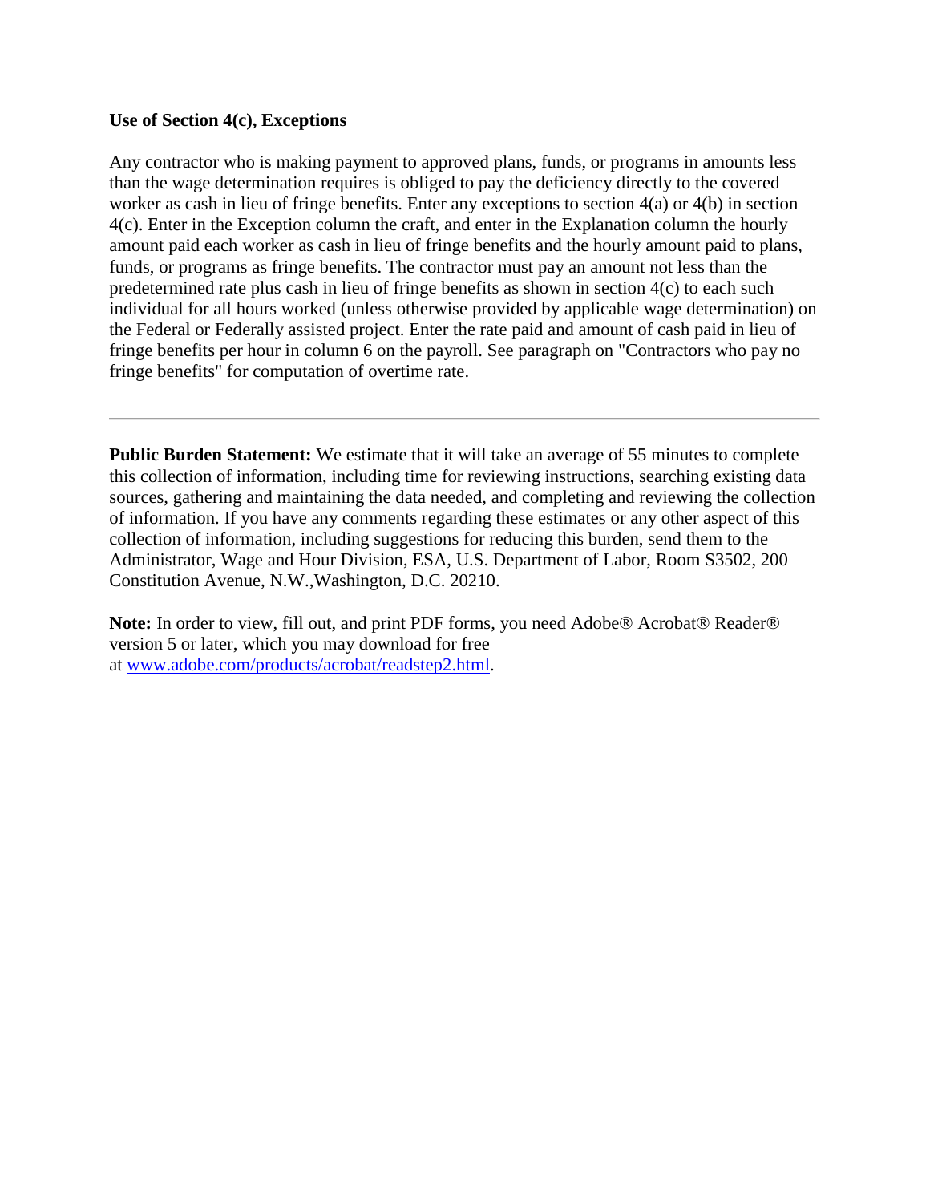**Use of Section 4(c), Exceptions**

Any contractor who is making payment to approved plans, funds, or programs in amounts less than the wage determination requires is obliged to pay the deficiency directly to the covered worker as cash in lieu of fringe benefits. Enter any exceptions to section 4(a) or 4(b) in section 4(c). Enter in the Exception column the craft, and enter in the Explanation column the hourly amount paid each worker as cash in lieu of fringe benefits and the hourly amount paid to plans, funds, or programs as fringe benefits. The contractor must pay an amount not less than the predetermined rate plus cash in lieu of fringe benefits as shown in section 4(c) to each such individual for all hours worked (unless otherwise provided by applicable wage determination) on the Federal or Federally assisted project. Enter the rate paid and amount of cash paid in lieu of fringe benefits per hour in column 6 on the payroll. See paragraph on "Contractors who pay no fringe benefits" for computation of overtime rate.

---

**Public Burden Statement:** We estimate that it will take an average of 55 minutes to complete this collection of information, including time for reviewing instructions, searching existing data sources, gathering and maintaining the data needed, and completing and reviewing the collection of information. If you have any comments regarding these estimates or any other aspect of this collection of information, including suggestions for reducing this burden, send them to the Administrator, Wage and Hour Division, ESA, U.S. Department of Labor, Room S3502, 200 Constitution Avenue, N.W.,Washington, D.C. 20210.

**Note:** In order to view, fill out, and print PDF forms, you need Adobe® Acrobat® Reader® version 5 or later, which you may download for free at [www.adobe.com/products/acrobat/readstep2.html](www.adobe.com/products/acrobat/readstep2.html).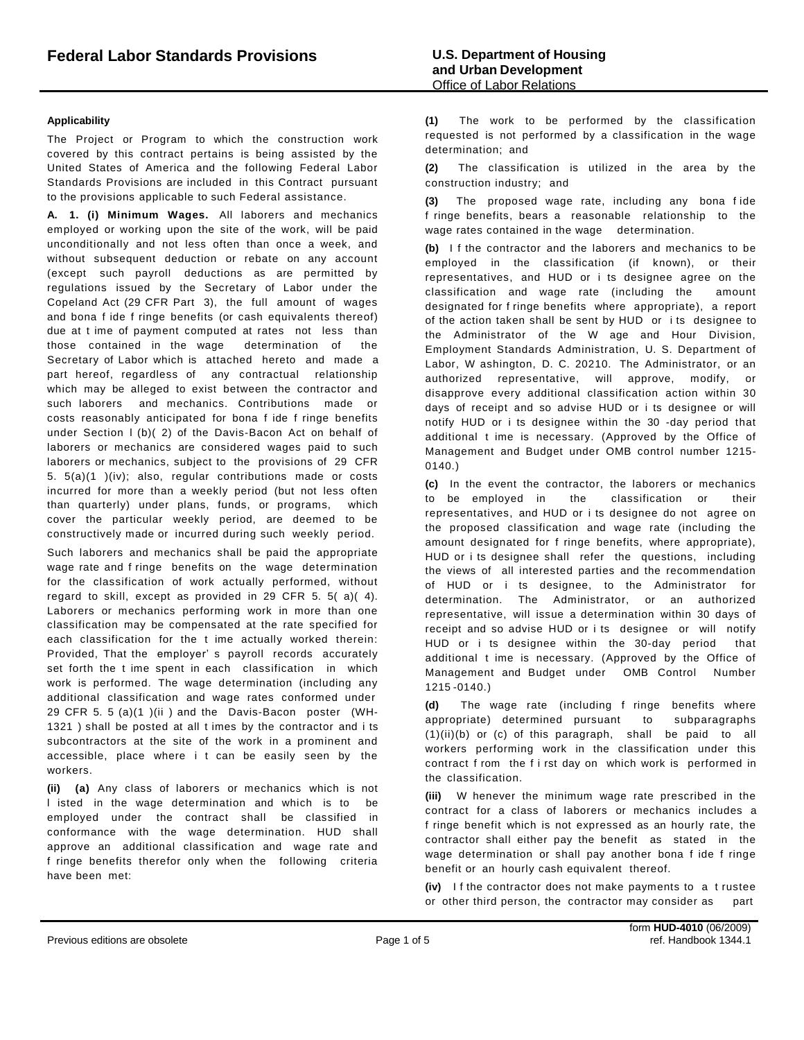# Federal Labor Standards Provisions

**U.S. Department of Housing and Urban Development**
Office of Labor Relations

**Applicability**

The Project or Program to which the construction work covered by this contract pertains is being assisted by the United States of America and the following Federal Labor Standards Provisions are included in this Contract pursuant to the provisions applicable to such Federal assistance.

**A. 1. (i) Minimum Wages.** All laborers and mechanics employed or working upon the site of the work, will be paid unconditionally and not less often than once a week, and without subsequent deduction or rebate on any account (except such payroll deductions as are permitted by regulations issued by the Secretary of Labor under the Copeland Act (29 CFR Part 3), the full amount of wages and bona fide fringe benefits (or cash equivalents thereof) due at time of payment computed at rates not less than those contained in the wage determination of the Secretary of Labor which is attached hereto and made a part hereof, regardless of any contractual relationship which may be alleged to exist between the contractor and such laborers and mechanics. Contributions made or costs reasonably anticipated for bona fide fringe benefits under Section l (b)(2) of the Davis-Bacon Act on behalf of laborers or mechanics are considered wages paid to such laborers or mechanics, subject to the provisions of 29 CFR 5.5(a)(1)(iv); also, regular contributions made or costs incurred for more than a weekly period (but not less often than quarterly) under plans, funds, or programs, which cover the particular weekly period, are deemed to be constructively made or incurred during such weekly period.

Such laborers and mechanics shall be paid the appropriate wage rate and fringe benefits on the wage determination for the classification of work actually performed, without regard to skill, except as provided in 29 CFR 5.5(a)(4). Laborers or mechanics performing work in more than one classification may be compensated at the rate specified for each classification for the time actually worked therein: Provided, That the employer's payroll records accurately set forth the time spent in each classification in which work is performed. The wage determination (including any additional classification and wage rates conformed under 29 CFR 5.5 (a)(1)(ii) and the Davis-Bacon poster (WH-1321) shall be posted at all times by the contractor and its subcontractors at the site of the work in a prominent and accessible, place where it can be easily seen by the workers.

**(ii) (a)** Any class of laborers or mechanics which is not listed in the wage determination and which is to be employed under the contract shall be classified in conformance with the wage determination. HUD shall approve an additional classification and wage rate and fringe benefits therefor only when the following criteria have been met:

**(1)** The work to be performed by the classification requested is not performed by a classification in the wage determination; and

**(2)** The classification is utilized in the area by the construction industry; and

**(3)** The proposed wage rate, including any bona fide fringe benefits, bears a reasonable relationship to the wage rates contained in the wage determination.

**(b)** If the contractor and the laborers and mechanics to be employed in the classification (if known), or their representatives, and HUD or its designee agree on the classification and wage rate (including the amount designated for fringe benefits where appropriate), a report of the action taken shall be sent by HUD or its designee to the Administrator of the Wage and Hour Division, Employment Standards Administration, U. S. Department of Labor, Washington, D. C. 20210. The Administrator, or an authorized representative, will approve, modify, or disapprove every additional classification action within 30 days of receipt and so advise HUD or its designee or will notify HUD or its designee within the 30-day period that additional time is necessary. (Approved by the Office of Management and Budget under OMB control number 1215-0140.)

**(c)** In the event the contractor, the laborers or mechanics to be employed in the classification or their representatives, and HUD or its designee do not agree on the proposed classification and wage rate (including the amount designated for fringe benefits, where appropriate), HUD or its designee shall refer the questions, including the views of all interested parties and the recommendation of HUD or its designee, to the Administrator for determination. The Administrator, or an authorized representative, will issue a determination within 30 days of receipt and so advise HUD or its designee or will notify HUD or its designee within the 30-day period that additional time is necessary. (Approved by the Office of Management and Budget under OMB Control Number 1215-0140.)

**(d)** The wage rate (including fringe benefits where appropriate) determined pursuant to subparagraphs (1)(ii)(b) or (c) of this paragraph, shall be paid to all workers performing work in the classification under this contract from the first day on which work is performed in the classification.

**(iii)** Whenever the minimum wage rate prescribed in the contract for a class of laborers or mechanics includes a fringe benefit which is not expressed as an hourly rate, the contractor shall either pay the benefit as stated in the wage determination or shall pay another bona fide fringe benefit or an hourly cash equivalent thereof.

**(iv)** If the contractor does not make payments to a trustee or other third person, the contractor may consider as part

Previous editions are obsolete

form **HUD-4010** (06/2009)
ref. Handbook 1344.1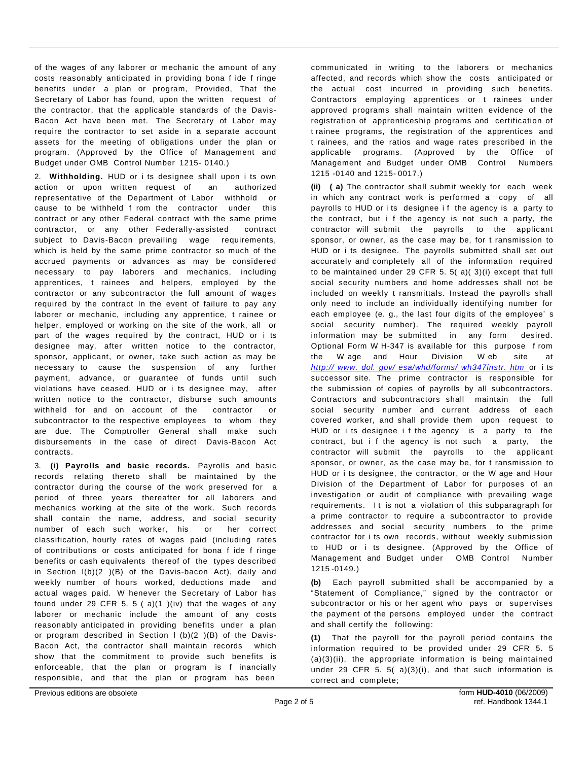of the wages of any laborer or mechanic the amount of any costs reasonably anticipated in providing bona fide fringe benefits under a plan or program, Provided, That the Secretary of Labor has found, upon the written request of the contractor, that the applicable standards of the Davis-Bacon Act have been met. The Secretary of Labor may require the contractor to set aside in a separate account assets for the meeting of obligations under the plan or program. (Approved by the Office of Management and Budget under OMB Control Number 1215- 0140.)

2. **Withholding.** HUD or its designee shall upon its own action or upon written request of an authorized representative of the Department of Labor withhold or cause to be withheld from the contractor under this contract or any other Federal contract with the same prime contractor, or any other Federally-assisted contract subject to Davis-Bacon prevailing wage requirements, which is held by the same prime contractor so much of the accrued payments or advances as may be considered necessary to pay laborers and mechanics, including apprentices, trainees and helpers, employed by the contractor or any subcontractor the full amount of wages required by the contract In the event of failure to pay any laborer or mechanic, including any apprentice, trainee or helper, employed or working on the site of the work, all or part of the wages required by the contract, HUD or its designee may, after written notice to the contractor, sponsor, applicant, or owner, take such action as may be necessary to cause the suspension of any further payment, advance, or guarantee of funds until such violations have ceased. HUD or its designee may, after written notice to the contractor, disburse such amounts withheld for and on account of the contractor or subcontractor to the respective employees to whom they are due. The Comptroller General shall make such disbursements in the case of direct Davis-Bacon Act contracts.

3. **(i) Payrolls and basic records.** Payrolls and basic records relating thereto shall be maintained by the contractor during the course of the work preserved for a period of three years thereafter for all laborers and mechanics working at the site of the work. Such records shall contain the name, address, and social security number of each such worker, his or her correct classification, hourly rates of wages paid (including rates of contributions or costs anticipated for bona fide fringe benefits or cash equivalents thereof of the types described in Section l(b)(2 )(B) of the Davis-bacon Act), daily and weekly number of hours worked, deductions made and actual wages paid. Whenever the Secretary of Labor has found under 29 CFR 5. 5 ( a)(1 )(iv) that the wages of any laborer or mechanic include the amount of any costs reasonably anticipated in providing benefits under a plan or program described in Section l (b)(2 )(B) of the Davis-Bacon Act, the contractor shall maintain records which show that the commitment to provide such benefits is enforceable, that the plan or program is financially responsible, and that the plan or program has been communicated in writing to the laborers or mechanics affected, and records which show the costs anticipated or the actual cost incurred in providing such benefits. Contractors employing apprentices or trainees under approved programs shall maintain written evidence of the registration of apprenticeship programs and certification of trainee programs, the registration of the apprentices and trainees, and the ratios and wage rates prescribed in the applicable programs. (Approved by the Office of Management and Budget under OMB Control Numbers 1215 -0140 and 1215- 0017.)

**(ii) (a)** The contractor shall submit weekly for each week in which any contract work is performed a copy of all payrolls to HUD or its designee if the agency is a party to the contract, but if the agency is not such a party, the contractor will submit the payrolls to the applicant sponsor, or owner, as the case may be, for transmission to HUD or its designee. The payrolls submitted shall set out accurately and completely all of the information required to be maintained under 29 CFR 5. 5( a)( 3)(i) except that full social security numbers and home addresses shall not be included on weekly transmittals. Instead the payrolls shall only need to include an individually identifying number for each employee (e. g., the last four digits of the employee's social security number). The required weekly payroll information may be submitted in any form desired. Optional Form WH-347 is available for this purpose from the Wage and Hour Division Web site at *http:// www. dol. gov/ esa/whd/forms/ wh347instr. htm* or its successor site. The prime contractor is responsible for the submission of copies of payrolls by all subcontractors. Contractors and subcontractors shall maintain the full social security number and current address of each covered worker, and shall provide them upon request to HUD or its designee if the agency is a party to the contract, but if the agency is not such a party, the contractor will submit the payrolls to the applicant sponsor, or owner, as the case may be, for transmission to HUD or its designee, the contractor, or the Wage and Hour Division of the Department of Labor for purposes of an investigation or audit of compliance with prevailing wage requirements. It is not a violation of this subparagraph for a prime contractor to require a subcontractor to provide addresses and social security numbers to the prime contractor for its own records, without weekly submission to HUD or its designee. (Approved by the Office of Management and Budget under OMB Control Number 1215-0149.)

**(b)** Each payroll submitted shall be accompanied by a "Statement of Compliance," signed by the contractor or subcontractor or his or her agent who pays or supervises the payment of the persons employed under the contract and shall certify the following:

**(1)** That the payroll for the payroll period contains the information required to be provided under 29 CFR 5. 5 (a)(3)(ii), the appropriate information is being maintained under 29 CFR 5. 5( a)(3)(i), and that such information is correct and complete;

Previous editions are obsolete

form **HUD-4010** (06/2009)
ref. Handbook 1344.1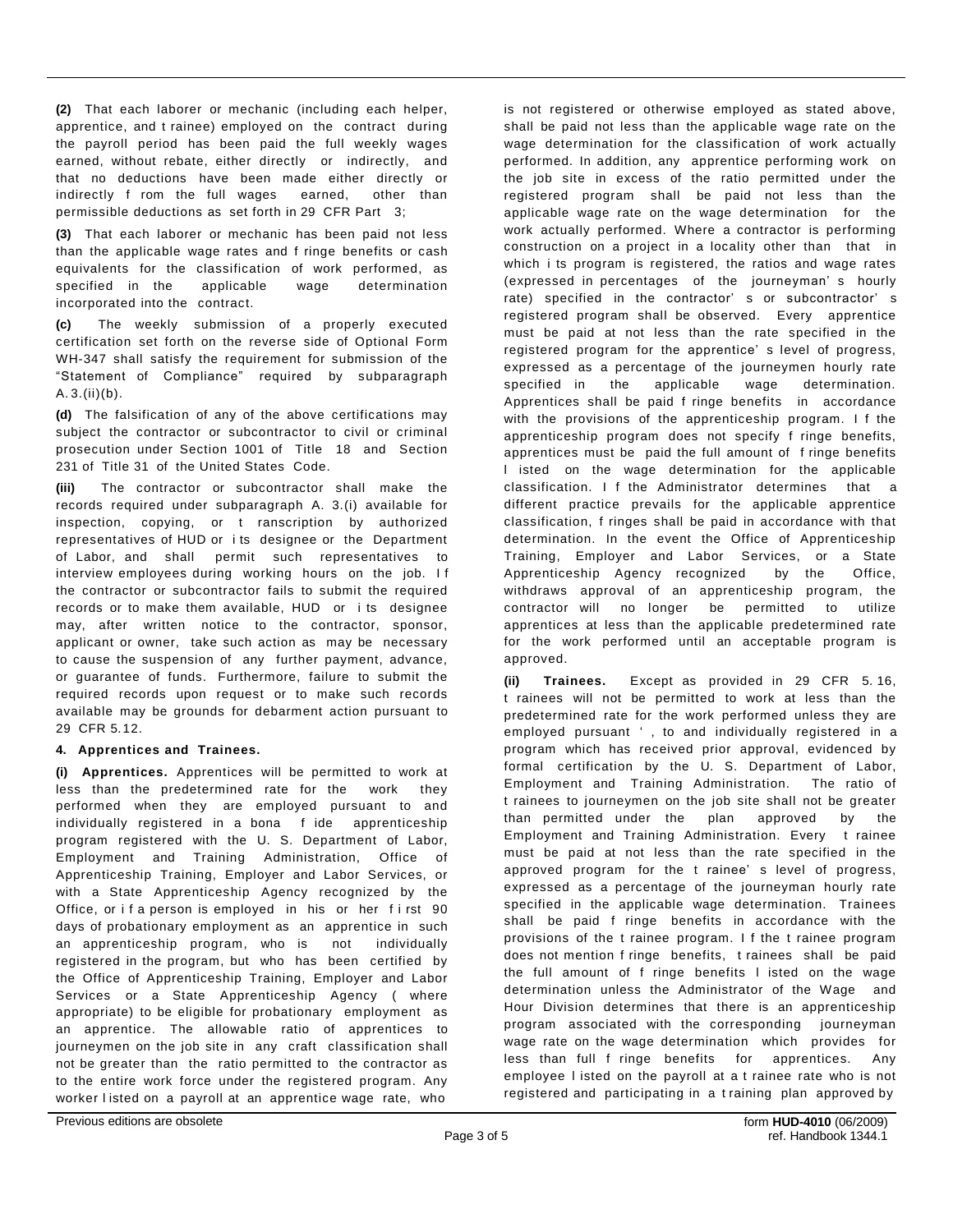**(2)** That each laborer or mechanic (including each helper, apprentice, and trainee) employed on the contract during the payroll period has been paid the full weekly wages earned, without rebate, either directly or indirectly, and that no deductions have been made either directly or indirectly from the full wages earned, other than permissible deductions as set forth in 29 CFR Part 3;

**(3)** That each laborer or mechanic has been paid not less than the applicable wage rates and fringe benefits or cash equivalents for the classification of work performed, as specified in the applicable wage determination incorporated into the contract.

**(c)** The weekly submission of a properly executed certification set forth on the reverse side of Optional Form WH-347 shall satisfy the requirement for submission of the "Statement of Compliance" required by subparagraph A.3.(ii)(b).

**(d)** The falsification of any of the above certifications may subject the contractor or subcontractor to civil or criminal prosecution under Section 1001 of Title 18 and Section 231 of Title 31 of the United States Code.

**(iii)** The contractor or subcontractor shall make the records required under subparagraph A. 3.(i) available for inspection, copying, or transcription by authorized representatives of HUD or its designee or the Department of Labor, and shall permit such representatives to interview employees during working hours on the job. If the contractor or subcontractor fails to submit the required records or to make them available, HUD or its designee may, after written notice to the contractor, sponsor, applicant or owner, take such action as may be necessary to cause the suspension of any further payment, advance, or guarantee of funds. Furthermore, failure to submit the required records upon request or to make such records available may be grounds for debarment action pursuant to 29 CFR 5.12.

**4. Apprentices and Trainees.**

**(i) Apprentices.** Apprentices will be permitted to work at less than the predetermined rate for the work they performed when they are employed pursuant to and individually registered in a bona fide apprenticeship program registered with the U. S. Department of Labor, Employment and Training Administration, Office of Apprenticeship Training, Employer and Labor Services, or with a State Apprenticeship Agency recognized by the Office, or if a person is employed in his or her first 90 days of probationary employment as an apprentice in such an apprenticeship program, who is not individually registered in the program, but who has been certified by the Office of Apprenticeship Training, Employer and Labor Services or a State Apprenticeship Agency (where appropriate) to be eligible for probationary employment as an apprentice. The allowable ratio of apprentices to journeymen on the job site in any craft classification shall not be greater than the ratio permitted to the contractor as to the entire work force under the registered program. Any worker listed on a payroll at an apprentice wage rate, who is not registered or otherwise employed as stated above, shall be paid not less than the applicable wage rate on the wage determination for the classification of work actually performed. In addition, any apprentice performing work on the job site in excess of the ratio permitted under the registered program shall be paid not less than the applicable wage rate on the wage determination for the work actually performed. Where a contractor is performing construction on a project in a locality other than that in which its program is registered, the ratios and wage rates (expressed in percentages of the journeyman's hourly rate) specified in the contractor's or subcontractor's registered program shall be observed. Every apprentice must be paid at not less than the rate specified in the registered program for the apprentice's level of progress, expressed as a percentage of the journeymen hourly rate specified in the applicable wage determination. Apprentices shall be paid fringe benefits in accordance with the provisions of the apprenticeship program. If the apprenticeship program does not specify fringe benefits, apprentices must be paid the full amount of fringe benefits listed on the wage determination for the applicable classification. If the Administrator determines that a different practice prevails for the applicable apprentice classification, fringes shall be paid in accordance with that determination. In the event the Office of Apprenticeship Training, Employer and Labor Services, or a State Apprenticeship Agency recognized by the Office, withdraws approval of an apprenticeship program, the contractor will no longer be permitted to utilize apprentices at less than the applicable predetermined rate for the work performed until an acceptable program is approved.

**(ii) Trainees.** Except as provided in 29 CFR 5.16, trainees will not be permitted to work at less than the predetermined rate for the work performed unless they are employed pursuant ' , to and individually registered in a program which has received prior approval, evidenced by formal certification by the U. S. Department of Labor, Employment and Training Administration. The ratio of trainees to journeymen on the job site shall not be greater than permitted under the plan approved by the Employment and Training Administration. Every trainee must be paid at not less than the rate specified in the approved program for the trainee's level of progress, expressed as a percentage of the journeyman hourly rate specified in the applicable wage determination. Trainees shall be paid fringe benefits in accordance with the provisions of the trainee program. If the trainee program does not mention fringe benefits, trainees shall be paid the full amount of fringe benefits listed on the wage determination unless the Administrator of the Wage and Hour Division determines that there is an apprenticeship program associated with the corresponding journeyman wage rate on the wage determination which provides for less than full fringe benefits for apprentices. Any employee listed on the payroll at a trainee rate who is not registered and participating in a training plan approved by

Previous editions are obsolete

form **HUD-4010** (06/2009)
ref. Handbook 1344.1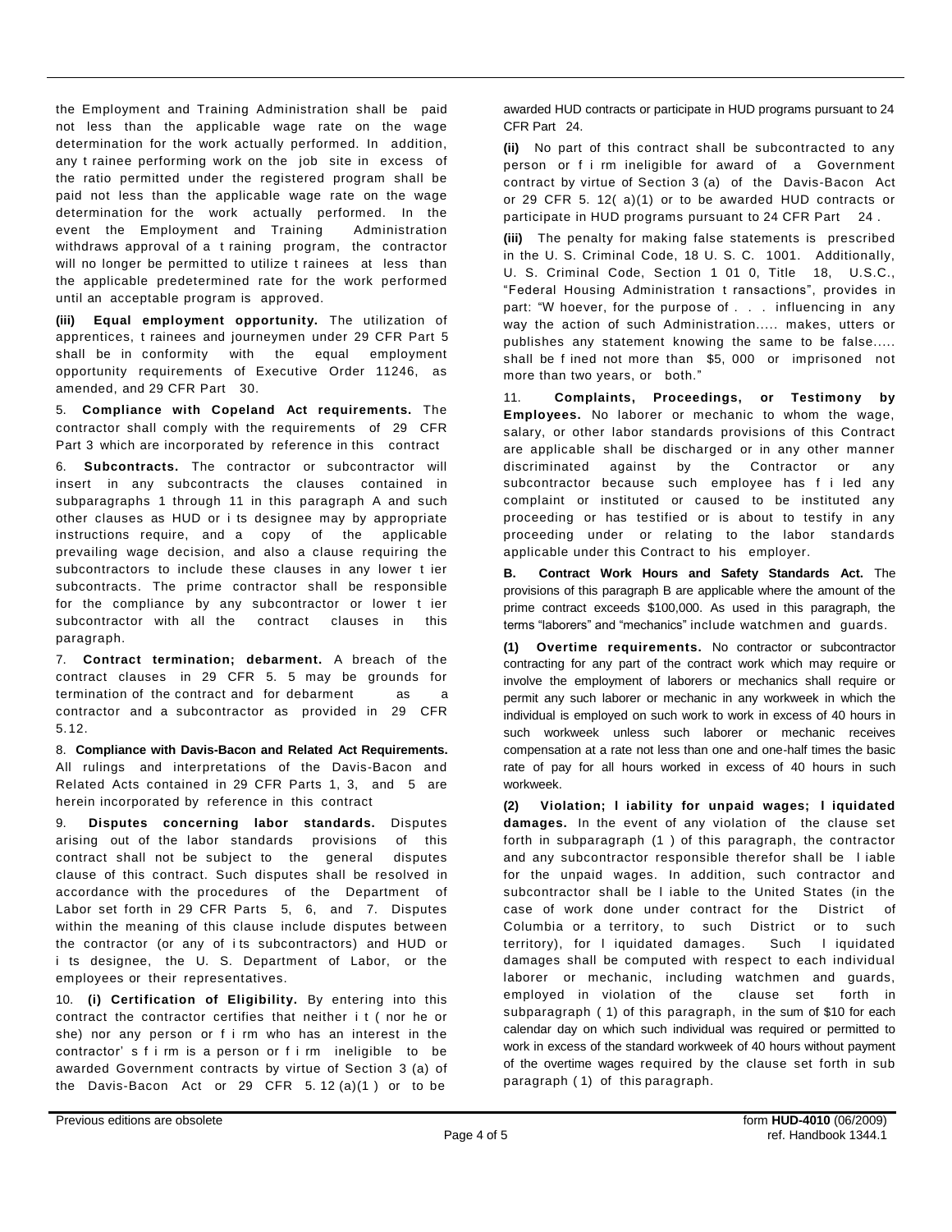the Employment and Training Administration shall be paid not less than the applicable wage rate on the wage determination for the work actually performed. In addition, any trainee performing work on the job site in excess of the ratio permitted under the registered program shall be paid not less than the applicable wage rate on the wage determination for the work actually performed. In the event the Employment and Training Administration withdraws approval of a training program, the contractor will no longer be permitted to utilize trainees at less than the applicable predetermined rate for the work performed until an acceptable program is approved.

**(iii) Equal employment opportunity.** The utilization of apprentices, trainees and journeymen under 29 CFR Part 5 shall be in conformity with the equal employment opportunity requirements of Executive Order 11246, as amended, and 29 CFR Part 30.

5. **Compliance with Copeland Act requirements.** The contractor shall comply with the requirements of 29 CFR Part 3 which are incorporated by reference in this contract

6. **Subcontracts.** The contractor or subcontractor will insert in any subcontracts the clauses contained in subparagraphs 1 through 11 in this paragraph A and such other clauses as HUD or its designee may by appropriate instructions require, and a copy of the applicable prevailing wage decision, and also a clause requiring the subcontractors to include these clauses in any lower tier subcontracts. The prime contractor shall be responsible for the compliance by any subcontractor or lower tier subcontractor with all the contract clauses in this paragraph.

7. **Contract termination; debarment.** A breach of the contract clauses in 29 CFR 5.5 may be grounds for termination of the contract and for debarment as a contractor and a subcontractor as provided in 29 CFR 5.12.

8. **Compliance with Davis-Bacon and Related Act Requirements.** All rulings and interpretations of the Davis-Bacon and Related Acts contained in 29 CFR Parts 1, 3, and 5 are herein incorporated by reference in this contract

9. **Disputes concerning labor standards.** Disputes arising out of the labor standards provisions of this contract shall not be subject to the general disputes clause of this contract. Such disputes shall be resolved in accordance with the procedures of the Department of Labor set forth in 29 CFR Parts 5, 6, and 7. Disputes within the meaning of this clause include disputes between the contractor (or any of its subcontractors) and HUD or its designee, the U. S. Department of Labor, or the employees or their representatives.

10. **(i) Certification of Eligibility.** By entering into this contract the contractor certifies that neither it (nor he or she) nor any person or firm who has an interest in the contractor's firm is a person or firm ineligible to be awarded Government contracts by virtue of Section 3 (a) of the Davis-Bacon Act or 29 CFR 5.12 (a)(1) or to be awarded HUD contracts or participate in HUD programs pursuant to 24 CFR Part 24.

**(ii)** No part of this contract shall be subcontracted to any person or firm ineligible for award of a Government contract by virtue of Section 3 (a) of the Davis-Bacon Act or 29 CFR 5.12(a)(1) or to be awarded HUD contracts or participate in HUD programs pursuant to 24 CFR Part 24.

**(iii)** The penalty for making false statements is prescribed in the U. S. Criminal Code, 18 U. S. C. 1001. Additionally, U. S. Criminal Code, Section 1010, Title 18, U.S.C., "Federal Housing Administration transactions", provides in part: "Whoever, for the purpose of . . . influencing in any way the action of such Administration..... makes, utters or publishes any statement knowing the same to be false..... shall be fined not more than $5,000 or imprisoned not more than two years, or both."

11. **Complaints, Proceedings, or Testimony by Employees.** No laborer or mechanic to whom the wage, salary, or other labor standards provisions of this Contract are applicable shall be discharged or in any other manner discriminated against by the Contractor or any subcontractor because such employee has filed any complaint or instituted or caused to be instituted any proceeding or has testified or is about to testify in any proceeding under or relating to the labor standards applicable under this Contract to his employer.

**B. Contract Work Hours and Safety Standards Act.** The provisions of this paragraph B are applicable where the amount of the prime contract exceeds $100,000. As used in this paragraph, the terms "laborers" and "mechanics" include watchmen and guards.

**(1) Overtime requirements.** No contractor or subcontractor contracting for any part of the contract work which may require or involve the employment of laborers or mechanics shall require or permit any such laborer or mechanic in any workweek in which the individual is employed on such work to work in excess of 40 hours in such workweek unless such laborer or mechanic receives compensation at a rate not less than one and one-half times the basic rate of pay for all hours worked in excess of 40 hours in such workweek.

**(2) Violation; liability for unpaid wages; liquidated damages.** In the event of any violation of the clause set forth in subparagraph (1) of this paragraph, the contractor and any subcontractor responsible therefor shall be liable for the unpaid wages. In addition, such contractor and subcontractor shall be liable to the United States (in the case of work done under contract for the District of Columbia or a territory, to such District or to such territory), for liquidated damages. Such liquidated damages shall be computed with respect to each individual laborer or mechanic, including watchmen and guards, employed in violation of the clause set forth in subparagraph (1) of this paragraph, in the sum of $10 for each calendar day on which such individual was required or permitted to work in excess of the standard workweek of 40 hours without payment of the overtime wages required by the clause set forth in sub paragraph (1) of this paragraph.

Previous editions are obsolete form **HUD-4010** (06/2009) ref. Handbook 1344.1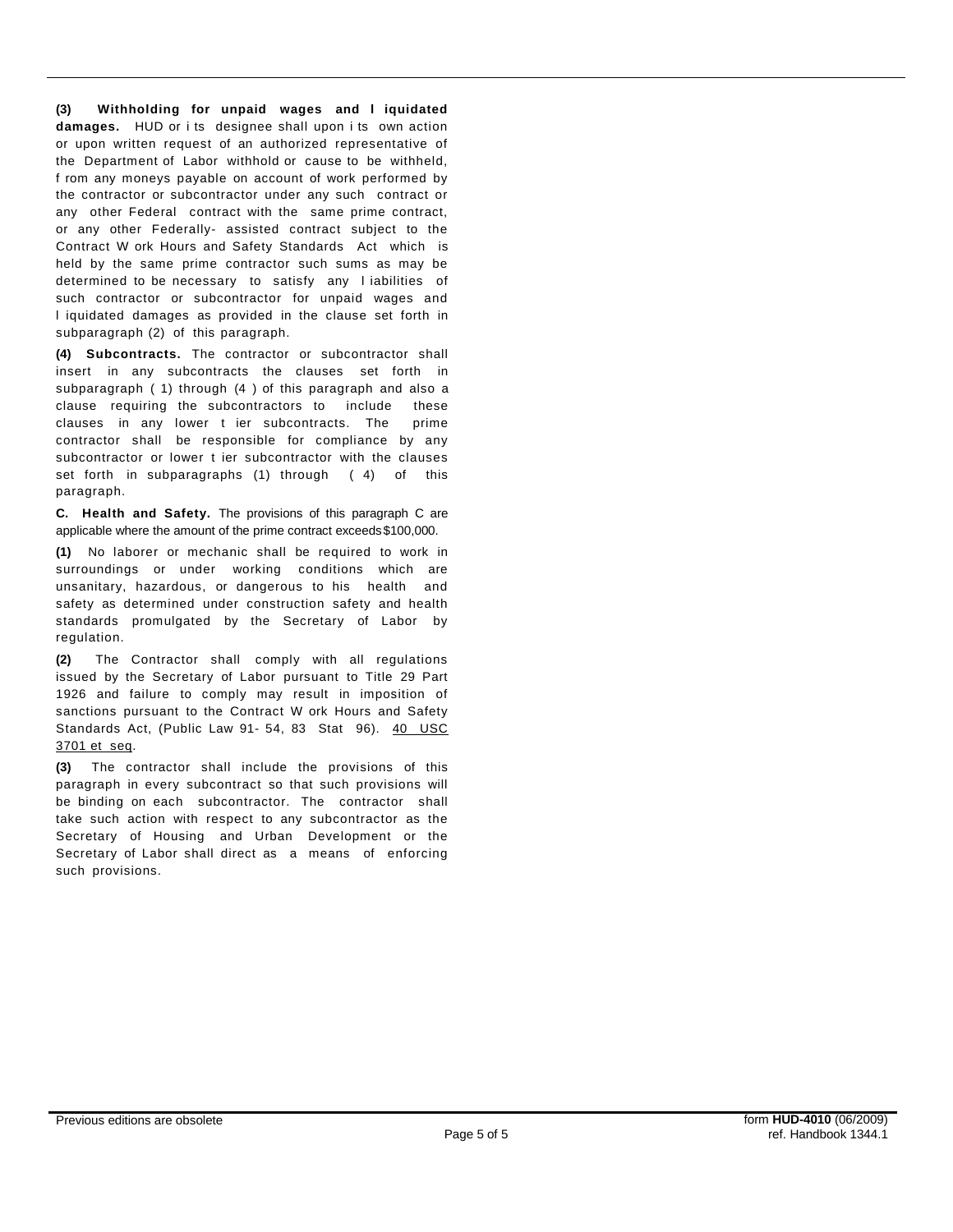**(3) Withholding for unpaid wages and liquidated damages.** HUD or its designee shall upon its own action or upon written request of an authorized representative of the Department of Labor withhold or cause to be withheld, from any moneys payable on account of work performed by the contractor or subcontractor under any such contract or any other Federal contract with the same prime contract, or any other Federally- assisted contract subject to the Contract Work Hours and Safety Standards Act which is held by the same prime contractor such sums as may be determined to be necessary to satisfy any liabilities of such contractor or subcontractor for unpaid wages and liquidated damages as provided in the clause set forth in subparagraph (2) of this paragraph.

**(4) Subcontracts.** The contractor or subcontractor shall insert in any subcontracts the clauses set forth in subparagraph (1) through (4) of this paragraph and also a clause requiring the subcontractors to include these clauses in any lower tier subcontracts. The prime contractor shall be responsible for compliance by any subcontractor or lower tier subcontractor with the clauses set forth in subparagraphs (1) through (4) of this paragraph.

**C. Health and Safety.** The provisions of this paragraph C are applicable where the amount of the prime contract exceeds $100,000.

**(1)** No laborer or mechanic shall be required to work in surroundings or under working conditions which are unsanitary, hazardous, or dangerous to his health and safety as determined under construction safety and health standards promulgated by the Secretary of Labor by regulation.

**(2)** The Contractor shall comply with all regulations issued by the Secretary of Labor pursuant to Title 29 Part 1926 and failure to comply may result in imposition of sanctions pursuant to the Contract Work Hours and Safety Standards Act, (Public Law 91- 54, 83 Stat 96). 40 USC 3701 et seq.

**(3)** The contractor shall include the provisions of this paragraph in every subcontract so that such provisions will be binding on each subcontractor. The contractor shall take such action with respect to any subcontractor as the Secretary of Housing and Urban Development or the Secretary of Labor shall direct as a means of enforcing such provisions.

Previous editions are obsolete

form **HUD-4010** (06/2009)
ref. Handbook 1344.1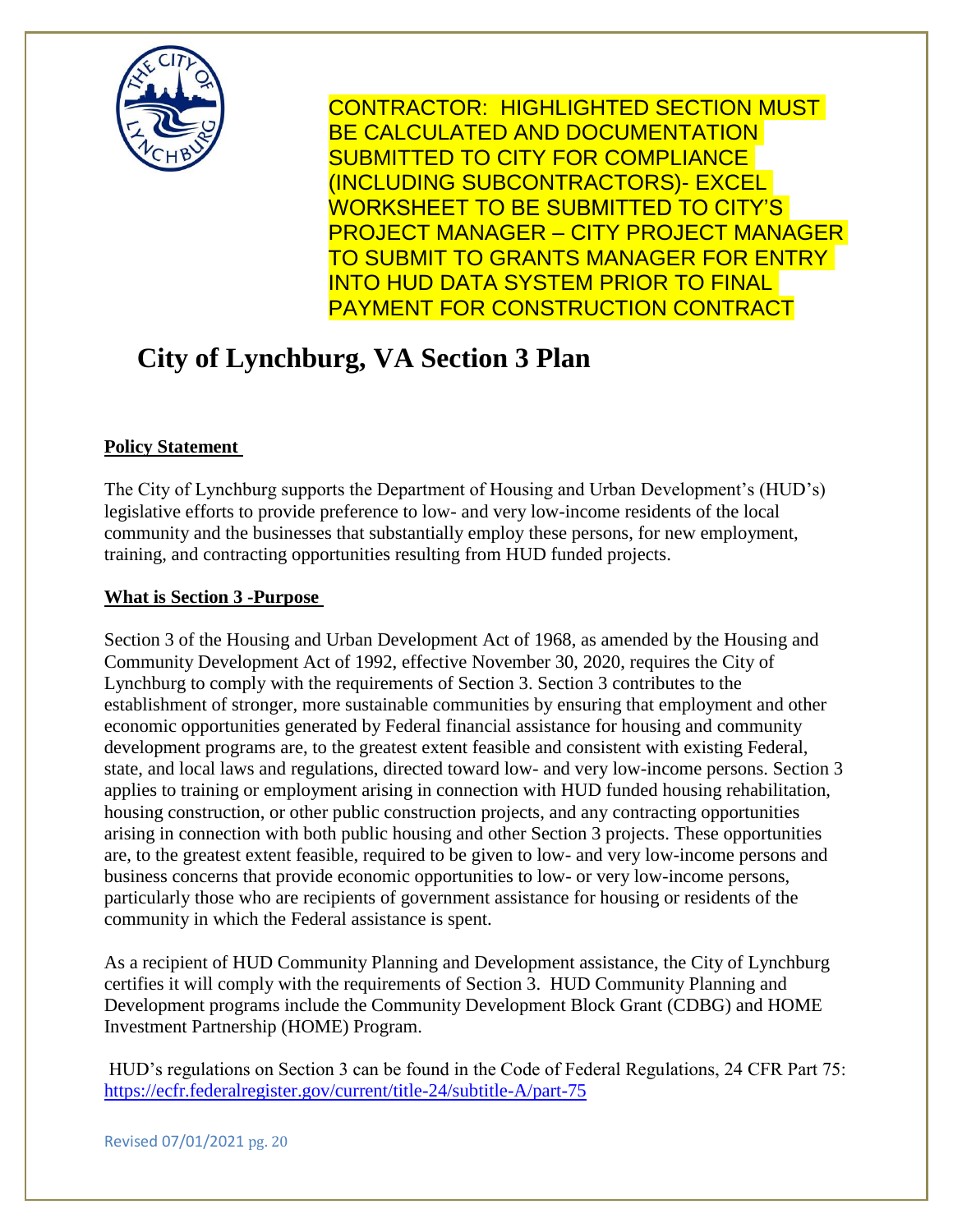CONTRACTOR: HIGHLIGHTED SECTION MUST BE CALCULATED AND DOCUMENTATION SUBMITTED TO CITY FOR COMPLIANCE (INCLUDING SUBCONTRACTORS)- EXCEL WORKSHEET TO BE SUBMITTED TO CITY'S PROJECT MANAGER – CITY PROJECT MANAGER TO SUBMIT TO GRANTS MANAGER FOR ENTRY INTO HUD DATA SYSTEM PRIOR TO FINAL PAYMENT FOR CONSTRUCTION CONTRACT

# City of Lynchburg, VA Section 3 Plan

**Policy Statement**

The City of Lynchburg supports the Department of Housing and Urban Development's (HUD's) legislative efforts to provide preference to low- and very low-income residents of the local community and the businesses that substantially employ these persons, for new employment, training, and contracting opportunities resulting from HUD funded projects.

**What is Section 3 -Purpose**

Section 3 of the Housing and Urban Development Act of 1968, as amended by the Housing and Community Development Act of 1992, effective November 30, 2020, requires the City of Lynchburg to comply with the requirements of Section 3. Section 3 contributes to the establishment of stronger, more sustainable communities by ensuring that employment and other economic opportunities generated by Federal financial assistance for housing and community development programs are, to the greatest extent feasible and consistent with existing Federal, state, and local laws and regulations, directed toward low- and very low-income persons. Section 3 applies to training or employment arising in connection with HUD funded housing rehabilitation, housing construction, or other public construction projects, and any contracting opportunities arising in connection with both public housing and other Section 3 projects. These opportunities are, to the greatest extent feasible, required to be given to low- and very low-income persons and business concerns that provide economic opportunities to low- or very low-income persons, particularly those who are recipients of government assistance for housing or residents of the community in which the Federal assistance is spent.

As a recipient of HUD Community Planning and Development assistance, the City of Lynchburg certifies it will comply with the requirements of Section 3. HUD Community Planning and Development programs include the Community Development Block Grant (CDBG) and HOME Investment Partnership (HOME) Program.

HUD's regulations on Section 3 can be found in the Code of Federal Regulations, 24 CFR Part 75: https://ecfr.federalregister.gov/current/title-24/subtitle-A/part-75

Revised 07/01/2021 pg. 20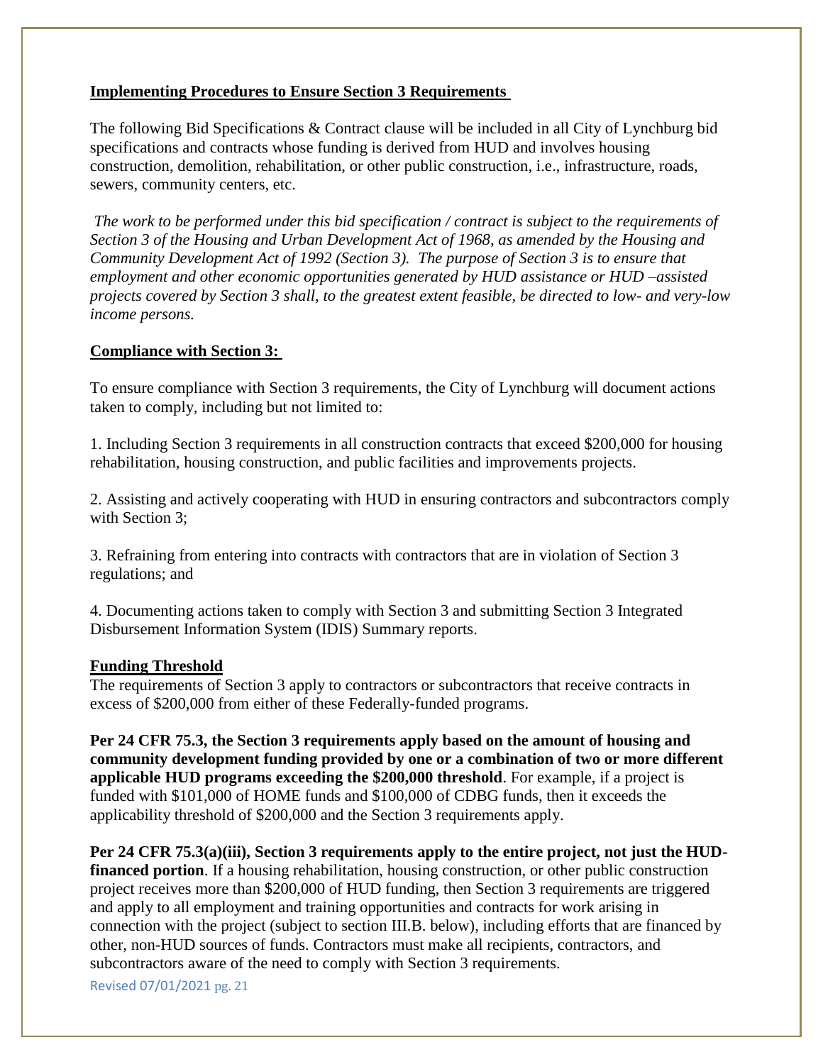**Implementing Procedures to Ensure Section 3 Requirements**

The following Bid Specifications & Contract clause will be included in all City of Lynchburg bid specifications and contracts whose funding is derived from HUD and involves housing construction, demolition, rehabilitation, or other public construction, i.e., infrastructure, roads, sewers, community centers, etc.

*The work to be performed under this bid specification / contract is subject to the requirements of Section 3 of the Housing and Urban Development Act of 1968, as amended by the Housing and Community Development Act of 1992 (Section 3). The purpose of Section 3 is to ensure that employment and other economic opportunities generated by HUD assistance or HUD –assisted projects covered by Section 3 shall, to the greatest extent feasible, be directed to low- and very-low income persons.*

**Compliance with Section 3:**

To ensure compliance with Section 3 requirements, the City of Lynchburg will document actions taken to comply, including but not limited to:

1. Including Section 3 requirements in all construction contracts that exceed $200,000 for housing rehabilitation, housing construction, and public facilities and improvements projects.

2. Assisting and actively cooperating with HUD in ensuring contractors and subcontractors comply with Section 3;

3. Refraining from entering into contracts with contractors that are in violation of Section 3 regulations; and

4. Documenting actions taken to comply with Section 3 and submitting Section 3 Integrated Disbursement Information System (IDIS) Summary reports.

**Funding Threshold**

The requirements of Section 3 apply to contractors or subcontractors that receive contracts in excess of $200,000 from either of these Federally-funded programs.

**Per 24 CFR 75.3, the Section 3 requirements apply based on the amount of housing and community development funding provided by one or a combination of two or more different applicable HUD programs exceeding the $200,000 threshold**. For example, if a project is funded with $101,000 of HOME funds and $100,000 of CDBG funds, then it exceeds the applicability threshold of $200,000 and the Section 3 requirements apply.

**Per 24 CFR 75.3(a)(iii), Section 3 requirements apply to the entire project, not just the HUD-financed portion**. If a housing rehabilitation, housing construction, or other public construction project receives more than $200,000 of HUD funding, then Section 3 requirements are triggered and apply to all employment and training opportunities and contracts for work arising in connection with the project (subject to section III.B. below), including efforts that are financed by other, non-HUD sources of funds. Contractors must make all recipients, contractors, and subcontractors aware of the need to comply with Section 3 requirements.

Revised 07/01/2021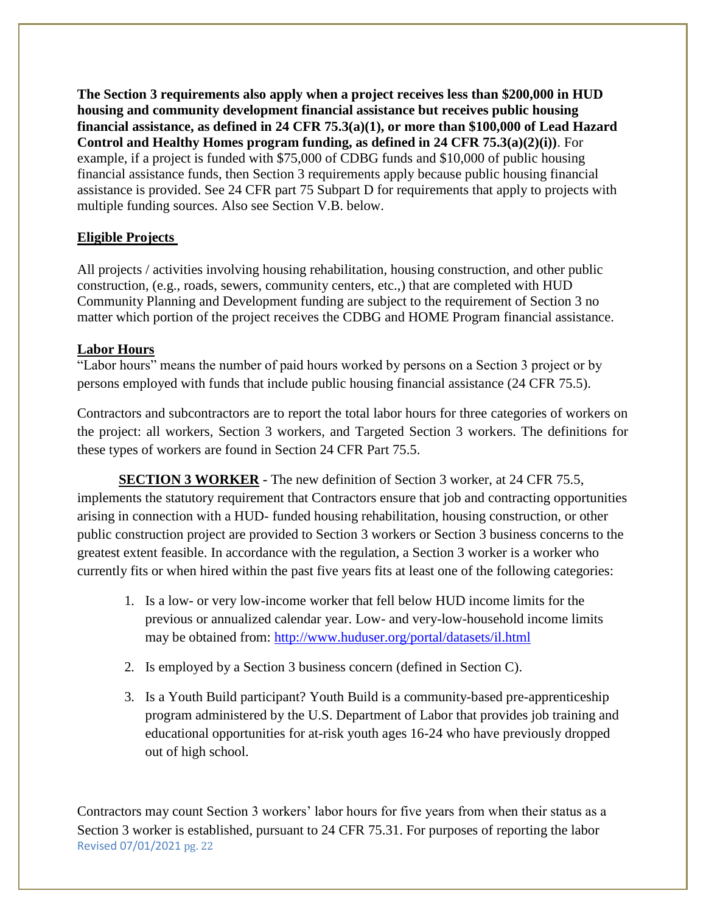**The Section 3 requirements also apply when a project receives less than $200,000 in HUD housing and community development financial assistance but receives public housing financial assistance, as defined in 24 CFR 75.3(a)(1), or more than $100,000 of Lead Hazard Control and Healthy Homes program funding, as defined in 24 CFR 75.3(a)(2)(i))**. For example, if a project is funded with $75,000 of CDBG funds and $10,000 of public housing financial assistance funds, then Section 3 requirements apply because public housing financial assistance is provided. See 24 CFR part 75 Subpart D for requirements that apply to projects with multiple funding sources. Also see Section V.B. below.

**Eligible Projects**

All projects / activities involving housing rehabilitation, housing construction, and other public construction, (e.g., roads, sewers, community centers, etc.,) that are completed with HUD Community Planning and Development funding are subject to the requirement of Section 3 no matter which portion of the project receives the CDBG and HOME Program financial assistance.

**Labor Hours**

"Labor hours" means the number of paid hours worked by persons on a Section 3 project or by persons employed with funds that include public housing financial assistance (24 CFR 75.5).

Contractors and subcontractors are to report the total labor hours for three categories of workers on the project: all workers, Section 3 workers, and Targeted Section 3 workers. The definitions for these types of workers are found in Section 24 CFR Part 75.5.

**SECTION 3 WORKER -** The new definition of Section 3 worker, at 24 CFR 75.5, implements the statutory requirement that Contractors ensure that job and contracting opportunities arising in connection with a HUD- funded housing rehabilitation, housing construction, or other public construction project are provided to Section 3 workers or Section 3 business concerns to the greatest extent feasible. In accordance with the regulation, a Section 3 worker is a worker who currently fits or when hired within the past five years fits at least one of the following categories:

1. Is a low- or very low-income worker that fell below HUD income limits for the previous or annualized calendar year. Low- and very-low-household income limits may be obtained from: http://www.huduser.org/portal/datasets/il.html
2. Is employed by a Section 3 business concern (defined in Section C).
3. Is a Youth Build participant? Youth Build is a community-based pre-apprenticeship program administered by the U.S. Department of Labor that provides job training and educational opportunities for at-risk youth ages 16-24 who have previously dropped out of high school.

Contractors may count Section 3 workers' labor hours for five years from when their status as a Section 3 worker is established, pursuant to 24 CFR 75.31. For purposes of reporting the labor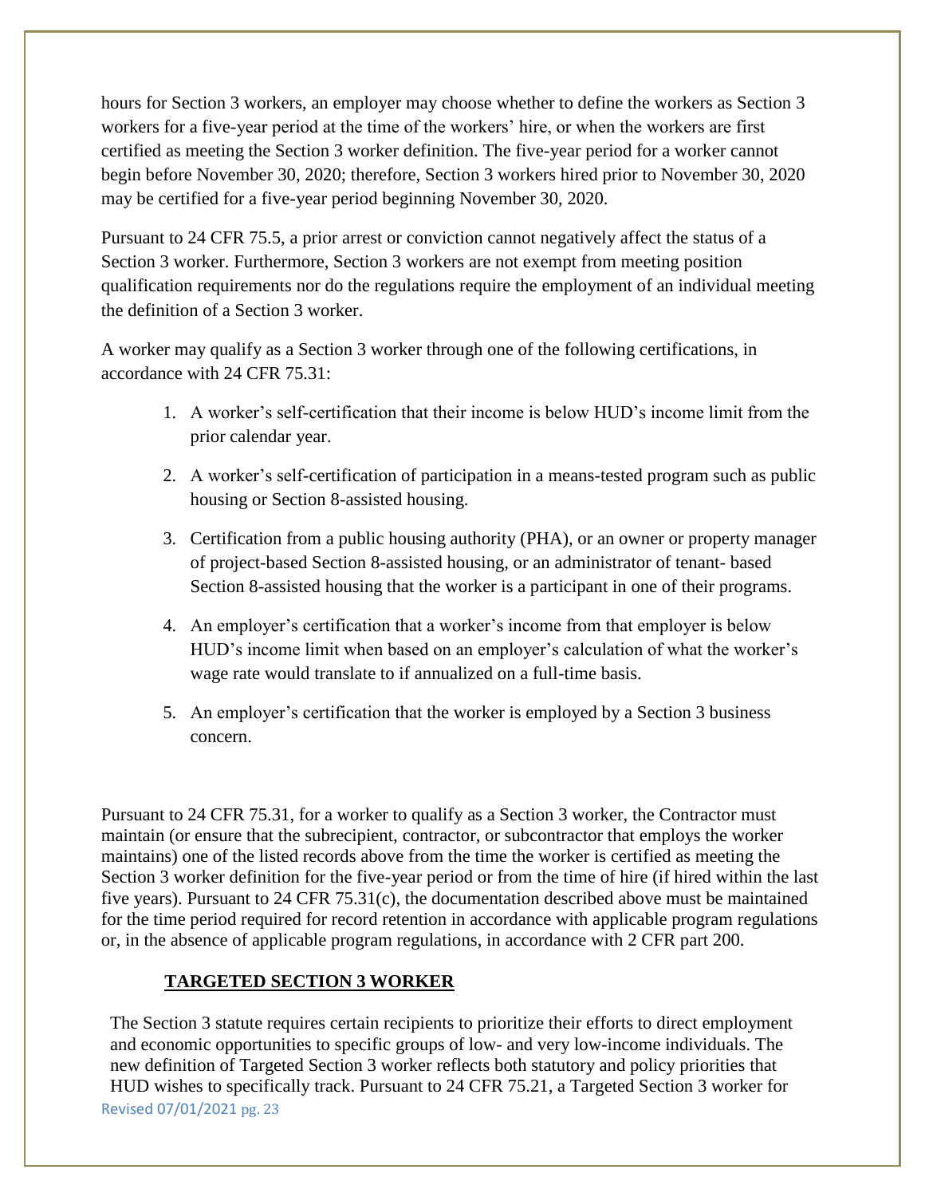hours for Section 3 workers, an employer may choose whether to define the workers as Section 3 workers for a five-year period at the time of the workers' hire, or when the workers are first certified as meeting the Section 3 worker definition. The five-year period for a worker cannot begin before November 30, 2020; therefore, Section 3 workers hired prior to November 30, 2020 may be certified for a five-year period beginning November 30, 2020.

Pursuant to 24 CFR 75.5, a prior arrest or conviction cannot negatively affect the status of a Section 3 worker. Furthermore, Section 3 workers are not exempt from meeting position qualification requirements nor do the regulations require the employment of an individual meeting the definition of a Section 3 worker.

A worker may qualify as a Section 3 worker through one of the following certifications, in accordance with 24 CFR 75.31:

1. A worker's self-certification that their income is below HUD's income limit from the prior calendar year.
2. A worker's self-certification of participation in a means-tested program such as public housing or Section 8-assisted housing.
3. Certification from a public housing authority (PHA), or an owner or property manager of project-based Section 8-assisted housing, or an administrator of tenant- based Section 8-assisted housing that the worker is a participant in one of their programs.
4. An employer's certification that a worker's income from that employer is below HUD's income limit when based on an employer's calculation of what the worker's wage rate would translate to if annualized on a full-time basis.
5. An employer's certification that the worker is employed by a Section 3 business concern.

Pursuant to 24 CFR 75.31, for a worker to qualify as a Section 3 worker, the Contractor must maintain (or ensure that the subrecipient, contractor, or subcontractor that employs the worker maintains) one of the listed records above from the time the worker is certified as meeting the Section 3 worker definition for the five-year period or from the time of hire (if hired within the last five years). Pursuant to 24 CFR 75.31(c), the documentation described above must be maintained for the time period required for record retention in accordance with applicable program regulations or, in the absence of applicable program regulations, in accordance with 2 CFR part 200.

**TARGETED SECTION 3 WORKER**

The Section 3 statute requires certain recipients to prioritize their efforts to direct employment and economic opportunities to specific groups of low- and very low-income individuals. The new definition of Targeted Section 3 worker reflects both statutory and policy priorities that HUD wishes to specifically track. Pursuant to 24 CFR 75.21, a Targeted Section 3 worker for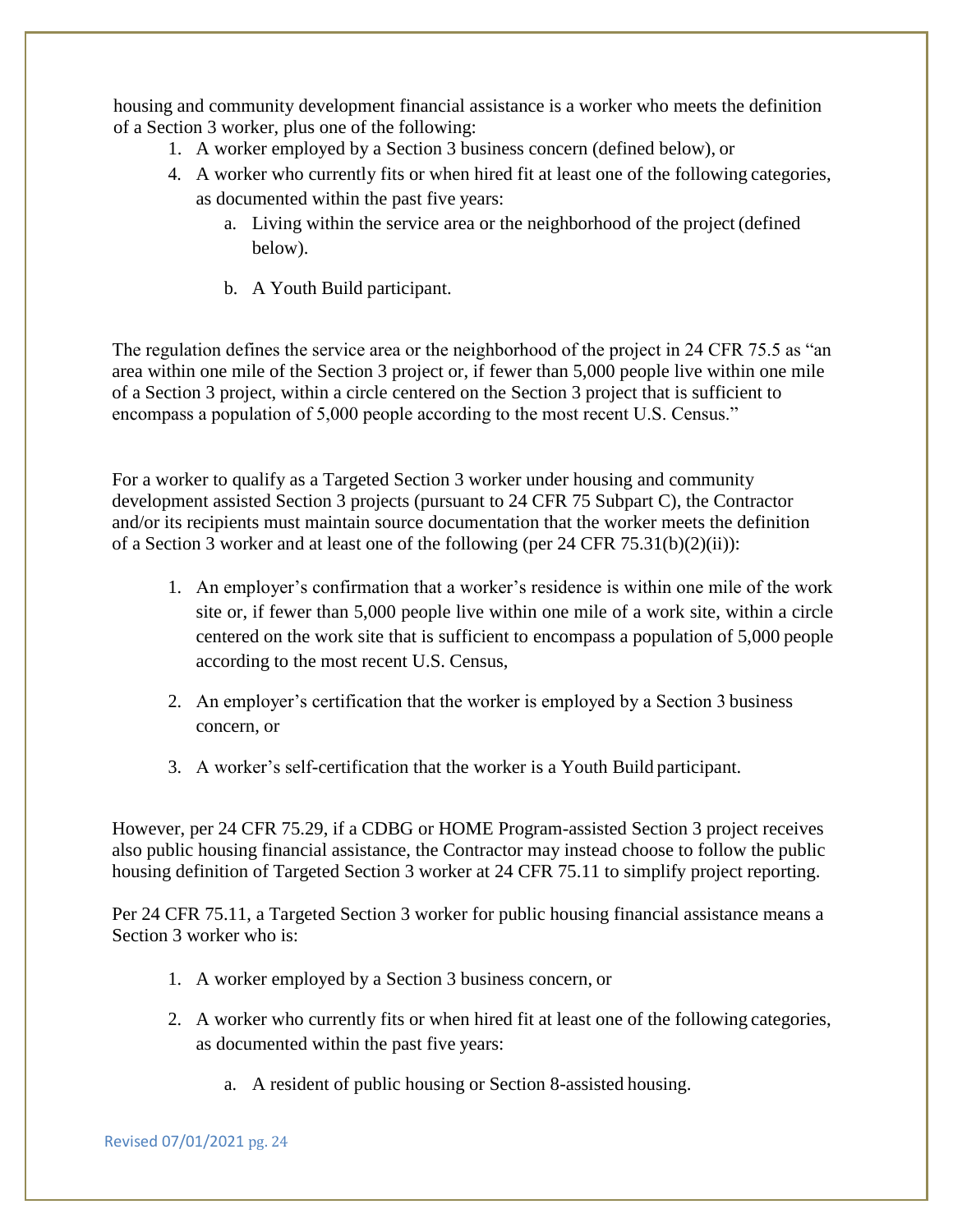housing and community development financial assistance is a worker who meets the definition of a Section 3 worker, plus one of the following:

1. A worker employed by a Section 3 business concern (defined below), or
4. A worker who currently fits or when hired fit at least one of the following categories, as documented within the past five years:
   a. Living within the service area or the neighborhood of the project (defined below).
   b. A Youth Build participant.

The regulation defines the service area or the neighborhood of the project in 24 CFR 75.5 as "an area within one mile of the Section 3 project or, if fewer than 5,000 people live within one mile of a Section 3 project, within a circle centered on the Section 3 project that is sufficient to encompass a population of 5,000 people according to the most recent U.S. Census."

For a worker to qualify as a Targeted Section 3 worker under housing and community development assisted Section 3 projects (pursuant to 24 CFR 75 Subpart C), the Contractor and/or its recipients must maintain source documentation that the worker meets the definition of a Section 3 worker and at least one of the following (per 24 CFR 75.31(b)(2)(ii)):

1. An employer's confirmation that a worker's residence is within one mile of the work site or, if fewer than 5,000 people live within one mile of a work site, within a circle centered on the work site that is sufficient to encompass a population of 5,000 people according to the most recent U.S. Census,
2. An employer's certification that the worker is employed by a Section 3 business concern, or
3. A worker's self-certification that the worker is a Youth Build participant.

However, per 24 CFR 75.29, if a CDBG or HOME Program-assisted Section 3 project receives also public housing financial assistance, the Contractor may instead choose to follow the public housing definition of Targeted Section 3 worker at 24 CFR 75.11 to simplify project reporting.

Per 24 CFR 75.11, a Targeted Section 3 worker for public housing financial assistance means a Section 3 worker who is:

1. A worker employed by a Section 3 business concern, or
2. A worker who currently fits or when hired fit at least one of the following categories, as documented within the past five years:
   a. A resident of public housing or Section 8-assisted housing.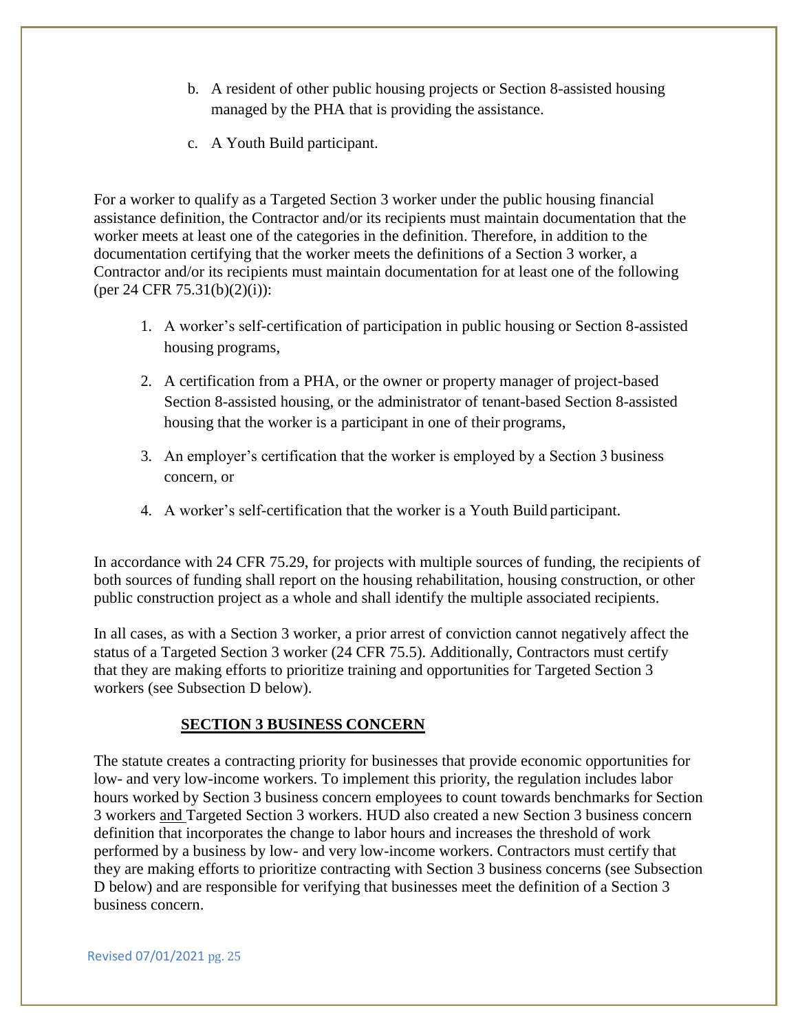b. A resident of other public housing projects or Section 8-assisted housing managed by the PHA that is providing the assistance.

c. A Youth Build participant.

For a worker to qualify as a Targeted Section 3 worker under the public housing financial assistance definition, the Contractor and/or its recipients must maintain documentation that the worker meets at least one of the categories in the definition. Therefore, in addition to the documentation certifying that the worker meets the definitions of a Section 3 worker, a Contractor and/or its recipients must maintain documentation for at least one of the following (per 24 CFR 75.31(b)(2)(i)):

1. A worker's self-certification of participation in public housing or Section 8-assisted housing programs,
2. A certification from a PHA, or the owner or property manager of project-based Section 8-assisted housing, or the administrator of tenant-based Section 8-assisted housing that the worker is a participant in one of their programs,
3. An employer's certification that the worker is employed by a Section 3 business concern, or
4. A worker's self-certification that the worker is a Youth Build participant.

In accordance with 24 CFR 75.29, for projects with multiple sources of funding, the recipients of both sources of funding shall report on the housing rehabilitation, housing construction, or other public construction project as a whole and shall identify the multiple associated recipients.

In all cases, as with a Section 3 worker, a prior arrest of conviction cannot negatively affect the status of a Targeted Section 3 worker (24 CFR 75.5). Additionally, Contractors must certify that they are making efforts to prioritize training and opportunities for Targeted Section 3 workers (see Subsection D below).

## SECTION 3 BUSINESS CONCERN

The statute creates a contracting priority for businesses that provide economic opportunities for low- and very low-income workers. To implement this priority, the regulation includes labor hours worked by Section 3 business concern employees to count towards benchmarks for Section 3 workers <u>and</u> Targeted Section 3 workers. HUD also created a new Section 3 business concern definition that incorporates the change to labor hours and increases the threshold of work performed by a business by low- and very low-income workers. Contractors must certify that they are making efforts to prioritize contracting with Section 3 business concerns (see Subsection D below) and are responsible for verifying that businesses meet the definition of a Section 3 business concern.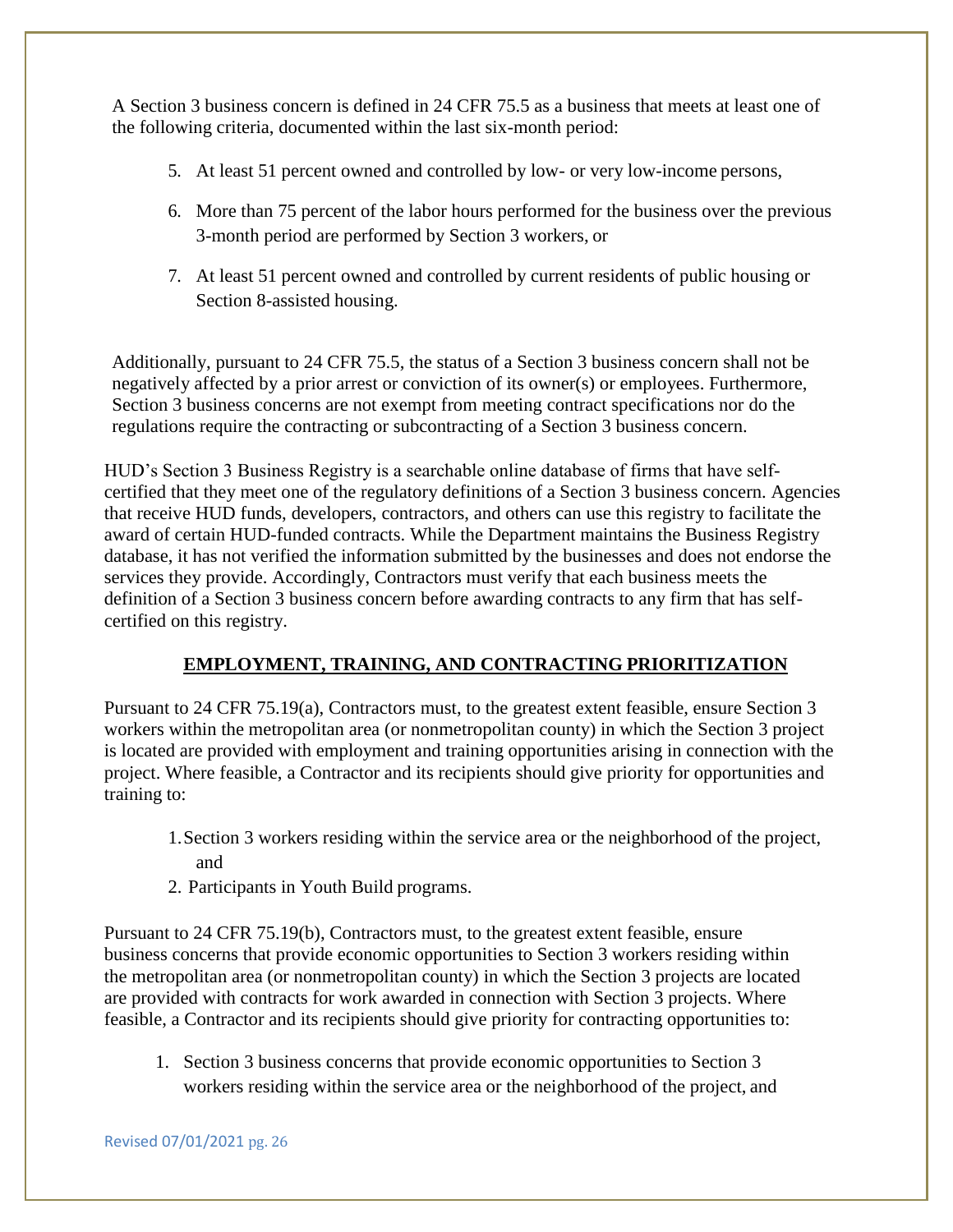A Section 3 business concern is defined in 24 CFR 75.5 as a business that meets at least one of the following criteria, documented within the last six-month period:

5. At least 51 percent owned and controlled by low- or very low-income persons,
6. More than 75 percent of the labor hours performed for the business over the previous 3-month period are performed by Section 3 workers, or
7. At least 51 percent owned and controlled by current residents of public housing or Section 8-assisted housing.

Additionally, pursuant to 24 CFR 75.5, the status of a Section 3 business concern shall not be negatively affected by a prior arrest or conviction of its owner(s) or employees. Furthermore, Section 3 business concerns are not exempt from meeting contract specifications nor do the regulations require the contracting or subcontracting of a Section 3 business concern.

HUD's Section 3 Business Registry is a searchable online database of firms that have self-certified that they meet one of the regulatory definitions of a Section 3 business concern. Agencies that receive HUD funds, developers, contractors, and others can use this registry to facilitate the award of certain HUD-funded contracts. While the Department maintains the Business Registry database, it has not verified the information submitted by the businesses and does not endorse the services they provide. Accordingly, Contractors must verify that each business meets the definition of a Section 3 business concern before awarding contracts to any firm that has self-certified on this registry.

## EMPLOYMENT, TRAINING, AND CONTRACTING PRIORITIZATION

Pursuant to 24 CFR 75.19(a), Contractors must, to the greatest extent feasible, ensure Section 3 workers within the metropolitan area (or nonmetropolitan county) in which the Section 3 project is located are provided with employment and training opportunities arising in connection with the project. Where feasible, a Contractor and its recipients should give priority for opportunities and training to:

1. Section 3 workers residing within the service area or the neighborhood of the project, and
2. Participants in Youth Build programs.

Pursuant to 24 CFR 75.19(b), Contractors must, to the greatest extent feasible, ensure business concerns that provide economic opportunities to Section 3 workers residing within the metropolitan area (or nonmetropolitan county) in which the Section 3 projects are located are provided with contracts for work awarded in connection with Section 3 projects. Where feasible, a Contractor and its recipients should give priority for contracting opportunities to:

1. Section 3 business concerns that provide economic opportunities to Section 3 workers residing within the service area or the neighborhood of the project, and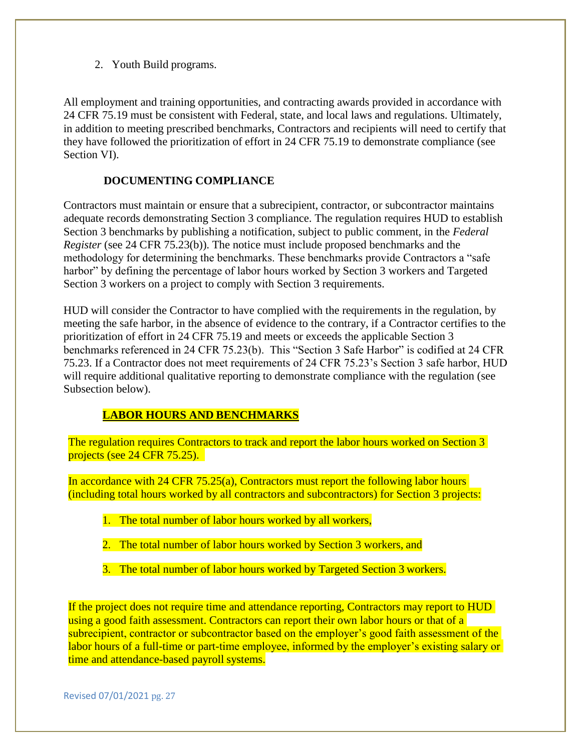2. Youth Build programs.

All employment and training opportunities, and contracting awards provided in accordance with 24 CFR 75.19 must be consistent with Federal, state, and local laws and regulations. Ultimately, in addition to meeting prescribed benchmarks, Contractors and recipients will need to certify that they have followed the prioritization of effort in 24 CFR 75.19 to demonstrate compliance (see Section VI).

## DOCUMENTING COMPLIANCE

Contractors must maintain or ensure that a subrecipient, contractor, or subcontractor maintains adequate records demonstrating Section 3 compliance. The regulation requires HUD to establish Section 3 benchmarks by publishing a notification, subject to public comment, in the *Federal Register* (see 24 CFR 75.23(b)). The notice must include proposed benchmarks and the methodology for determining the benchmarks. These benchmarks provide Contractors a "safe harbor" by defining the percentage of labor hours worked by Section 3 workers and Targeted Section 3 workers on a project to comply with Section 3 requirements.

HUD will consider the Contractor to have complied with the requirements in the regulation, by meeting the safe harbor, in the absence of evidence to the contrary, if a Contractor certifies to the prioritization of effort in 24 CFR 75.19 and meets or exceeds the applicable Section 3 benchmarks referenced in 24 CFR 75.23(b). This "Section 3 Safe Harbor" is codified at 24 CFR 75.23. If a Contractor does not meet requirements of 24 CFR 75.23's Section 3 safe harbor, HUD will require additional qualitative reporting to demonstrate compliance with the regulation (see Subsection below).

### LABOR HOURS AND BENCHMARKS

The regulation requires Contractors to track and report the labor hours worked on Section 3 projects (see 24 CFR 75.25).

In accordance with 24 CFR 75.25(a), Contractors must report the following labor hours (including total hours worked by all contractors and subcontractors) for Section 3 projects:

1. The total number of labor hours worked by all workers,
2. The total number of labor hours worked by Section 3 workers, and
3. The total number of labor hours worked by Targeted Section 3 workers.

If the project does not require time and attendance reporting, Contractors may report to HUD using a good faith assessment. Contractors can report their own labor hours or that of a subrecipient, contractor or subcontractor based on the employer's good faith assessment of the labor hours of a full-time or part-time employee, informed by the employer's existing salary or time and attendance-based payroll systems.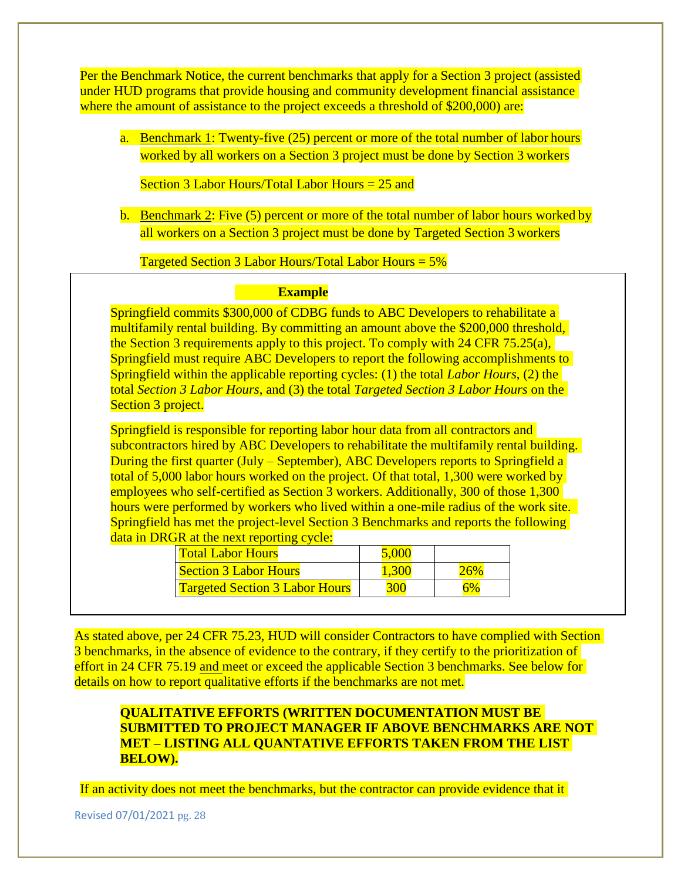Per the Benchmark Notice, the current benchmarks that apply for a Section 3 project (assisted under HUD programs that provide housing and community development financial assistance where the amount of assistance to the project exceeds a threshold of $200,000) are:

a. Benchmark 1: Twenty-five (25) percent or more of the total number of labor hours worked by all workers on a Section 3 project must be done by Section 3 workers

   Section 3 Labor Hours/Total Labor Hours = 25 and

b. Benchmark 2: Five (5) percent or more of the total number of labor hours worked by all workers on a Section 3 project must be done by Targeted Section 3 workers

   Targeted Section 3 Labor Hours/Total Labor Hours = 5%

**Example**

Springfield commits $300,000 of CDBG funds to ABC Developers to rehabilitate a multifamily rental building. By committing an amount above the $200,000 threshold, the Section 3 requirements apply to this project. To comply with 24 CFR 75.25(a), Springfield must require ABC Developers to report the following accomplishments to Springfield within the applicable reporting cycles: (1) the total *Labor Hours*, (2) the total *Section 3 Labor Hours*, and (3) the total *Targeted Section 3 Labor Hours* on the Section 3 project.

Springfield is responsible for reporting labor hour data from all contractors and subcontractors hired by ABC Developers to rehabilitate the multifamily rental building. During the first quarter (July – September), ABC Developers reports to Springfield a total of 5,000 labor hours worked on the project. Of that total, 1,300 were worked by employees who self-certified as Section 3 workers. Additionally, 300 of those 1,300 hours were performed by workers who lived within a one-mile radius of the work site. Springfield has met the project-level Section 3 Benchmarks and reports the following data in DRGR at the next reporting cycle:

| Total Labor Hours | 5,000 | |
|---|---|---|
| Section 3 Labor Hours | 1,300 | 26% |
| Targeted Section 3 Labor Hours | 300 | 6% |

As stated above, per 24 CFR 75.23, HUD will consider Contractors to have complied with Section 3 benchmarks, in the absence of evidence to the contrary, if they certify to the prioritization of effort in 24 CFR 75.19 and meet or exceed the applicable Section 3 benchmarks. See below for details on how to report qualitative efforts if the benchmarks are not met.

**QUALITATIVE EFFORTS (WRITTEN DOCUMENTATION MUST BE SUBMITTED TO PROJECT MANAGER IF ABOVE BENCHMARKS ARE NOT MET – LISTING ALL QUANTATIVE EFFORTS TAKEN FROM THE LIST BELOW).**

If an activity does not meet the benchmarks, but the contractor can provide evidence that it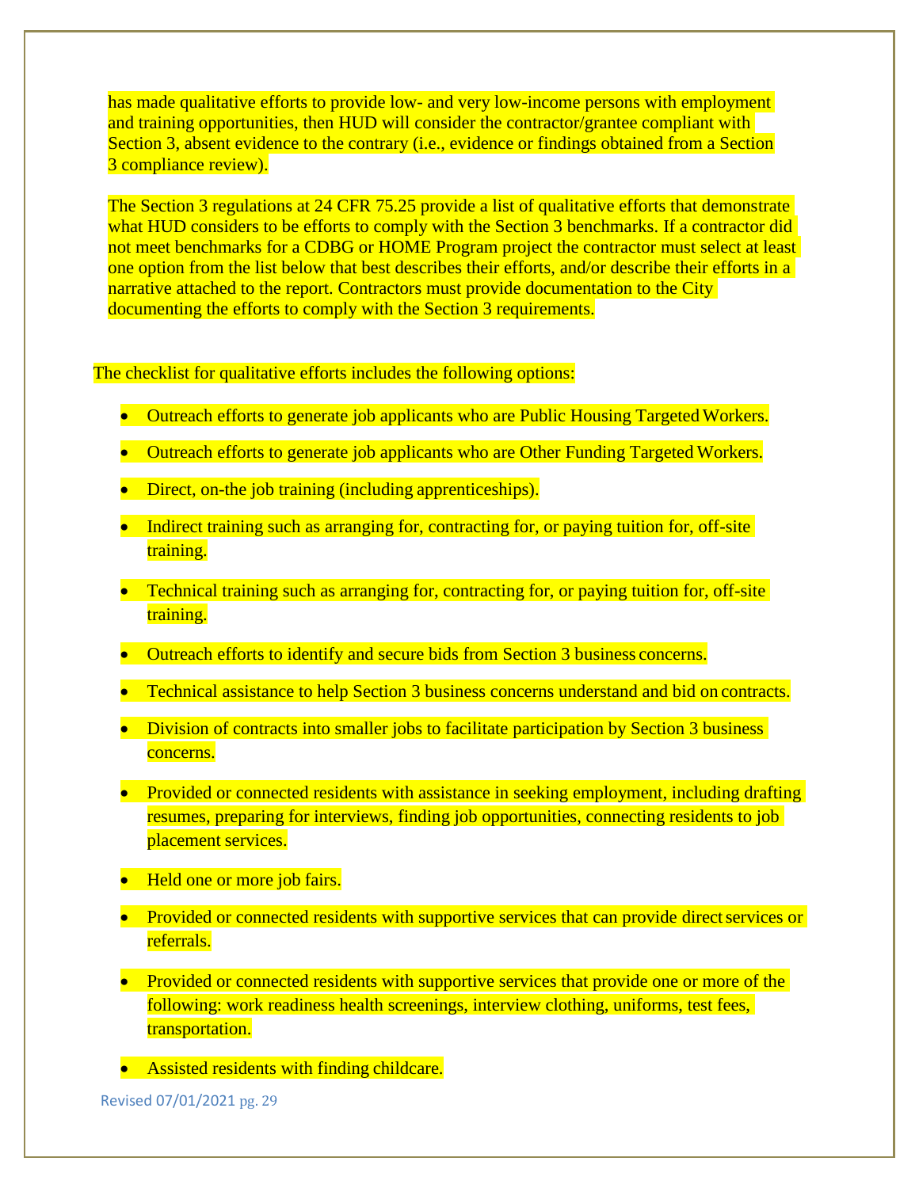has made qualitative efforts to provide low- and very low-income persons with employment and training opportunities, then HUD will consider the contractor/grantee compliant with Section 3, absent evidence to the contrary (i.e., evidence or findings obtained from a Section 3 compliance review).

The Section 3 regulations at 24 CFR 75.25 provide a list of qualitative efforts that demonstrate what HUD considers to be efforts to comply with the Section 3 benchmarks. If a contractor did not meet benchmarks for a CDBG or HOME Program project the contractor must select at least one option from the list below that best describes their efforts, and/or describe their efforts in a narrative attached to the report. Contractors must provide documentation to the City documenting the efforts to comply with the Section 3 requirements.

The checklist for qualitative efforts includes the following options:

- Outreach efforts to generate job applicants who are Public Housing Targeted Workers.
- Outreach efforts to generate job applicants who are Other Funding Targeted Workers.
- Direct, on-the job training (including apprenticeships).
- Indirect training such as arranging for, contracting for, or paying tuition for, off-site training.
- Technical training such as arranging for, contracting for, or paying tuition for, off-site training.
- Outreach efforts to identify and secure bids from Section 3 business concerns.
- Technical assistance to help Section 3 business concerns understand and bid on contracts.
- Division of contracts into smaller jobs to facilitate participation by Section 3 business concerns.
- Provided or connected residents with assistance in seeking employment, including drafting resumes, preparing for interviews, finding job opportunities, connecting residents to job placement services.
- Held one or more job fairs.
- Provided or connected residents with supportive services that can provide direct services or referrals.
- Provided or connected residents with supportive services that provide one or more of the following: work readiness health screenings, interview clothing, uniforms, test fees, transportation.
- Assisted residents with finding childcare.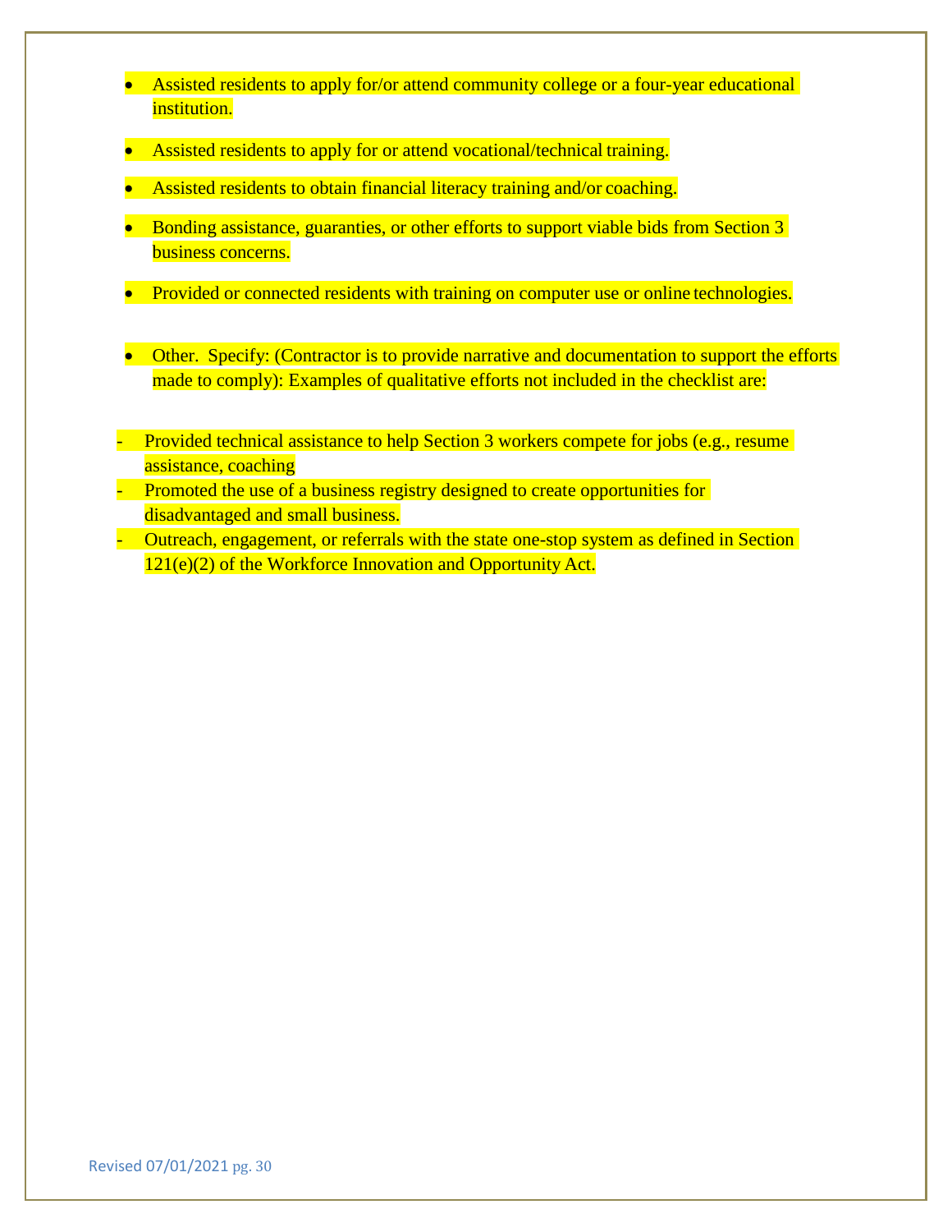- Assisted residents to apply for/or attend community college or a four-year educational institution.
- Assisted residents to apply for or attend vocational/technical training.
- Assisted residents to obtain financial literacy training and/or coaching.
- Bonding assistance, guaranties, or other efforts to support viable bids from Section 3 business concerns.
- Provided or connected residents with training on computer use or online technologies.
- Other. Specify: (Contractor is to provide narrative and documentation to support the efforts made to comply): Examples of qualitative efforts not included in the checklist are:

- Provided technical assistance to help Section 3 workers compete for jobs (e.g., resume assistance, coaching
- Promoted the use of a business registry designed to create opportunities for disadvantaged and small business.
- Outreach, engagement, or referrals with the state one-stop system as defined in Section 121(e)(2) of the Workforce Innovation and Opportunity Act.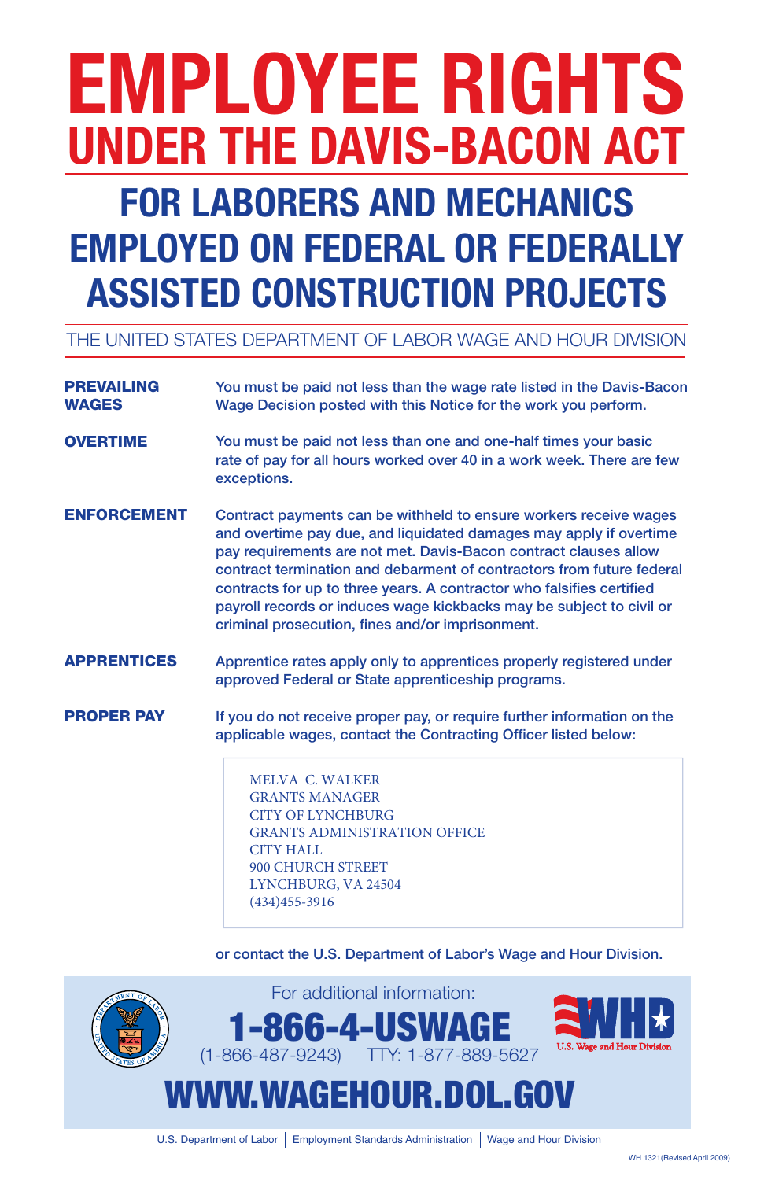# EMPLOYEE RIGHTS
## UNDER THE DAVIS-BACON ACT

## FOR LABORERS AND MECHANICS EMPLOYED ON FEDERAL OR FEDERALLY ASSISTED CONSTRUCTION PROJECTS

THE UNITED STATES DEPARTMENT OF LABOR WAGE AND HOUR DIVISION

**PREVAILING WAGES** You must be paid not less than the wage rate listed in the Davis-Bacon Wage Decision posted with this Notice for the work you perform.

**OVERTIME** You must be paid not less than one and one-half times your basic rate of pay for all hours worked over 40 in a work week. There are few exceptions.

**ENFORCEMENT** Contract payments can be withheld to ensure workers receive wages and overtime pay due, and liquidated damages may apply if overtime pay requirements are not met. Davis-Bacon contract clauses allow contract termination and debarment of contractors from future federal contracts for up to three years. A contractor who falsifies certified payroll records or induces wage kickbacks may be subject to civil or criminal prosecution, fines and/or imprisonment.

**APPRENTICES** Apprentice rates apply only to apprentices properly registered under approved Federal or State apprenticeship programs.

**PROPER PAY** If you do not receive proper pay, or require further information on the applicable wages, contact the Contracting Officer listed below:

MELVA C. WALKER
GRANTS MANAGER
CITY OF LYNCHBURG
GRANTS ADMINISTRATION OFFICE
CITY HALL
900 CHURCH STREET
LYNCHBURG, VA 24504
(434)455-3916

or contact the U.S. Department of Labor's Wage and Hour Division.

For additional information:

**1-866-4-USWAGE**
(1-866-487-9243) TTY: 1-877-889-5627

**WWW.WAGEHOUR.DOL.GOV**

U.S. Department of Labor | Employment Standards Administration | Wage and Hour Division

WH 1321(Revised April 2009)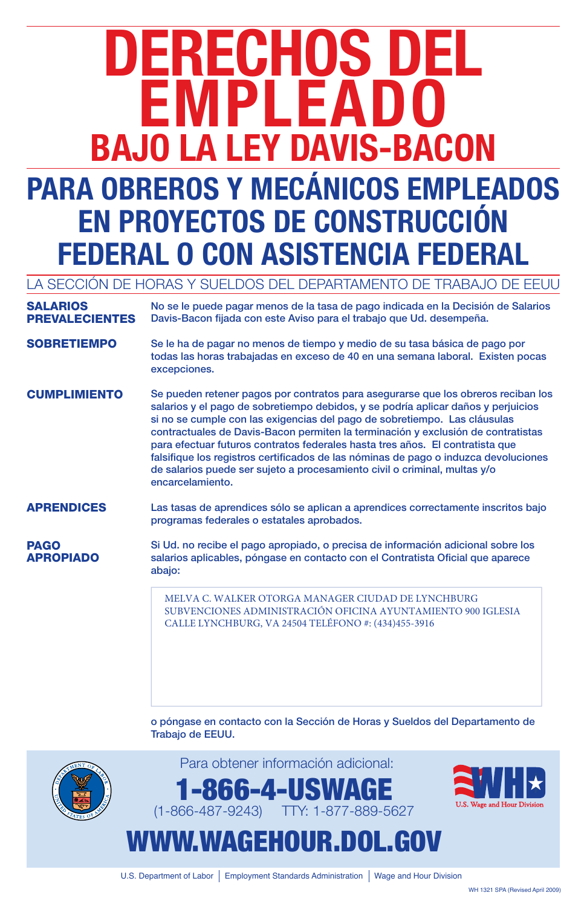# DERECHOS DEL EMPLEADO

## BAJO LA LEY DAVIS-BACON

## PARA OBREROS Y MECÁNICOS EMPLEADOS EN PROYECTOS DE CONSTRUCCIÓN FEDERAL O CON ASISTENCIA FEDERAL

LA SECCIÓN DE HORAS Y SUELDOS DEL DEPARTAMENTO DE TRABAJO DE EEUU

**SALARIOS PREVALECIENTES**

No se le puede pagar menos de la tasa de pago indicada en la Decisión de Salarios Davis-Bacon fijada con este Aviso para el trabajo que Ud. desempeña.

**SOBRETIEMPO**

Se le ha de pagar no menos de tiempo y medio de su tasa básica de pago por todas las horas trabajadas en exceso de 40 en una semana laboral. Existen pocas excepciones.

**CUMPLIMIENTO**

Se pueden retener pagos por contratos para asegurarse que los obreros reciban los salarios y el pago de sobretiempo debidos, y se podría aplicar daños y perjuicios si no se cumple con las exigencias del pago de sobretiempo. Las cláusulas contractuales de Davis-Bacon permiten la terminación y exclusión de contratistas para efectuar futuros contratos federales hasta tres años. El contratista que falsifique los registros certificados de las nóminas de pago o induzca devoluciones de salarios puede ser sujeto a procesamiento civil o criminal, multas y/o encarcelamiento.

**APRENDICES**

Las tasas de aprendices sólo se aplican a aprendices correctamente inscritos bajo programas federales o estatales aprobados.

**PAGO APROPIADO**

Si Ud. no recibe el pago apropiado, o precisa de información adicional sobre los salarios aplicables, póngase en contacto con el Contratista Oficial que aparece abajo:

MELVA C. WALKER OTORGA MANAGER CIUDAD DE LYNCHBURG SUBVENCIONES ADMINISTRACIÓN OFICINA AYUNTAMIENTO 900 IGLESIA CALLE LYNCHBURG, VA 24504 TELÉFONO #: (434)455-3916

o póngase en contacto con la Sección de Horas y Sueldos del Departamento de Trabajo de EEUU.

Para obtener información adicional:

**1-866-4-USWAGE**

(1-866-487-9243) TTY: 1-877-889-5627

**WWW.WAGEHOUR.DOL.GOV**

WHD U.S. Wage and Hour Division

U.S. Department of Labor | Employment Standards Administration | Wage and Hour Division

WH 1321 SPA (Revised April 2009)